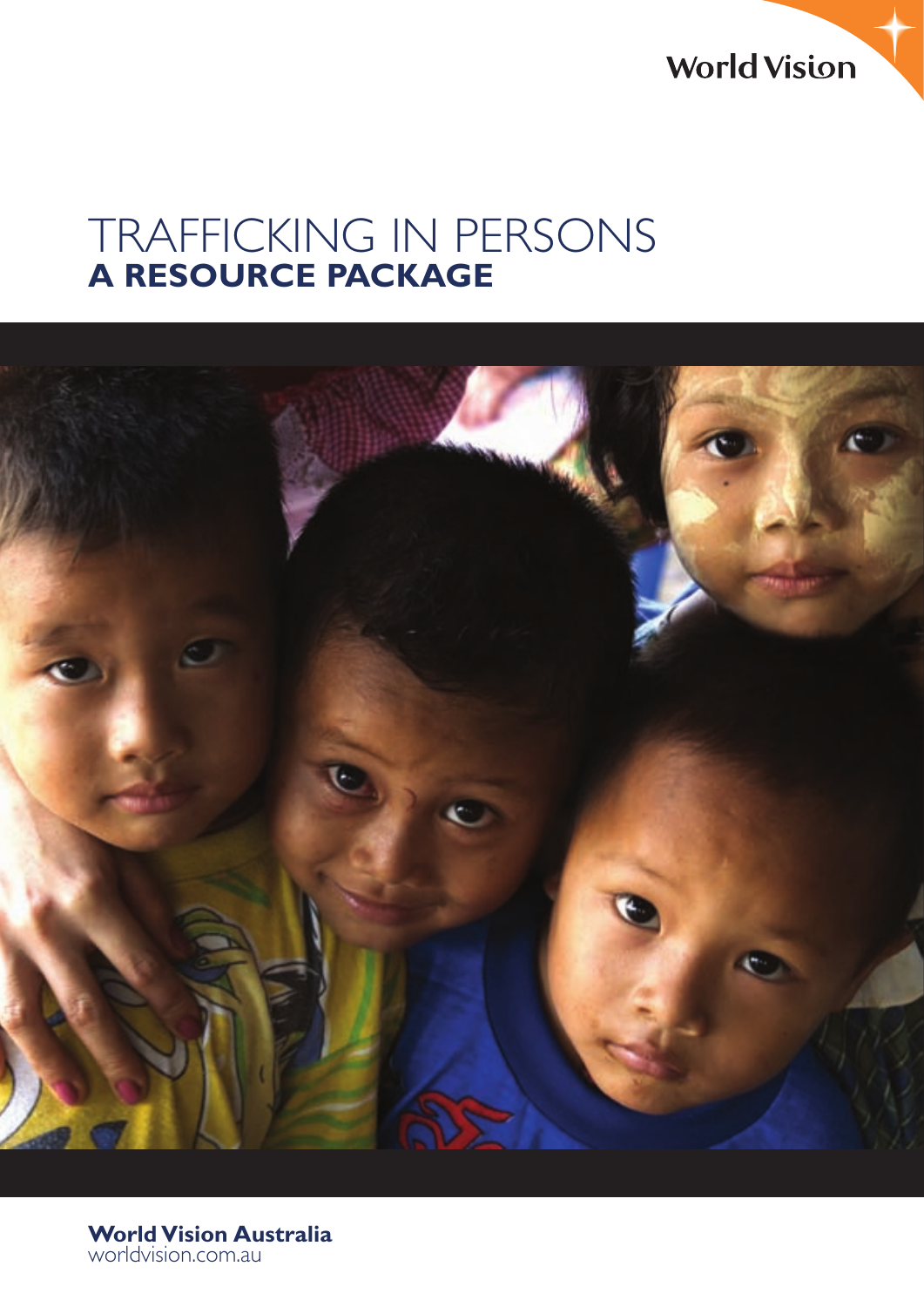World Vision

# TRAFFICKING IN PERSONS
## A RESOURCE PACKAGE

**World Vision Australia**
worldvision.com.au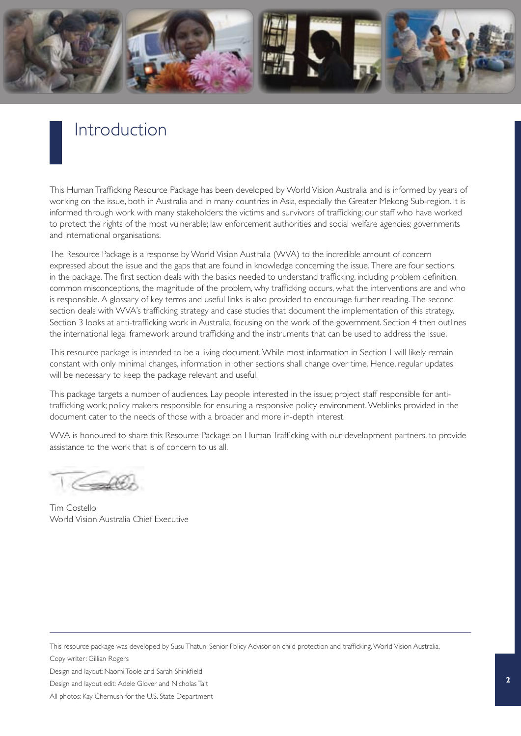# Introduction

This Human Trafficking Resource Package has been developed by World Vision Australia and is informed by years of working on the issue, both in Australia and in many countries in Asia, especially the Greater Mekong Sub-region. It is informed through work with many stakeholders: the victims and survivors of trafficking; our staff who have worked to protect the rights of the most vulnerable; law enforcement authorities and social welfare agencies; governments and international organisations.

The Resource Package is a response by World Vision Australia (WVA) to the incredible amount of concern expressed about the issue and the gaps that are found in knowledge concerning the issue. There are four sections in the package. The first section deals with the basics needed to understand trafficking, including problem definition, common misconceptions, the magnitude of the problem, why trafficking occurs, what the interventions are and who is responsible. A glossary of key terms and useful links is also provided to encourage further reading. The second section deals with WVA's trafficking strategy and case studies that document the implementation of this strategy. Section 3 looks at anti-trafficking work in Australia, focusing on the work of the government. Section 4 then outlines the international legal framework around trafficking and the instruments that can be used to address the issue.

This resource package is intended to be a living document. While most information in Section 1 will likely remain constant with only minimal changes, information in other sections shall change over time. Hence, regular updates will be necessary to keep the package relevant and useful.

This package targets a number of audiences. Lay people interested in the issue; project staff responsible for anti-trafficking work; policy makers responsible for ensuring a responsive policy environment. Weblinks provided in the document cater to the needs of those with a broader and more in-depth interest.

WVA is honoured to share this Resource Package on Human Trafficking with our development partners, to provide assistance to the work that is of concern to us all.

Tim Costello
World Vision Australia Chief Executive

---

This resource package was developed by Susu Thatun, Senior Policy Advisor on child protection and trafficking, World Vision Australia.

Copy writer: Gillian Rogers

Design and layout: Naomi Toole and Sarah Shinkfield

Design and layout edit: Adele Glover and Nicholas Tait

All photos: Kay Chernush for the U.S. State Department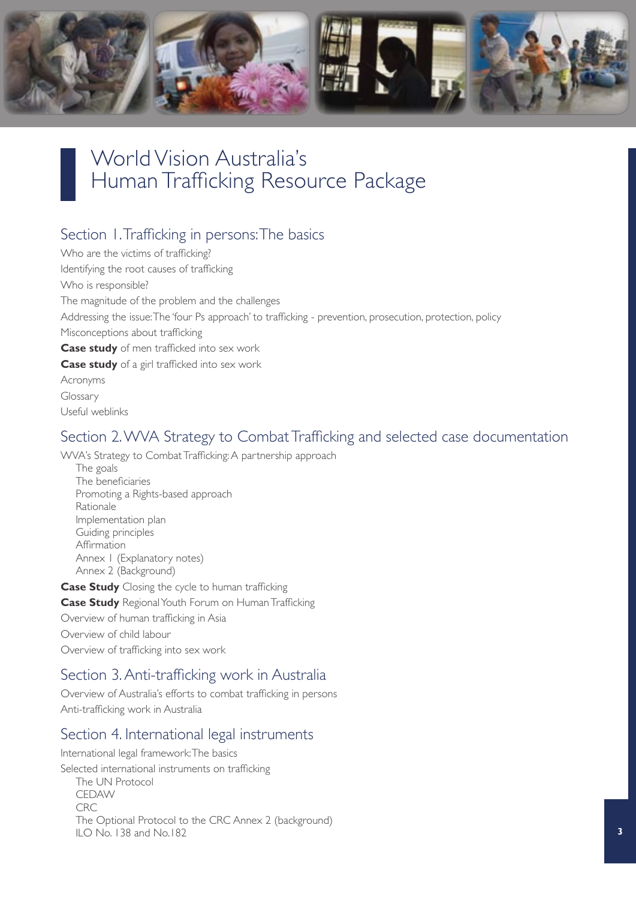# World Vision Australia's Human Trafficking Resource Package

## Section 1. Trafficking in persons: The basics

Who are the victims of trafficking?

Identifying the root causes of trafficking

Who is responsible?

The magnitude of the problem and the challenges

Addressing the issue: The 'four Ps approach' to trafficking - prevention, prosecution, protection, policy

Misconceptions about trafficking

**Case study** of men trafficked into sex work

**Case study** of a girl trafficked into sex work

Acronyms

Glossary

Useful weblinks

## Section 2. WVA Strategy to Combat Trafficking and selected case documentation

WVA's Strategy to Combat Trafficking: A partnership approach

- The goals
- The beneficiaries
- Promoting a Rights-based approach
- Rationale
- Implementation plan
- Guiding principles
- Affirmation
- Annex 1 (Explanatory notes)
- Annex 2 (Background)

**Case Study** Closing the cycle to human trafficking

**Case Study** Regional Youth Forum on Human Trafficking

Overview of human trafficking in Asia

Overview of child labour

Overview of trafficking into sex work

## Section 3. Anti-trafficking work in Australia

Overview of Australia's efforts to combat trafficking in persons

Anti-trafficking work in Australia

## Section 4. International legal instruments

International legal framework: The basics

Selected international instruments on trafficking

- The UN Protocol
- CEDAW
- CRC
- The Optional Protocol to the CRC Annex 2 (background)
- ILO No. 138 and No.182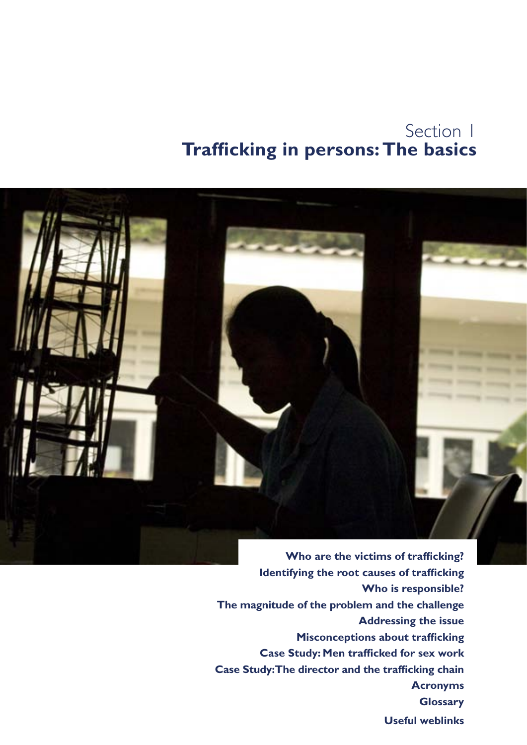# Section 1
# Trafficking in persons: The basics

**Who are the victims of trafficking?**
**Identifying the root causes of trafficking**
**Who is responsible?**
**The magnitude of the problem and the challenge**
**Addressing the issue**
**Misconceptions about trafficking**
**Case Study: Men trafficked for sex work**
**Case Study: The director and the trafficking chain**
**Acronyms**
**Glossary**
**Useful weblinks**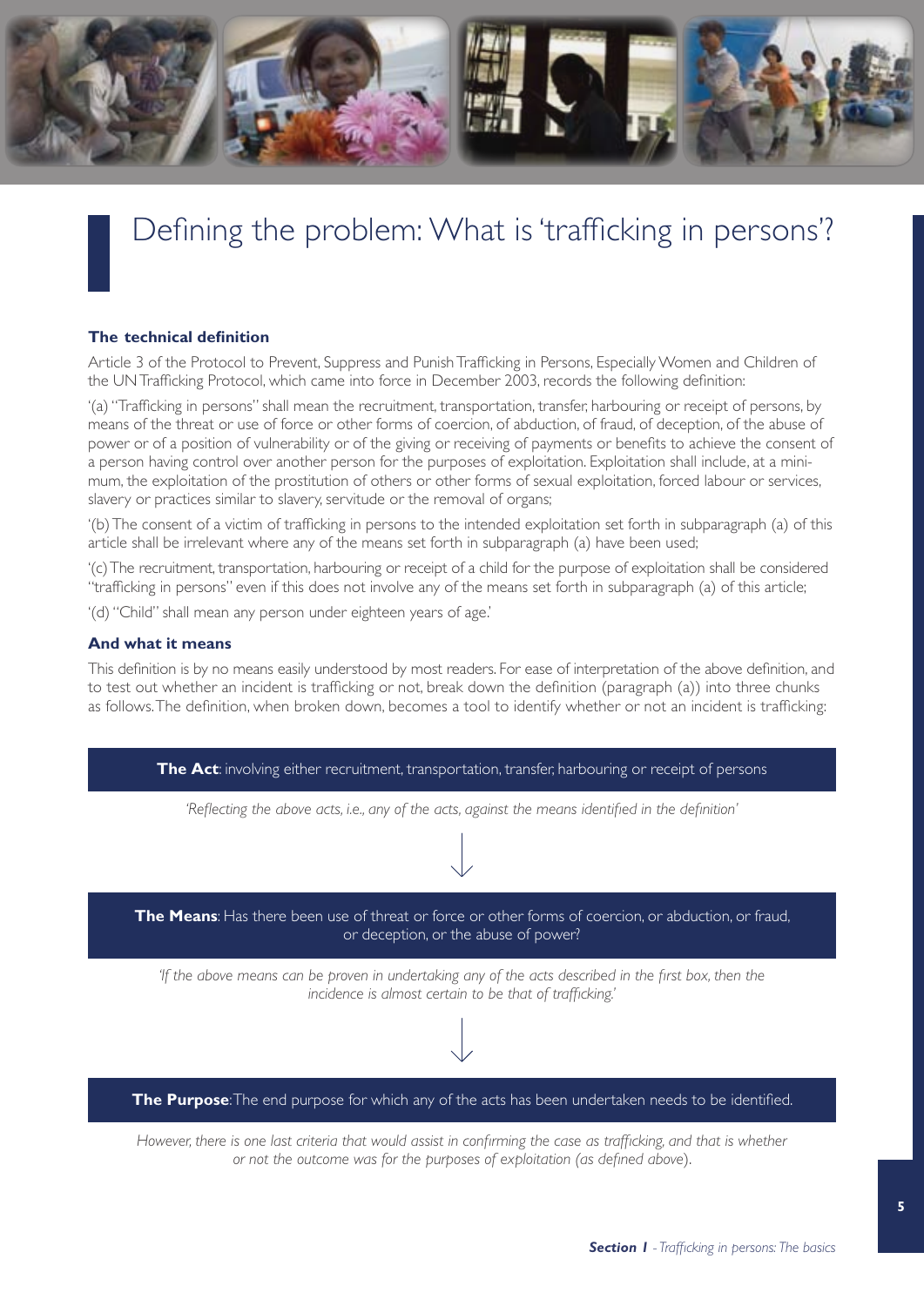# Defining the problem: What is 'trafficking in persons'?

### The technical definition

Article 3 of the Protocol to Prevent, Suppress and Punish Trafficking in Persons, Especially Women and Children of the UN Trafficking Protocol, which came into force in December 2003, records the following definition:

'(a) "Trafficking in persons" shall mean the recruitment, transportation, transfer, harbouring or receipt of persons, by means of the threat or use of force or other forms of coercion, of abduction, of fraud, of deception, of the abuse of power or of a position of vulnerability or of the giving or receiving of payments or benefits to achieve the consent of a person having control over another person for the purposes of exploitation. Exploitation shall include, at a minimum, the exploitation of the prostitution of others or other forms of sexual exploitation, forced labour or services, slavery or practices similar to slavery, servitude or the removal of organs;

'(b) The consent of a victim of trafficking in persons to the intended exploitation set forth in subparagraph (a) of this article shall be irrelevant where any of the means set forth in subparagraph (a) have been used;

'(c) The recruitment, transportation, harbouring or receipt of a child for the purpose of exploitation shall be considered "trafficking in persons" even if this does not involve any of the means set forth in subparagraph (a) of this article;

'(d) "Child" shall mean any person under eighteen years of age.'

### And what it means

This definition is by no means easily understood by most readers. For ease of interpretation of the above definition, and to test out whether an incident is trafficking or not, break down the definition (paragraph (a)) into three chunks as follows. The definition, when broken down, becomes a tool to identify whether or not an incident is trafficking:

**The Act**: involving either recruitment, transportation, transfer, harbouring or receipt of persons

*'Reflecting the above acts, i.e., any of the acts, against the means identified in the definition'*

↓

**The Means**: Has there been use of threat or force or other forms of coercion, or abduction, or fraud, or deception, or the abuse of power?

*'If the above means can be proven in undertaking any of the acts described in the first box, then the incidence is almost certain to be that of trafficking.'*

↓

**The Purpose**: The end purpose for which any of the acts has been undertaken needs to be identified.

*However, there is one last criteria that would assist in confirming the case as trafficking, and that is whether or not the outcome was for the purposes of exploitation (as defined above).*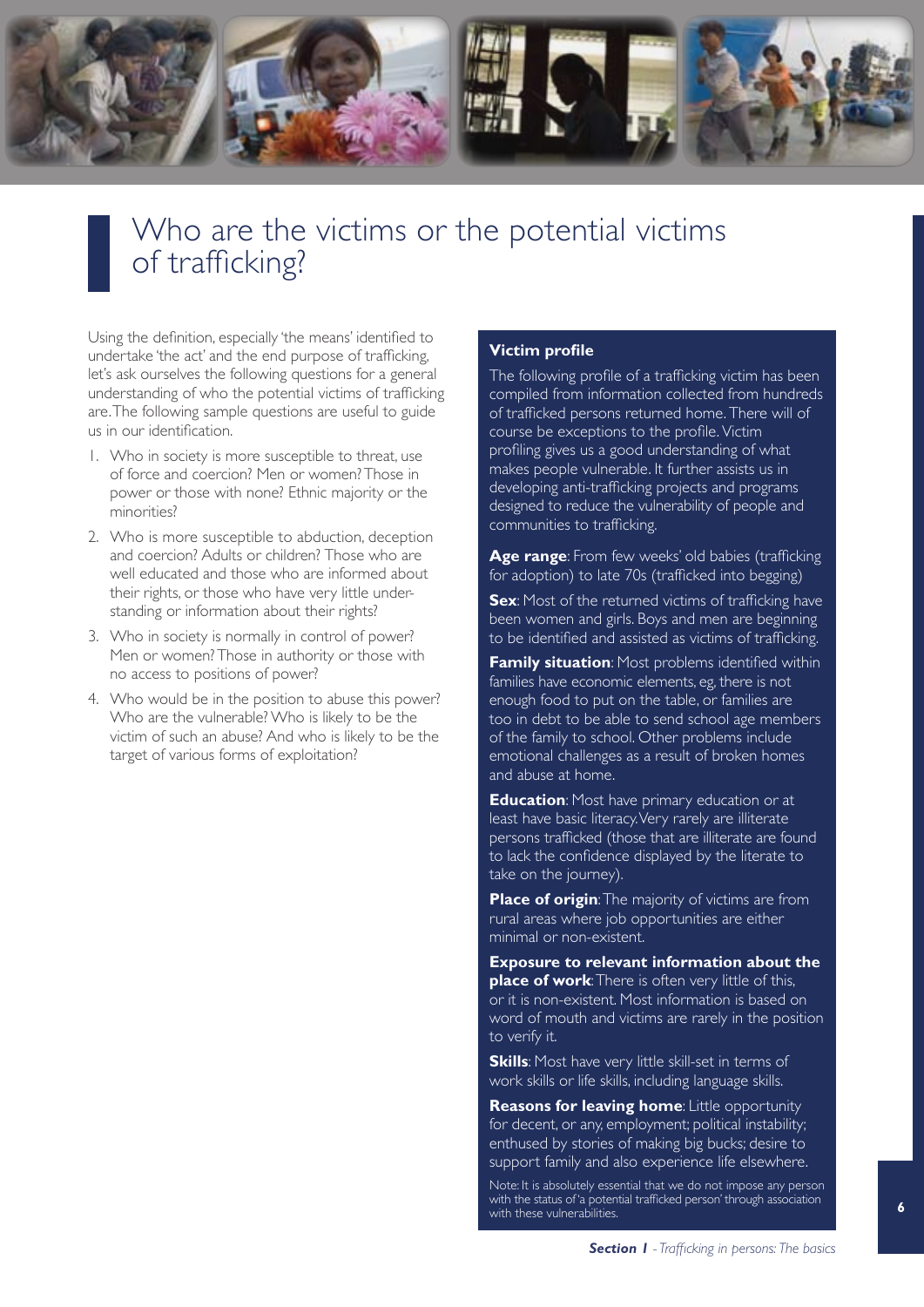# Who are the victims or the potential victims of trafficking?

Using the definition, especially 'the means' identified to undertake 'the act' and the end purpose of trafficking, let's ask ourselves the following questions for a general understanding of who the potential victims of trafficking are. The following sample questions are useful to guide us in our identification.

1. Who in society is more susceptible to threat, use of force and coercion? Men or women? Those in power or those with none? Ethnic majority or the minorities?
2. Who is more susceptible to abduction, deception and coercion? Adults or children? Those who are well educated and those who are informed about their rights, or those who have very little understanding or information about their rights?
3. Who in society is normally in control of power? Men or women? Those in authority or those with no access to positions of power?
4. Who would be in the position to abuse this power? Who are the vulnerable? Who is likely to be the victim of such an abuse? And who is likely to be the target of various forms of exploitation?

**Victim profile**

The following profile of a trafficking victim has been compiled from information collected from hundreds of trafficked persons returned home. There will of course be exceptions to the profile. Victim profiling gives us a good understanding of what makes people vulnerable. It further assists us in developing anti-trafficking projects and programs designed to reduce the vulnerability of people and communities to trafficking.

**Age range**: From few weeks' old babies (trafficking for adoption) to late 70s (trafficked into begging)

**Sex**: Most of the returned victims of trafficking have been women and girls. Boys and men are beginning to be identified and assisted as victims of trafficking.

**Family situation**: Most problems identified within families have economic elements, eg, there is not enough food to put on the table, or families are too in debt to be able to send school age members of the family to school. Other problems include emotional challenges as a result of broken homes and abuse at home.

**Education**: Most have primary education or at least have basic literacy. Very rarely are illiterate persons trafficked (those that are illiterate are found to lack the confidence displayed by the literate to take on the journey).

**Place of origin**: The majority of victims are from rural areas where job opportunities are either minimal or non-existent.

**Exposure to relevant information about the place of work**: There is often very little of this, or it is non-existent. Most information is based on word of mouth and victims are rarely in the position to verify it.

**Skills**: Most have very little skill-set in terms of work skills or life skills, including language skills.

**Reasons for leaving home**: Little opportunity for decent, or any, employment; political instability; enthused by stories of making big bucks; desire to support family and also experience life elsewhere.

Note: It is absolutely essential that we do not impose any person with the status of 'a potential trafficked person' through association with these vulnerabilities.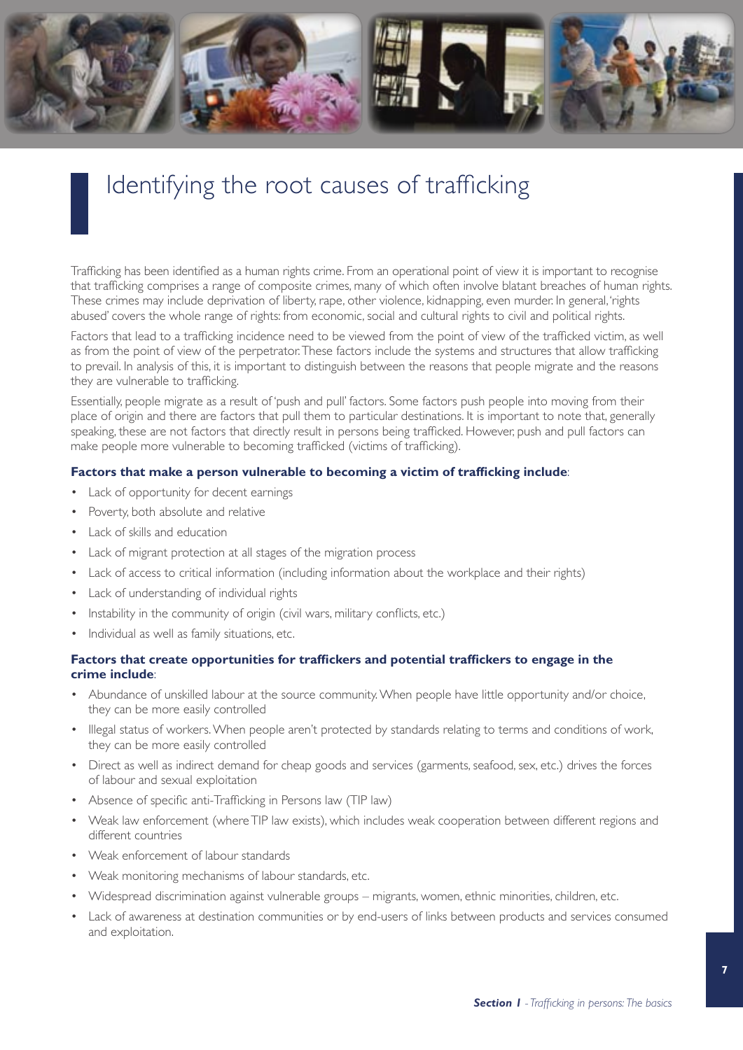# Identifying the root causes of trafficking

Trafficking has been identified as a human rights crime. From an operational point of view it is important to recognise that trafficking comprises a range of composite crimes, many of which often involve blatant breaches of human rights. These crimes may include deprivation of liberty, rape, other violence, kidnapping, even murder. In general, 'rights abused' covers the whole range of rights: from economic, social and cultural rights to civil and political rights.

Factors that lead to a trafficking incidence need to be viewed from the point of view of the trafficked victim, as well as from the point of view of the perpetrator. These factors include the systems and structures that allow trafficking to prevail. In analysis of this, it is important to distinguish between the reasons that people migrate and the reasons they are vulnerable to trafficking.

Essentially, people migrate as a result of 'push and pull' factors. Some factors push people into moving from their place of origin and there are factors that pull them to particular destinations. It is important to note that, generally speaking, these are not factors that directly result in persons being trafficked. However, push and pull factors can make people more vulnerable to becoming trafficked (victims of trafficking).

**Factors that make a person vulnerable to becoming a victim of trafficking include**:

- Lack of opportunity for decent earnings
- Poverty, both absolute and relative
- Lack of skills and education
- Lack of migrant protection at all stages of the migration process
- Lack of access to critical information (including information about the workplace and their rights)
- Lack of understanding of individual rights
- Instability in the community of origin (civil wars, military conflicts, etc.)
- Individual as well as family situations, etc.

**Factors that create opportunities for traffickers and potential traffickers to engage in the crime include**:

- Abundance of unskilled labour at the source community. When people have little opportunity and/or choice, they can be more easily controlled
- Illegal status of workers. When people aren't protected by standards relating to terms and conditions of work, they can be more easily controlled
- Direct as well as indirect demand for cheap goods and services (garments, seafood, sex, etc.) drives the forces of labour and sexual exploitation
- Absence of specific anti-Trafficking in Persons law (TIP law)
- Weak law enforcement (where TIP law exists), which includes weak cooperation between different regions and different countries
- Weak enforcement of labour standards
- Weak monitoring mechanisms of labour standards, etc.
- Widespread discrimination against vulnerable groups – migrants, women, ethnic minorities, children, etc.
- Lack of awareness at destination communities or by end-users of links between products and services consumed and exploitation.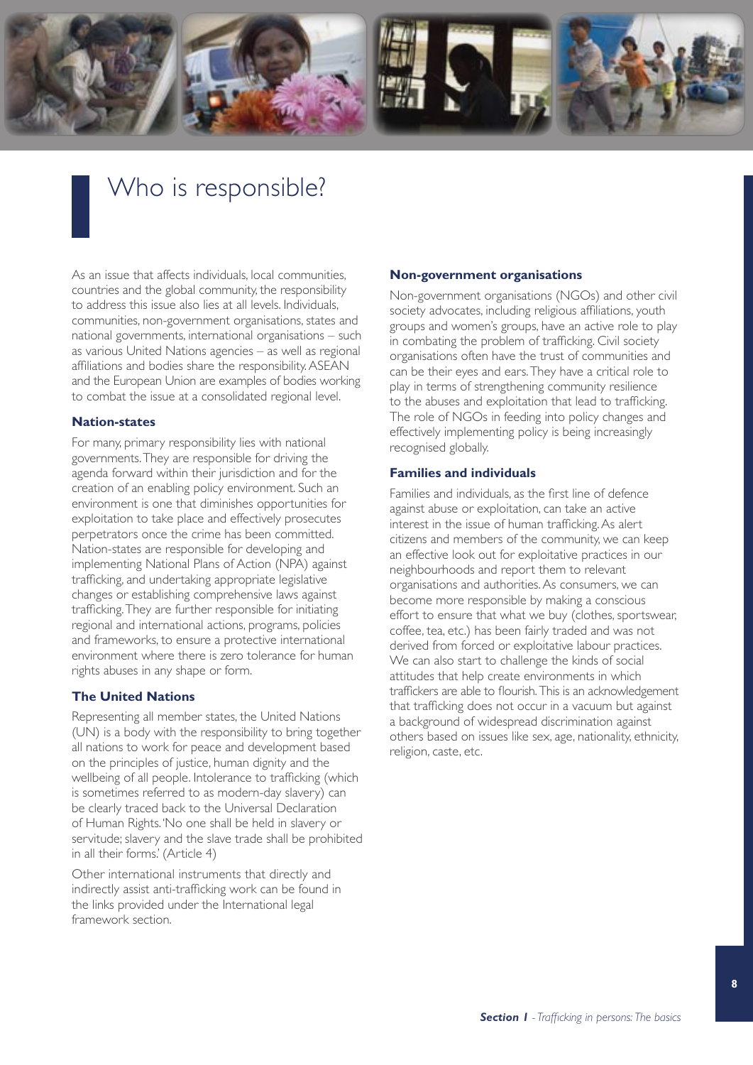# Who is responsible?

As an issue that affects individuals, local communities, countries and the global community, the responsibility to address this issue also lies at all levels. Individuals, communities, non-government organisations, states and national governments, international organisations – such as various United Nations agencies – as well as regional affiliations and bodies share the responsibility. ASEAN and the European Union are examples of bodies working to combat the issue at a consolidated regional level.

### Nation-states

For many, primary responsibility lies with national governments. They are responsible for driving the agenda forward within their jurisdiction and for the creation of an enabling policy environment. Such an environment is one that diminishes opportunities for exploitation to take place and effectively prosecutes perpetrators once the crime has been committed. Nation-states are responsible for developing and implementing National Plans of Action (NPA) against trafficking, and undertaking appropriate legislative changes or establishing comprehensive laws against trafficking. They are further responsible for initiating regional and international actions, programs, policies and frameworks, to ensure a protective international environment where there is zero tolerance for human rights abuses in any shape or form.

### The United Nations

Representing all member states, the United Nations (UN) is a body with the responsibility to bring together all nations to work for peace and development based on the principles of justice, human dignity and the wellbeing of all people. Intolerance to trafficking (which is sometimes referred to as modern-day slavery) can be clearly traced back to the Universal Declaration of Human Rights. 'No one shall be held in slavery or servitude; slavery and the slave trade shall be prohibited in all their forms.' (Article 4)

Other international instruments that directly and indirectly assist anti-trafficking work can be found in the links provided under the International legal framework section.

### Non-government organisations

Non-government organisations (NGOs) and other civil society advocates, including religious affiliations, youth groups and women's groups, have an active role to play in combating the problem of trafficking. Civil society organisations often have the trust of communities and can be their eyes and ears. They have a critical role to play in terms of strengthening community resilience to the abuses and exploitation that lead to trafficking. The role of NGOs in feeding into policy changes and effectively implementing policy is being increasingly recognised globally.

### Families and individuals

Families and individuals, as the first line of defence against abuse or exploitation, can take an active interest in the issue of human trafficking. As alert citizens and members of the community, we can keep an effective look out for exploitative practices in our neighbourhoods and report them to relevant organisations and authorities. As consumers, we can become more responsible by making a conscious effort to ensure that what we buy (clothes, sportswear, coffee, tea, etc.) has been fairly traded and was not derived from forced or exploitative labour practices. We can also start to challenge the kinds of social attitudes that help create environments in which traffickers are able to flourish. This is an acknowledgement that trafficking does not occur in a vacuum but against a background of widespread discrimination against others based on issues like sex, age, nationality, ethnicity, religion, caste, etc.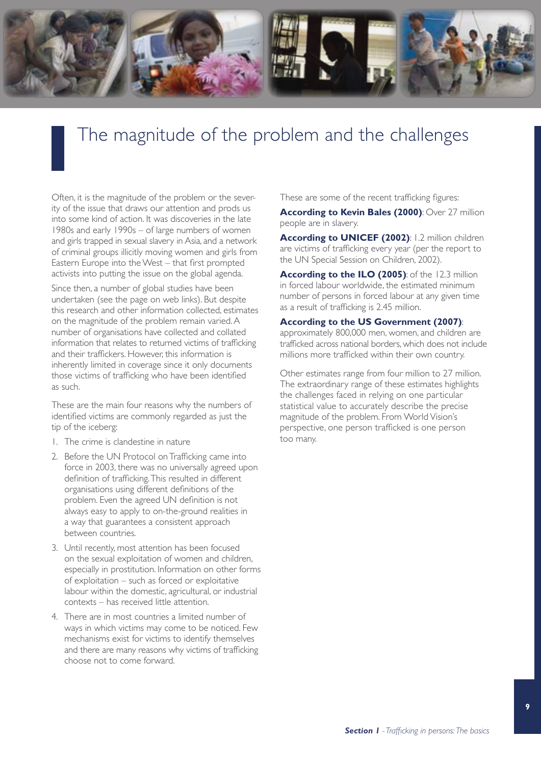# The magnitude of the problem and the challenges

Often, it is the magnitude of the problem or the severity of the issue that draws our attention and prods us into some kind of action. It was discoveries in the late 1980s and early 1990s – of large numbers of women and girls trapped in sexual slavery in Asia, and a network of criminal groups illicitly moving women and girls from Eastern Europe into the West – that first prompted activists into putting the issue on the global agenda.

Since then, a number of global studies have been undertaken (see the page on web links). But despite this research and other information collected, estimates on the magnitude of the problem remain varied. A number of organisations have collected and collated information that relates to returned victims of trafficking and their traffickers. However, this information is inherently limited in coverage since it only documents those victims of trafficking who have been identified as such.

These are the main four reasons why the numbers of identified victims are commonly regarded as just the tip of the iceberg:

1. The crime is clandestine in nature
2. Before the UN Protocol on Trafficking came into force in 2003, there was no universally agreed upon definition of trafficking. This resulted in different organisations using different definitions of the problem. Even the agreed UN definition is not always easy to apply to on-the-ground realities in a way that guarantees a consistent approach between countries.
3. Until recently, most attention has been focused on the sexual exploitation of women and children, especially in prostitution. Information on other forms of exploitation – such as forced or exploitative labour within the domestic, agricultural, or industrial contexts – has received little attention.
4. There are in most countries a limited number of ways in which victims may come to be noticed. Few mechanisms exist for victims to identify themselves and there are many reasons why victims of trafficking choose not to come forward.

These are some of the recent trafficking figures:

**According to Kevin Bales (2000)**: Over 27 million people are in slavery.

**According to UNICEF (2002)**: 1.2 million children are victims of trafficking every year (per the report to the UN Special Session on Children, 2002).

**According to the ILO (2005)**: of the 12.3 million in forced labour worldwide, the estimated minimum number of persons in forced labour at any given time as a result of trafficking is 2.45 million.

**According to the US Government (2007)**: approximately 800,000 men, women, and children are trafficked across national borders, which does not include millions more trafficked within their own country.

Other estimates range from four million to 27 million. The extraordinary range of these estimates highlights the challenges faced in relying on one particular statistical value to accurately describe the precise magnitude of the problem. From World Vision's perspective, one person trafficked is one person too many.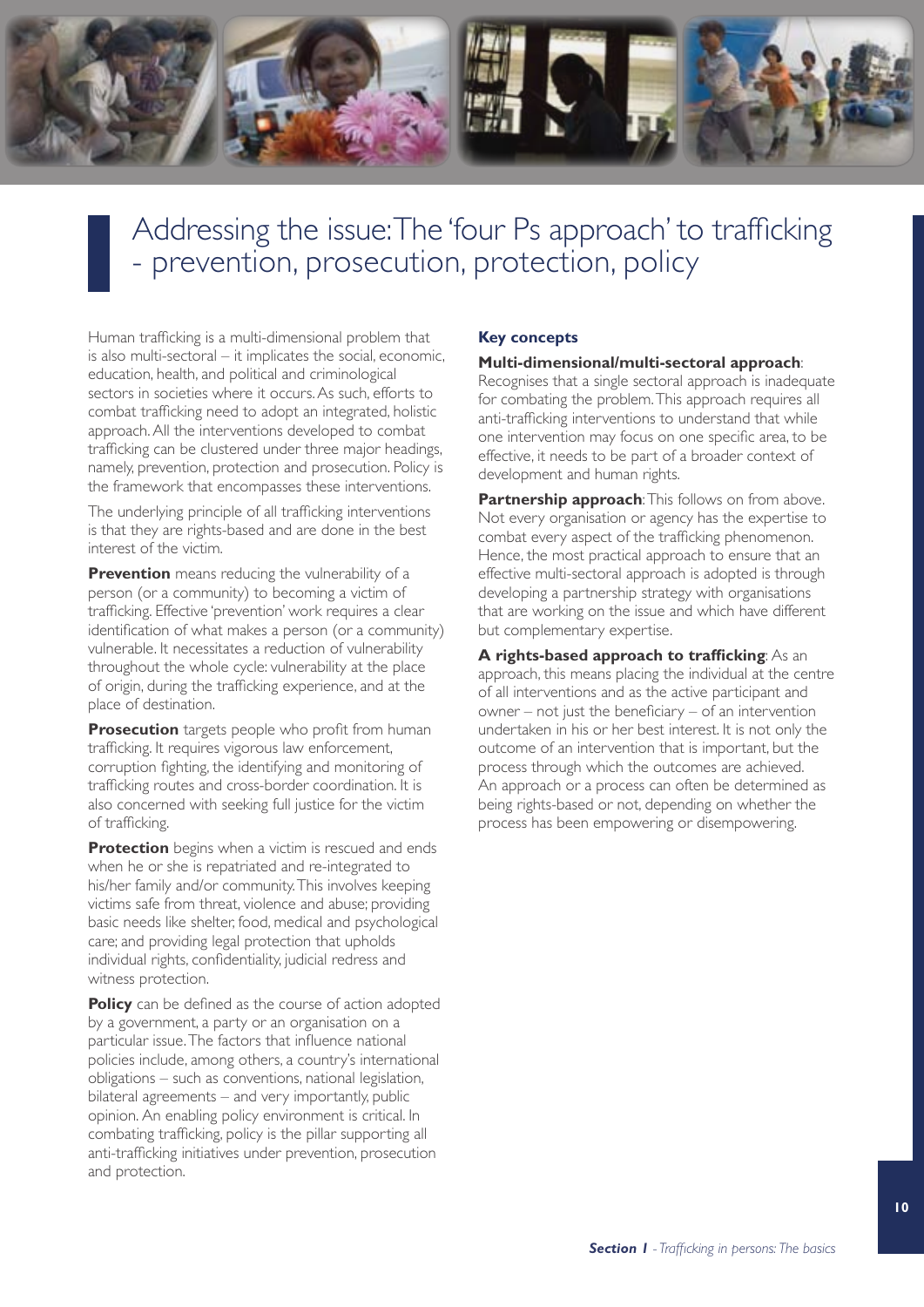# Addressing the issue: The 'four Ps approach' to trafficking - prevention, prosecution, protection, policy

Human trafficking is a multi-dimensional problem that is also multi-sectoral – it implicates the social, economic, education, health, and political and criminological sectors in societies where it occurs. As such, efforts to combat trafficking need to adopt an integrated, holistic approach. All the interventions developed to combat trafficking can be clustered under three major headings, namely, prevention, protection and prosecution. Policy is the framework that encompasses these interventions.

The underlying principle of all trafficking interventions is that they are rights-based and are done in the best interest of the victim.

**Prevention** means reducing the vulnerability of a person (or a community) to becoming a victim of trafficking. Effective 'prevention' work requires a clear identification of what makes a person (or a community) vulnerable. It necessitates a reduction of vulnerability throughout the whole cycle: vulnerability at the place of origin, during the trafficking experience, and at the place of destination.

**Prosecution** targets people who profit from human trafficking. It requires vigorous law enforcement, corruption fighting, the identifying and monitoring of trafficking routes and cross-border coordination. It is also concerned with seeking full justice for the victim of trafficking.

**Protection** begins when a victim is rescued and ends when he or she is repatriated and re-integrated to his/her family and/or community. This involves keeping victims safe from threat, violence and abuse; providing basic needs like shelter, food, medical and psychological care; and providing legal protection that upholds individual rights, confidentiality, judicial redress and witness protection.

**Policy** can be defined as the course of action adopted by a government, a party or an organisation on a particular issue. The factors that influence national policies include, among others, a country's international obligations – such as conventions, national legislation, bilateral agreements – and very importantly, public opinion. An enabling policy environment is critical. In combating trafficking, policy is the pillar supporting all anti-trafficking initiatives under prevention, prosecution and protection.

**Key concepts**

**Multi-dimensional/multi-sectoral approach**: Recognises that a single sectoral approach is inadequate for combating the problem. This approach requires all anti-trafficking interventions to understand that while one intervention may focus on one specific area, to be effective, it needs to be part of a broader context of development and human rights.

**Partnership approach**: This follows on from above. Not every organisation or agency has the expertise to combat every aspect of the trafficking phenomenon. Hence, the most practical approach to ensure that an effective multi-sectoral approach is adopted is through developing a partnership strategy with organisations that are working on the issue and which have different but complementary expertise.

**A rights-based approach to trafficking**: As an approach, this means placing the individual at the centre of all interventions and as the active participant and owner – not just the beneficiary – of an intervention undertaken in his or her best interest. It is not only the outcome of an intervention that is important, but the process through which the outcomes are achieved. An approach or a process can often be determined as being rights-based or not, depending on whether the process has been empowering or disempowering.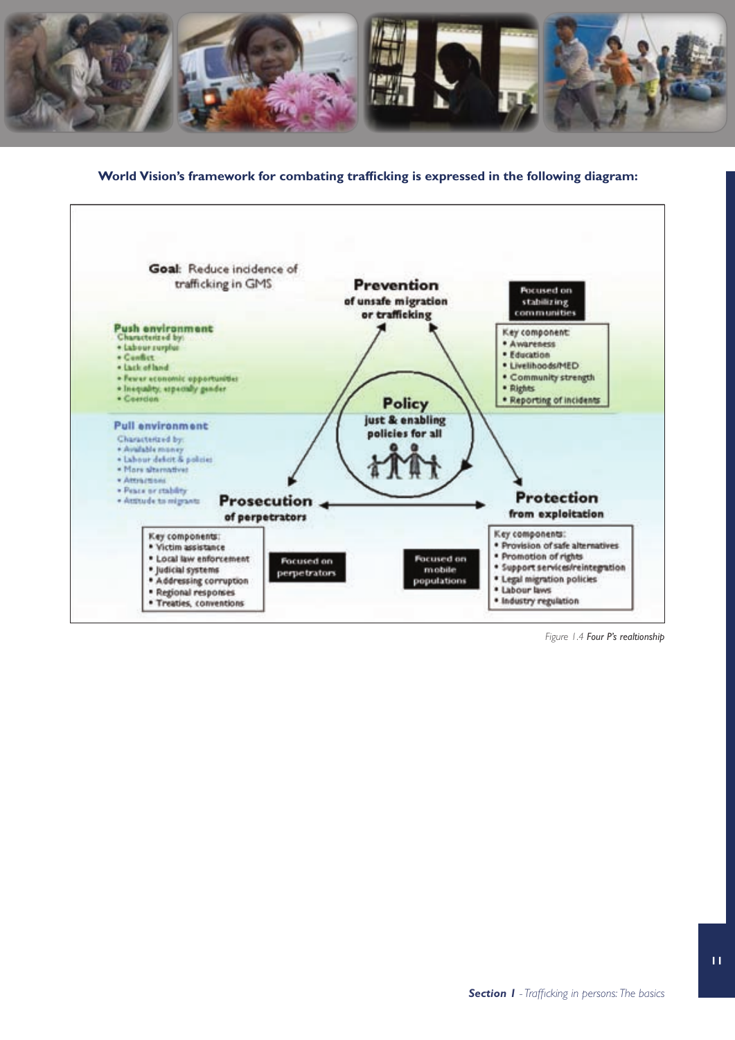**World Vision's framework for combating trafficking is expressed in the following diagram:**

**Goal**: Reduce incidence of trafficking in GMS

**Prevention** of unsafe migration or trafficking

Focused on stabilizing communities

Key component:
- Awareness
- Education
- Livelihoods/MED
- Community strength
- Rights
- Reporting of incidents

**Push environment**
Characterized by:
- Labour surplus
- Conflict
- Lack of land
- Fewer economic opportunities
- Inequality, especially gender
- Coercion

**Pull environment**
Characterized by:
- Available money
- Labour deficit & policies
- More alternatives
- Attractions
- Peace or stability
- Attitude to migrants

**Policy** just & enabling policies for all

**Prosecution** of perpetrators

Key components:
- Victim assistance
- Local law enforcement
- Judicial systems
- Addressing corruption
- Regional responses
- Treaties, conventions

Focused on perpetrators

Focused on mobile populations

**Protection** from exploitation

Key components:
- Provision of safe alternatives
- Promotion of rights
- Support services/reintegration
- Legal migration policies
- Labour laws
- Industry regulation

*Figure 1.4* ***Four P's realtionship***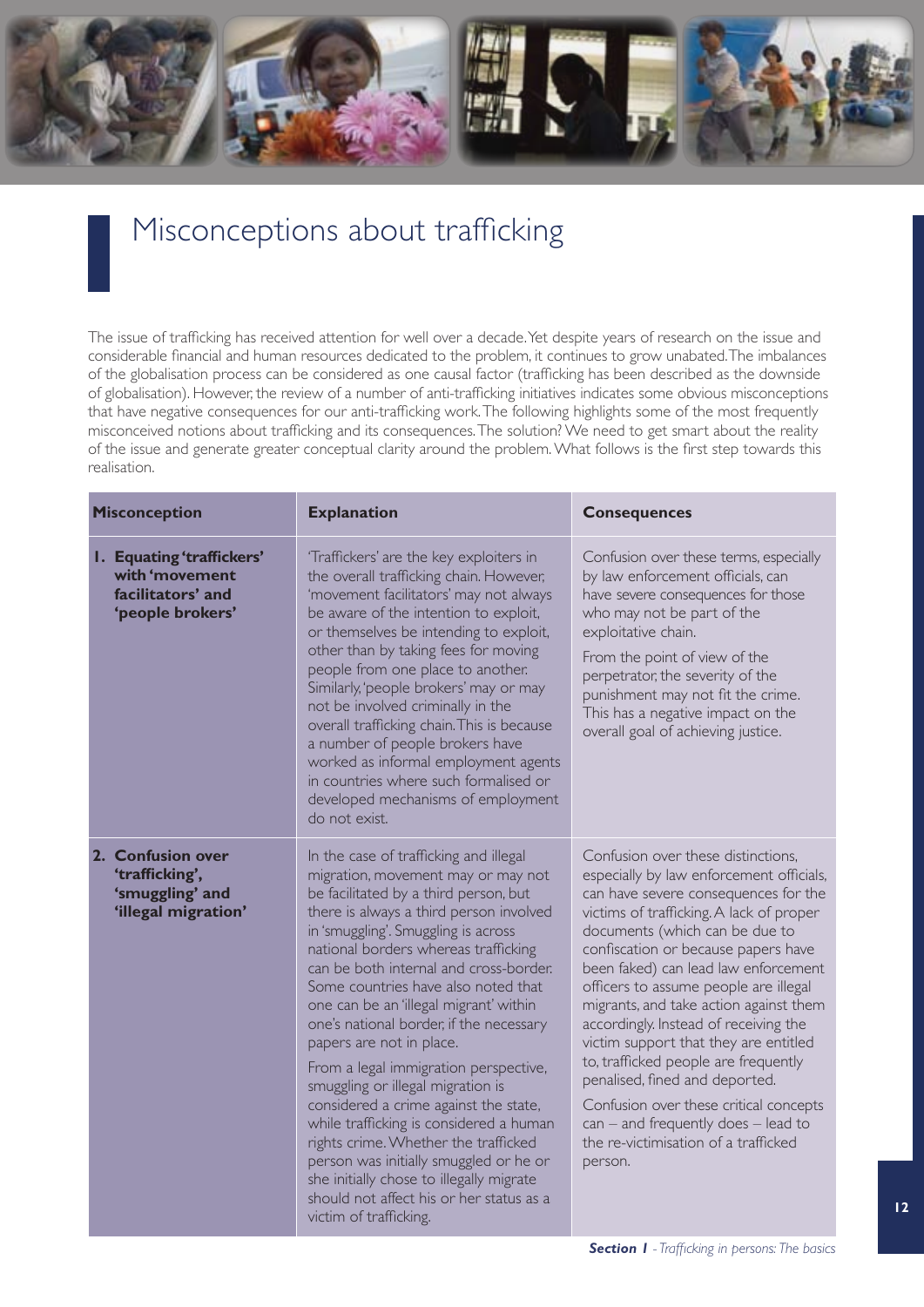# Misconceptions about trafficking

The issue of trafficking has received attention for well over a decade. Yet despite years of research on the issue and considerable financial and human resources dedicated to the problem, it continues to grow unabated. The imbalances of the globalisation process can be considered as one causal factor (trafficking has been described as the downside of globalisation). However, the review of a number of anti-trafficking initiatives indicates some obvious misconceptions that have negative consequences for our anti-trafficking work. The following highlights some of the most frequently misconceived notions about trafficking and its consequences. The solution? We need to get smart about the reality of the issue and generate greater conceptual clarity around the problem. What follows is the first step towards this realisation.

| Misconception | Explanation | Consequences |
|---|---|---|
| **1. Equating 'traffickers' with 'movement facilitators' and 'people brokers'** | 'Traffickers' are the key exploiters in the overall trafficking chain. However, 'movement facilitators' may not always be aware of the intention to exploit, or themselves be intending to exploit, other than by taking fees for moving people from one place to another. Similarly, 'people brokers' may or may not be involved criminally in the overall trafficking chain. This is because a number of people brokers have worked as informal employment agents in countries where such formalised or developed mechanisms of employment do not exist. | Confusion over these terms, especially by law enforcement officials, can have severe consequences for those who may not be part of the exploitative chain.<br><br>From the point of view of the perpetrator, the severity of the punishment may not fit the crime. This has a negative impact on the overall goal of achieving justice. |
| **2. Confusion over 'trafficking', 'smuggling' and 'illegal migration'** | In the case of trafficking and illegal migration, movement may or may not be facilitated by a third person, but there is always a third person involved in 'smuggling'. Smuggling is across national borders whereas trafficking can be both internal and cross-border. Some countries have also noted that one can be an 'illegal migrant' within one's national border, if the necessary papers are not in place.<br><br>From a legal immigration perspective, smuggling or illegal migration is considered a crime against the state, while trafficking is considered a human rights crime. Whether the trafficked person was initially smuggled or he or she initially chose to illegally migrate should not affect his or her status as a victim of trafficking. | Confusion over these distinctions, especially by law enforcement officials, can have severe consequences for the victims of trafficking. A lack of proper documents (which can be due to confiscation or because papers have been faked) can lead law enforcement officers to assume people are illegal migrants, and take action against them accordingly. Instead of receiving the victim support that they are entitled to, trafficked people are frequently penalised, fined and deported.<br><br>Confusion over these critical concepts can – and frequently does – lead to the re-victimisation of a trafficked person. |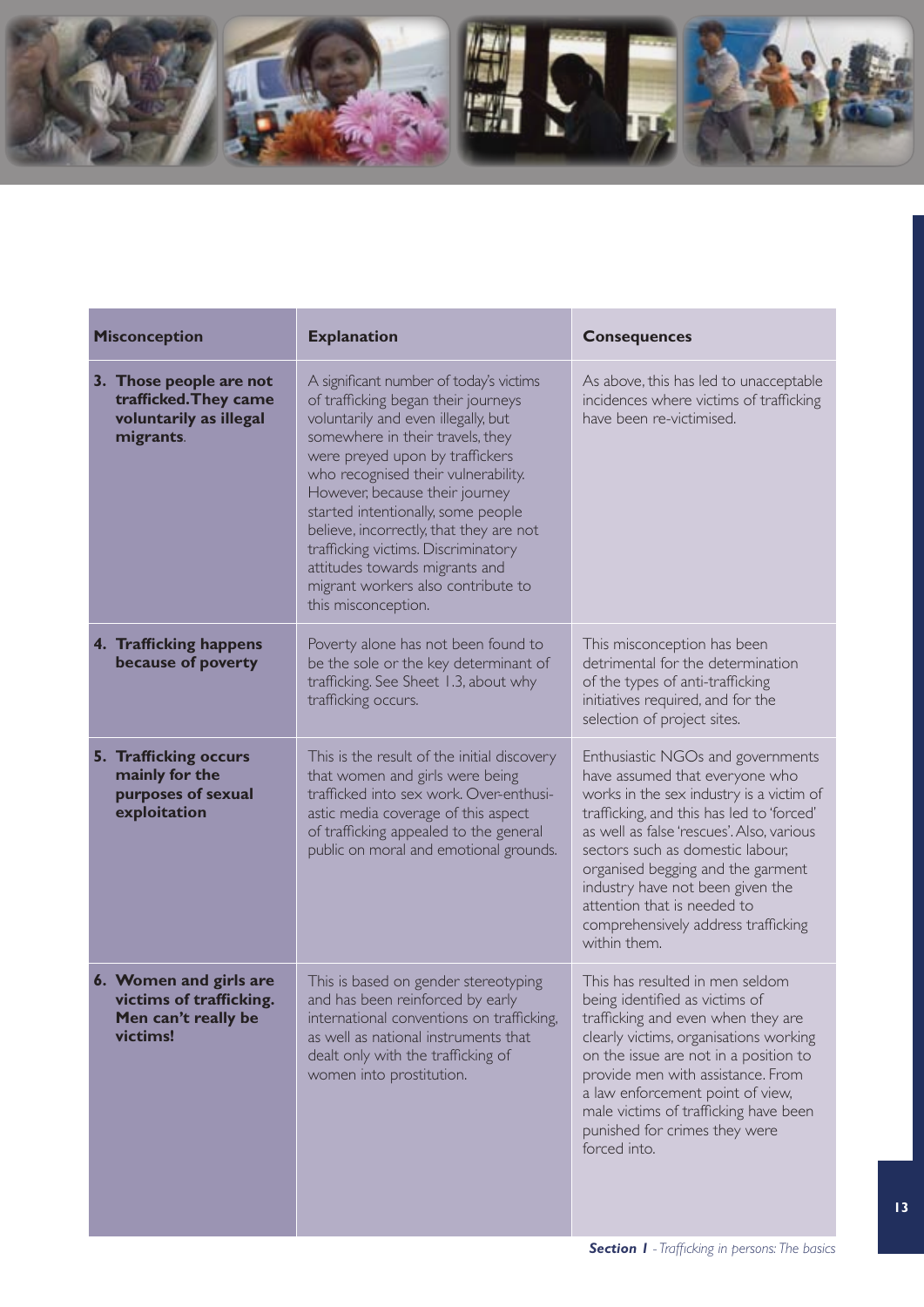| Misconception | Explanation | Consequences |
|---|---|---|
| **3. Those people are not trafficked. They came voluntarily as illegal migrants.** | A significant number of today's victims of trafficking began their journeys voluntarily and even illegally, but somewhere in their travels, they were preyed upon by traffickers who recognised their vulnerability. However, because their journey started intentionally, some people believe, incorrectly, that they are not trafficking victims. Discriminatory attitudes towards migrants and migrant workers also contribute to this misconception. | As above, this has led to unacceptable incidences where victims of trafficking have been re-victimised. |
| **4. Trafficking happens because of poverty** | Poverty alone has not been found to be the sole or the key determinant of trafficking. See Sheet 1.3, about why trafficking occurs. | This misconception has been detrimental for the determination of the types of anti-trafficking initiatives required, and for the selection of project sites. |
| **5. Trafficking occurs mainly for the purposes of sexual exploitation** | This is the result of the initial discovery that women and girls were being trafficked into sex work. Over-enthusiastic media coverage of this aspect of trafficking appealed to the general public on moral and emotional grounds. | Enthusiastic NGOs and governments have assumed that everyone who works in the sex industry is a victim of trafficking, and this has led to 'forced' as well as false 'rescues'. Also, various sectors such as domestic labour, organised begging and the garment industry have not been given the attention that is needed to comprehensively address trafficking within them. |
| **6. Women and girls are victims of trafficking. Men can't really be victims!** | This is based on gender stereotyping and has been reinforced by early international conventions on trafficking, as well as national instruments that dealt only with the trafficking of women into prostitution. | This has resulted in men seldom being identified as victims of trafficking and even when they are clearly victims, organisations working on the issue are not in a position to provide men with assistance. From a law enforcement point of view, male victims of trafficking have been punished for crimes they were forced into. |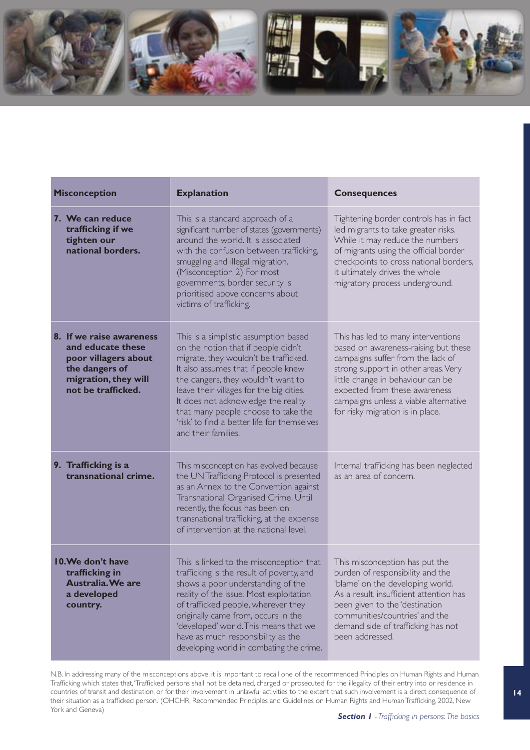| Misconception | Explanation | Consequences |
|---|---|---|
| **7. We can reduce trafficking if we tighten our national borders.** | This is a standard approach of a significant number of states (governments) around the world. It is associated with the confusion between trafficking, smuggling and illegal migration. (Misconception 2) For most governments, border security is prioritised above concerns about victims of trafficking. | Tightening border controls has in fact led migrants to take greater risks. While it may reduce the numbers of migrants using the official border checkpoints to cross national borders, it ultimately drives the whole migratory process underground. |
| **8. If we raise awareness and educate these poor villagers about the dangers of migration, they will not be trafficked.** | This is a simplistic assumption based on the notion that if people didn't migrate, they wouldn't be trafficked. It also assumes that if people knew the dangers, they wouldn't want to leave their villages for the big cities. It does not acknowledge the reality that many people choose to take the 'risk' to find a better life for themselves and their families. | This has led to many interventions based on awareness-raising but these campaigns suffer from the lack of strong support in other areas. Very little change in behaviour can be expected from these awareness campaigns unless a viable alternative for risky migration is in place. |
| **9. Trafficking is a transnational crime.** | This misconception has evolved because the UN Trafficking Protocol is presented as an Annex to the Convention against Transnational Organised Crime. Until recently, the focus has been on transnational trafficking, at the expense of intervention at the national level. | Internal trafficking has been neglected as an area of concern. |
| **10. We don't have trafficking in Australia. We are a developed country.** | This is linked to the misconception that trafficking is the result of poverty, and shows a poor understanding of the reality of the issue. Most exploitation of trafficked people, wherever they originally came from, occurs in the 'developed' world. This means that we have as much responsibility as the developing world in combating the crime. | This misconception has put the burden of responsibility and the 'blame' on the developing world. As a result, insufficient attention has been given to the 'destination communities/countries' and the demand side of trafficking has not been addressed. |

N.B. In addressing many of the misconceptions above, it is important to recall one of the recommended Principles on Human Rights and Human Trafficking which states that, 'Trafficked persons shall not be detained, charged or prosecuted for the illegality of their entry into or residence in countries of transit and destination, or for their involvement in unlawful activities to the extent that such involvement is a direct consequence of their situation as a trafficked person.' (OHCHR, Recommended Principles and Guidelines on Human Rights and Human Trafficking, 2002, New York and Geneva)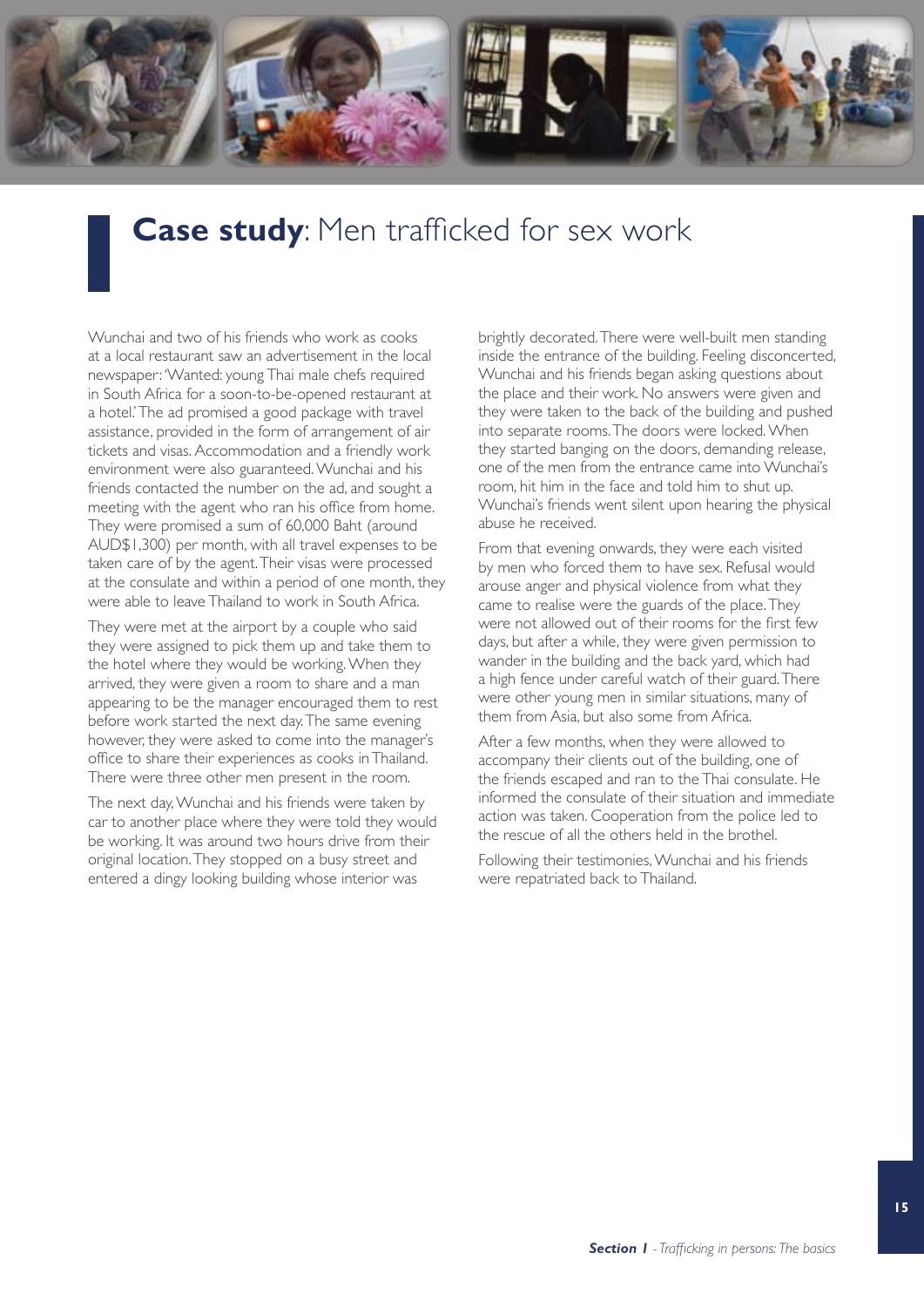# **Case study**: Men trafficked for sex work

Wunchai and two of his friends who work as cooks at a local restaurant saw an advertisement in the local newspaper: 'Wanted: young Thai male chefs required in South Africa for a soon-to-be-opened restaurant at a hotel.' The ad promised a good package with travel assistance, provided in the form of arrangement of air tickets and visas. Accommodation and a friendly work environment were also guaranteed. Wunchai and his friends contacted the number on the ad, and sought a meeting with the agent who ran his office from home. They were promised a sum of 60,000 Baht (around AUD$1,300) per month, with all travel expenses to be taken care of by the agent. Their visas were processed at the consulate and within a period of one month, they were able to leave Thailand to work in South Africa.

They were met at the airport by a couple who said they were assigned to pick them up and take them to the hotel where they would be working. When they arrived, they were given a room to share and a man appearing to be the manager encouraged them to rest before work started the next day. The same evening however, they were asked to come into the manager's office to share their experiences as cooks in Thailand. There were three other men present in the room.

The next day, Wunchai and his friends were taken by car to another place where they were told they would be working. It was around two hours drive from their original location. They stopped on a busy street and entered a dingy looking building whose interior was brightly decorated. There were well-built men standing inside the entrance of the building. Feeling disconcerted, Wunchai and his friends began asking questions about the place and their work. No answers were given and they were taken to the back of the building and pushed into separate rooms. The doors were locked. When they started banging on the doors, demanding release, one of the men from the entrance came into Wunchai's room, hit him in the face and told him to shut up. Wunchai's friends went silent upon hearing the physical abuse he received.

From that evening onwards, they were each visited by men who forced them to have sex. Refusal would arouse anger and physical violence from what they came to realise were the guards of the place. They were not allowed out of their rooms for the first few days, but after a while, they were given permission to wander in the building and the back yard, which had a high fence under careful watch of their guard. There were other young men in similar situations, many of them from Asia, but also some from Africa.

After a few months, when they were allowed to accompany their clients out of the building, one of the friends escaped and ran to the Thai consulate. He informed the consulate of their situation and immediate action was taken. Cooperation from the police led to the rescue of all the others held in the brothel.

Following their testimonies, Wunchai and his friends were repatriated back to Thailand.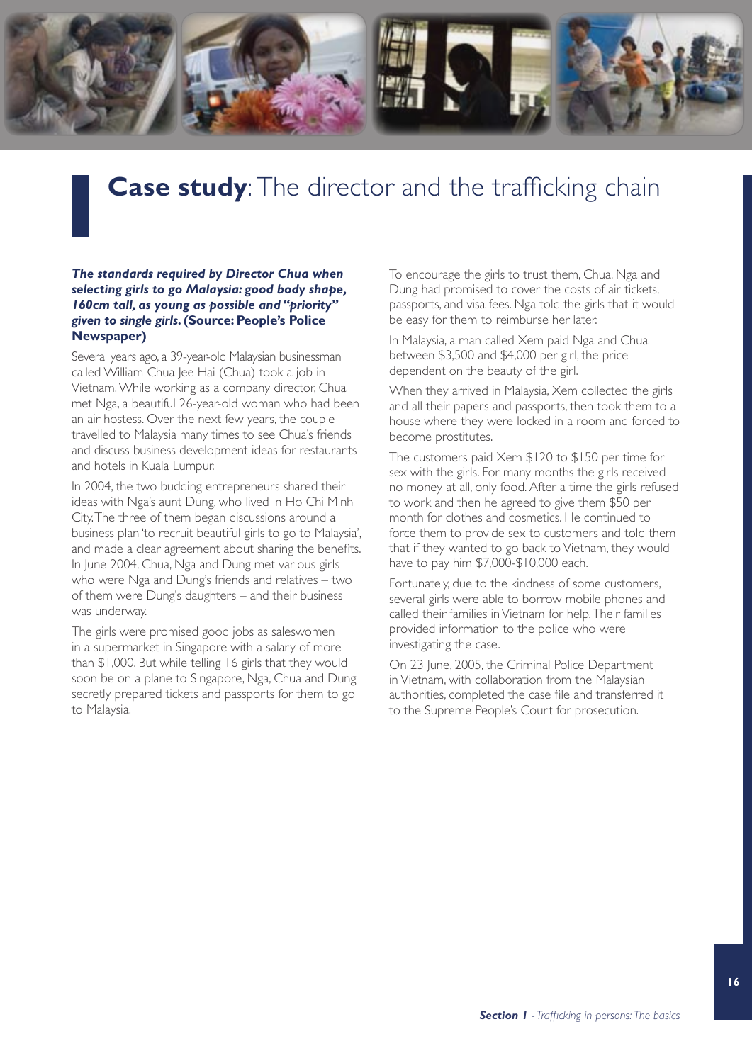# **Case study**: The director and the trafficking chain

***The standards required by Director Chua when selecting girls to go Malaysia: good body shape, 160cm tall, as young as possible and "priority" given to single girls.* (Source: People's Police Newspaper)**

Several years ago, a 39-year-old Malaysian businessman called William Chua Jee Hai (Chua) took a job in Vietnam. While working as a company director, Chua met Nga, a beautiful 26-year-old woman who had been an air hostess. Over the next few years, the couple travelled to Malaysia many times to see Chua's friends and discuss business development ideas for restaurants and hotels in Kuala Lumpur.

In 2004, the two budding entrepreneurs shared their ideas with Nga's aunt Dung, who lived in Ho Chi Minh City. The three of them began discussions around a business plan 'to recruit beautiful girls to go to Malaysia', and made a clear agreement about sharing the benefits. In June 2004, Chua, Nga and Dung met various girls who were Nga and Dung's friends and relatives – two of them were Dung's daughters – and their business was underway.

The girls were promised good jobs as saleswomen in a supermarket in Singapore with a salary of more than $1,000. But while telling 16 girls that they would soon be on a plane to Singapore, Nga, Chua and Dung secretly prepared tickets and passports for them to go to Malaysia.

To encourage the girls to trust them, Chua, Nga and Dung had promised to cover the costs of air tickets, passports, and visa fees. Nga told the girls that it would be easy for them to reimburse her later.

In Malaysia, a man called Xem paid Nga and Chua between $3,500 and $4,000 per girl, the price dependent on the beauty of the girl.

When they arrived in Malaysia, Xem collected the girls and all their papers and passports, then took them to a house where they were locked in a room and forced to become prostitutes.

The customers paid Xem $120 to $150 per time for sex with the girls. For many months the girls received no money at all, only food. After a time the girls refused to work and then he agreed to give them $50 per month for clothes and cosmetics. He continued to force them to provide sex to customers and told them that if they wanted to go back to Vietnam, they would have to pay him $7,000-$10,000 each.

Fortunately, due to the kindness of some customers, several girls were able to borrow mobile phones and called their families in Vietnam for help. Their families provided information to the police who were investigating the case.

On 23 June, 2005, the Criminal Police Department in Vietnam, with collaboration from the Malaysian authorities, completed the case file and transferred it to the Supreme People's Court for prosecution.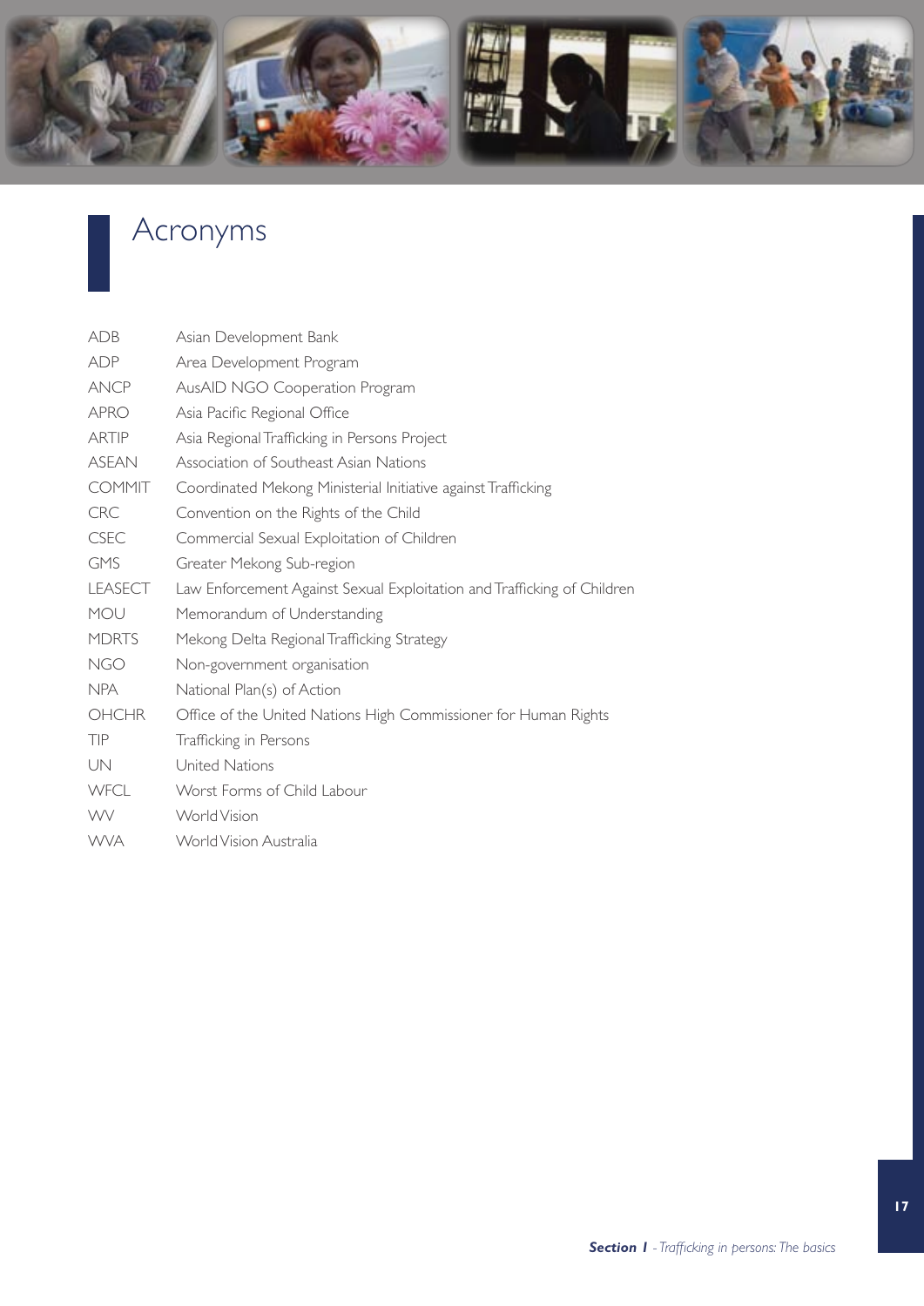# Acronyms

| | |
|---|---|
| ADB | Asian Development Bank |
| ADP | Area Development Program |
| ANCP | AusAID NGO Cooperation Program |
| APRO | Asia Pacific Regional Office |
| ARTIP | Asia Regional Trafficking in Persons Project |
| ASEAN | Association of Southeast Asian Nations |
| COMMIT | Coordinated Mekong Ministerial Initiative against Trafficking |
| CRC | Convention on the Rights of the Child |
| CSEC | Commercial Sexual Exploitation of Children |
| GMS | Greater Mekong Sub-region |
| LEASECT | Law Enforcement Against Sexual Exploitation and Trafficking of Children |
| MOU | Memorandum of Understanding |
| MDRTS | Mekong Delta Regional Trafficking Strategy |
| NGO | Non-government organisation |
| NPA | National Plan(s) of Action |
| OHCHR | Office of the United Nations High Commissioner for Human Rights |
| TIP | Trafficking in Persons |
| UN | United Nations |
| WFCL | Worst Forms of Child Labour |
| WV | World Vision |
| WVA | World Vision Australia |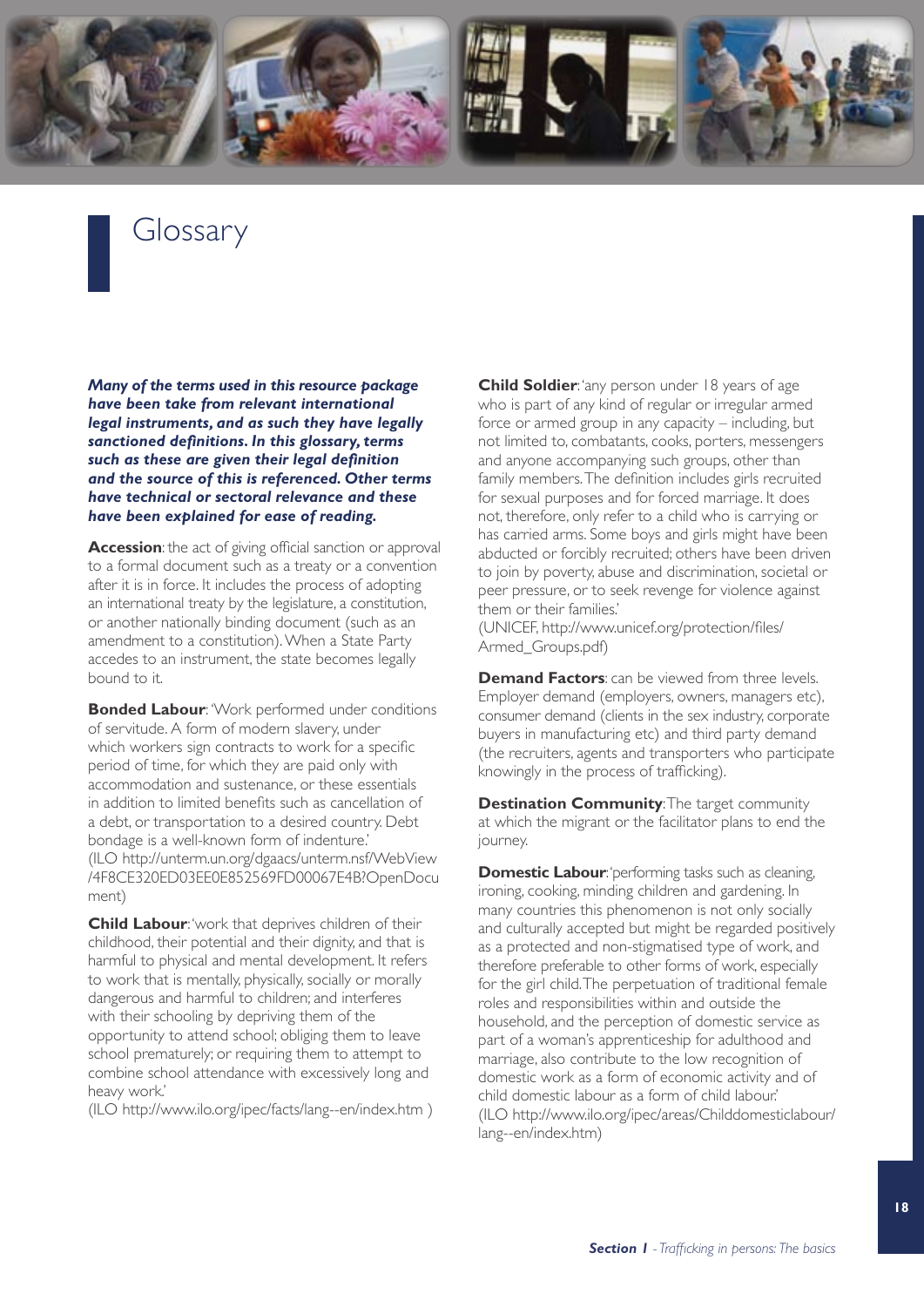# Glossary

***Many of the terms used in this resource package have been take from relevant international legal instruments, and as such they have legally sanctioned definitions. In this glossary, terms such as these are given their legal definition and the source of this is referenced. Other terms have technical or sectoral relevance and these have been explained for ease of reading.***

**Accession**: the act of giving official sanction or approval to a formal document such as a treaty or a convention after it is in force. It includes the process of adopting an international treaty by the legislature, a constitution, or another nationally binding document (such as an amendment to a constitution). When a State Party accedes to an instrument, the state becomes legally bound to it.

**Bonded Labour**: 'Work performed under conditions of servitude. A form of modern slavery, under which workers sign contracts to work for a specific period of time, for which they are paid only with accommodation and sustenance, or these essentials in addition to limited benefits such as cancellation of a debt, or transportation to a desired country. Debt bondage is a well-known form of indenture.'
(ILO http://unterm.un.org/dgaacs/unterm.nsf/WebView/4F8CE320ED03EE0E852569FD00067E4B?OpenDocument)

**Child Labour**: 'work that deprives children of their childhood, their potential and their dignity, and that is harmful to physical and mental development. It refers to work that is mentally, physically, socially or morally dangerous and harmful to children; and interferes with their schooling by depriving them of the opportunity to attend school; obliging them to leave school prematurely; or requiring them to attempt to combine school attendance with excessively long and heavy work.'
(ILO http://www.ilo.org/ipec/facts/lang--en/index.htm )

**Child Soldier**: 'any person under 18 years of age who is part of any kind of regular or irregular armed force or armed group in any capacity – including, but not limited to, combatants, cooks, porters, messengers and anyone accompanying such groups, other than family members. The definition includes girls recruited for sexual purposes and for forced marriage. It does not, therefore, only refer to a child who is carrying or has carried arms. Some boys and girls might have been abducted or forcibly recruited; others have been driven to join by poverty, abuse and discrimination, societal or peer pressure, or to seek revenge for violence against them or their families.'
(UNICEF, http://www.unicef.org/protection/files/Armed_Groups.pdf)

**Demand Factors**: can be viewed from three levels. Employer demand (employers, owners, managers etc), consumer demand (clients in the sex industry, corporate buyers in manufacturing etc) and third party demand (the recruiters, agents and transporters who participate knowingly in the process of trafficking).

**Destination Community**: The target community at which the migrant or the facilitator plans to end the journey.

**Domestic Labour**: 'performing tasks such as cleaning, ironing, cooking, minding children and gardening. In many countries this phenomenon is not only socially and culturally accepted but might be regarded positively as a protected and non-stigmatised type of work, and therefore preferable to other forms of work, especially for the girl child. The perpetuation of traditional female roles and responsibilities within and outside the household, and the perception of domestic service as part of a woman's apprenticeship for adulthood and marriage, also contribute to the low recognition of domestic work as a form of economic activity and of child domestic labour as a form of child labour.'
(ILO http://www.ilo.org/ipec/areas/Childdomesticlabour/lang--en/index.htm)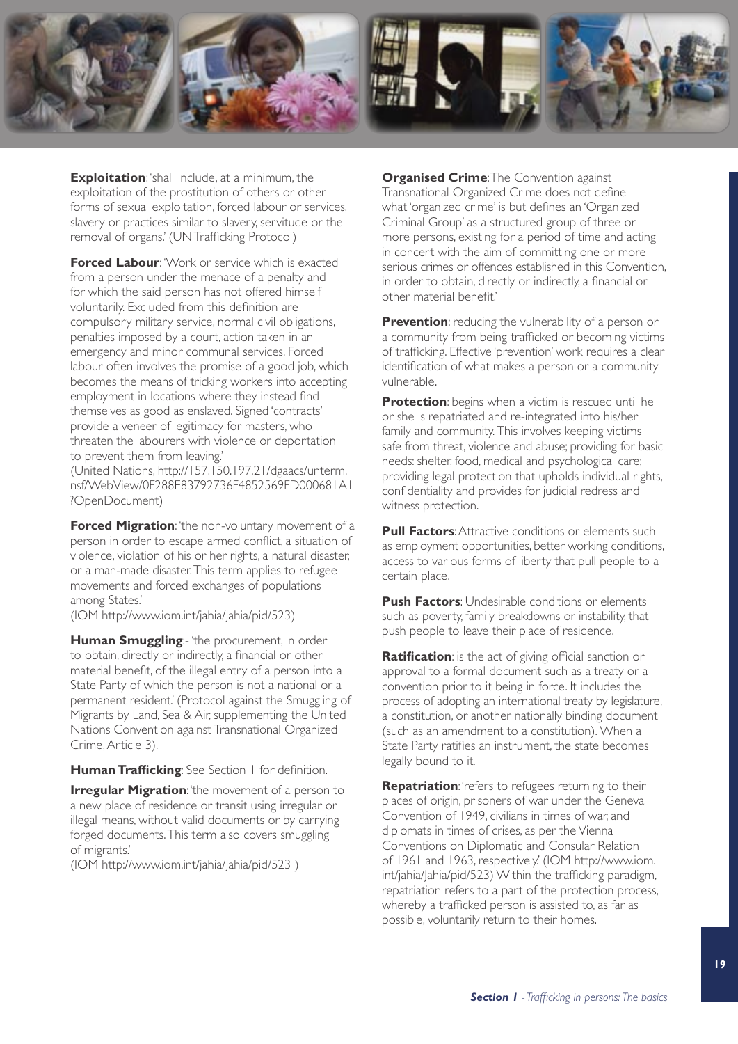**Exploitation**: 'shall include, at a minimum, the exploitation of the prostitution of others or other forms of sexual exploitation, forced labour or services, slavery or practices similar to slavery, servitude or the removal of organs.' (UN Trafficking Protocol)

**Forced Labour**: 'Work or service which is exacted from a person under the menace of a penalty and for which the said person has not offered himself voluntarily. Excluded from this definition are compulsory military service, normal civil obligations, penalties imposed by a court, action taken in an emergency and minor communal services. Forced labour often involves the promise of a good job, which becomes the means of tricking workers into accepting employment in locations where they instead find themselves as good as enslaved. Signed 'contracts' provide a veneer of legitimacy for masters, who threaten the labourers with violence or deportation to prevent them from leaving.'
(United Nations, http://157.150.197.21/dgaacs/unterm.nsf/WebView/0F288E83792736F4852569FD000681A1?OpenDocument)

**Forced Migration**: 'the non-voluntary movement of a person in order to escape armed conflict, a situation of violence, violation of his or her rights, a natural disaster, or a man-made disaster. This term applies to refugee movements and forced exchanges of populations among States.'
(IOM http://www.iom.int/jahia/Jahia/pid/523)

**Human Smuggling**:- 'the procurement, in order to obtain, directly or indirectly, a financial or other material benefit, of the illegal entry of a person into a State Party of which the person is not a national or a permanent resident.' (Protocol against the Smuggling of Migrants by Land, Sea & Air, supplementing the United Nations Convention against Transnational Organized Crime, Article 3).

**Human Trafficking**: See Section 1 for definition.

**Irregular Migration**: 'the movement of a person to a new place of residence or transit using irregular or illegal means, without valid documents or by carrying forged documents. This term also covers smuggling of migrants.'
(IOM http://www.iom.int/jahia/Jahia/pid/523 )

**Organised Crime**: The Convention against Transnational Organized Crime does not define what 'organized crime' is but defines an 'Organized Criminal Group' as a structured group of three or more persons, existing for a period of time and acting in concert with the aim of committing one or more serious crimes or offences established in this Convention, in order to obtain, directly or indirectly, a financial or other material benefit.'

**Prevention**: reducing the vulnerability of a person or a community from being trafficked or becoming victims of trafficking. Effective 'prevention' work requires a clear identification of what makes a person or a community vulnerable.

**Protection**: begins when a victim is rescued until he or she is repatriated and re-integrated into his/her family and community. This involves keeping victims safe from threat, violence and abuse; providing for basic needs: shelter, food, medical and psychological care; providing legal protection that upholds individual rights, confidentiality and provides for judicial redress and witness protection.

**Pull Factors**: Attractive conditions or elements such as employment opportunities, better working conditions, access to various forms of liberty that pull people to a certain place.

**Push Factors**: Undesirable conditions or elements such as poverty, family breakdowns or instability, that push people to leave their place of residence.

**Ratification**: is the act of giving official sanction or approval to a formal document such as a treaty or a convention prior to it being in force. It includes the process of adopting an international treaty by legislature, a constitution, or another nationally binding document (such as an amendment to a constitution). When a State Party ratifies an instrument, the state becomes legally bound to it.

**Repatriation**: 'refers to refugees returning to their places of origin, prisoners of war under the Geneva Convention of 1949, civilians in times of war, and diplomats in times of crises, as per the Vienna Conventions on Diplomatic and Consular Relation of 1961 and 1963, respectively.' (IOM http://www.iom.int/jahia/Jahia/pid/523) Within the trafficking paradigm, repatriation refers to a part of the protection process, whereby a trafficked person is assisted to, as far as possible, voluntarily return to their homes.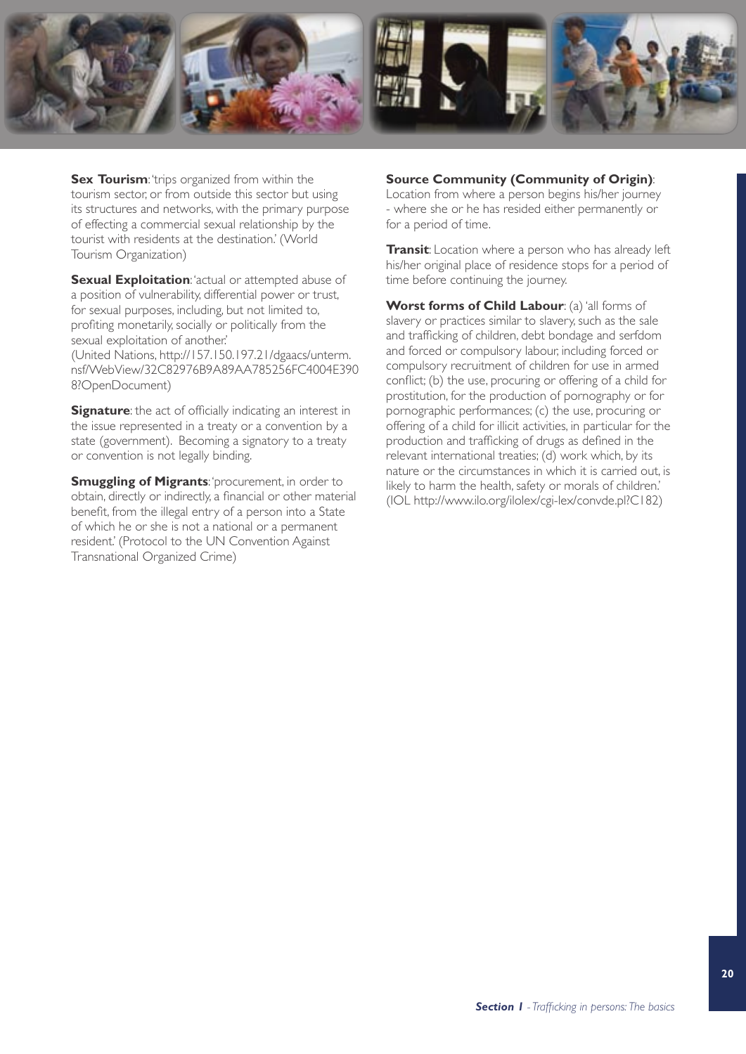**Sex Tourism**: 'trips organized from within the tourism sector, or from outside this sector but using its structures and networks, with the primary purpose of effecting a commercial sexual relationship by the tourist with residents at the destination.' (World Tourism Organization)

**Sexual Exploitation**: 'actual or attempted abuse of a position of vulnerability, differential power or trust, for sexual purposes, including, but not limited to, profiting monetarily, socially or politically from the sexual exploitation of another.' (United Nations, http://157.150.197.21/dgaacs/unterm.nsf/WebView/32C82976B9A89AA785256FC4004E3908?OpenDocument)

**Signature**: the act of officially indicating an interest in the issue represented in a treaty or a convention by a state (government). Becoming a signatory to a treaty or convention is not legally binding.

**Smuggling of Migrants**: 'procurement, in order to obtain, directly or indirectly, a financial or other material benefit, from the illegal entry of a person into a State of which he or she is not a national or a permanent resident.' (Protocol to the UN Convention Against Transnational Organized Crime)

**Source Community (Community of Origin)**: Location from where a person begins his/her journey - where she or he has resided either permanently or for a period of time.

**Transit**: Location where a person who has already left his/her original place of residence stops for a period of time before continuing the journey.

**Worst forms of Child Labour**: (a) 'all forms of slavery or practices similar to slavery, such as the sale and trafficking of children, debt bondage and serfdom and forced or compulsory labour, including forced or compulsory recruitment of children for use in armed conflict; (b) the use, procuring or offering of a child for prostitution, for the production of pornography or for pornographic performances; (c) the use, procuring or offering of a child for illicit activities, in particular for the production and trafficking of drugs as defined in the relevant international treaties; (d) work which, by its nature or the circumstances in which it is carried out, is likely to harm the health, safety or morals of children.' (IOL http://www.ilo.org/ilolex/cgi-lex/convde.pl?C182)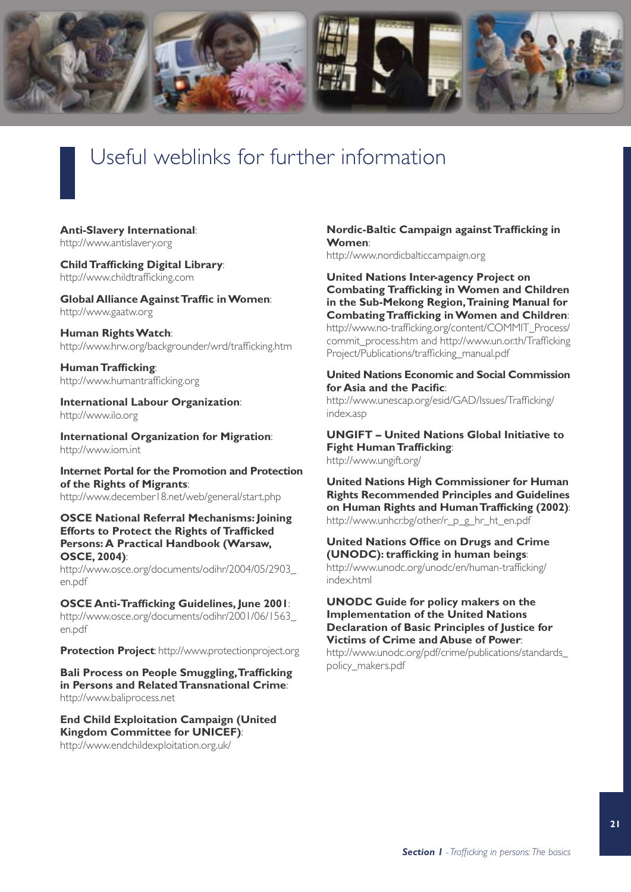# Useful weblinks for further information

**Anti-Slavery International**:
http://www.antislavery.org

**Child Trafficking Digital Library**:
http://www.childtrafficking.com

**Global Alliance Against Traffic in Women**:
http://www.gaatw.org

**Human Rights Watch**:
http://www.hrw.org/backgrounder/wrd/trafficking.htm

**Human Trafficking**:
http://www.humantrafficking.org

**International Labour Organization**:
http://www.ilo.org

**International Organization for Migration**:
http://www.iom.int

**Internet Portal for the Promotion and Protection of the Rights of Migrants**:
http://www.december18.net/web/general/start.php

**OSCE National Referral Mechanisms: Joining Efforts to Protect the Rights of Trafficked Persons: A Practical Handbook (Warsaw, OSCE, 2004)**:
http://www.osce.org/documents/odihr/2004/05/2903_en.pdf

**OSCE Anti-Trafficking Guidelines, June 2001**:
http://www.osce.org/documents/odihr/2001/06/1563_en.pdf

**Protection Project**: http://www.protectionproject.org

**Bali Process on People Smuggling, Trafficking in Persons and Related Transnational Crime**:
http://www.baliprocess.net

**End Child Exploitation Campaign (United Kingdom Committee for UNICEF)**:
http://www.endchildexploitation.org.uk/

**Nordic-Baltic Campaign against Trafficking in Women**:
http://www.nordicbalticcampaign.org

**United Nations Inter-agency Project on Combating Trafficking in Women and Children in the Sub-Mekong Region, Training Manual for Combating Trafficking in Women and Children**:
http://www.no-trafficking.org/content/COMMIT_Process/commit_process.htm and http://www.un.or.th/TraffickingProject/Publications/trafficking_manual.pdf

**United Nations Economic and Social Commission for Asia and the Pacific**:
http://www.unescap.org/esid/GAD/Issues/Trafficking/index.asp

**UNGIFT – United Nations Global Initiative to Fight Human Trafficking**:
http://www.ungift.org/

**United Nations High Commissioner for Human Rights Recommended Principles and Guidelines on Human Rights and Human Trafficking (2002)**:
http://www.unhcr.bg/other/r_p_g_hr_ht_en.pdf

**United Nations Office on Drugs and Crime (UNODC): trafficking in human beings**:
http://www.unodc.org/unodc/en/human-trafficking/index.html

**UNODC Guide for policy makers on the Implementation of the United Nations Declaration of Basic Principles of Justice for Victims of Crime and Abuse of Power**:
http://www.unodc.org/pdf/crime/publications/standards_policy_makers.pdf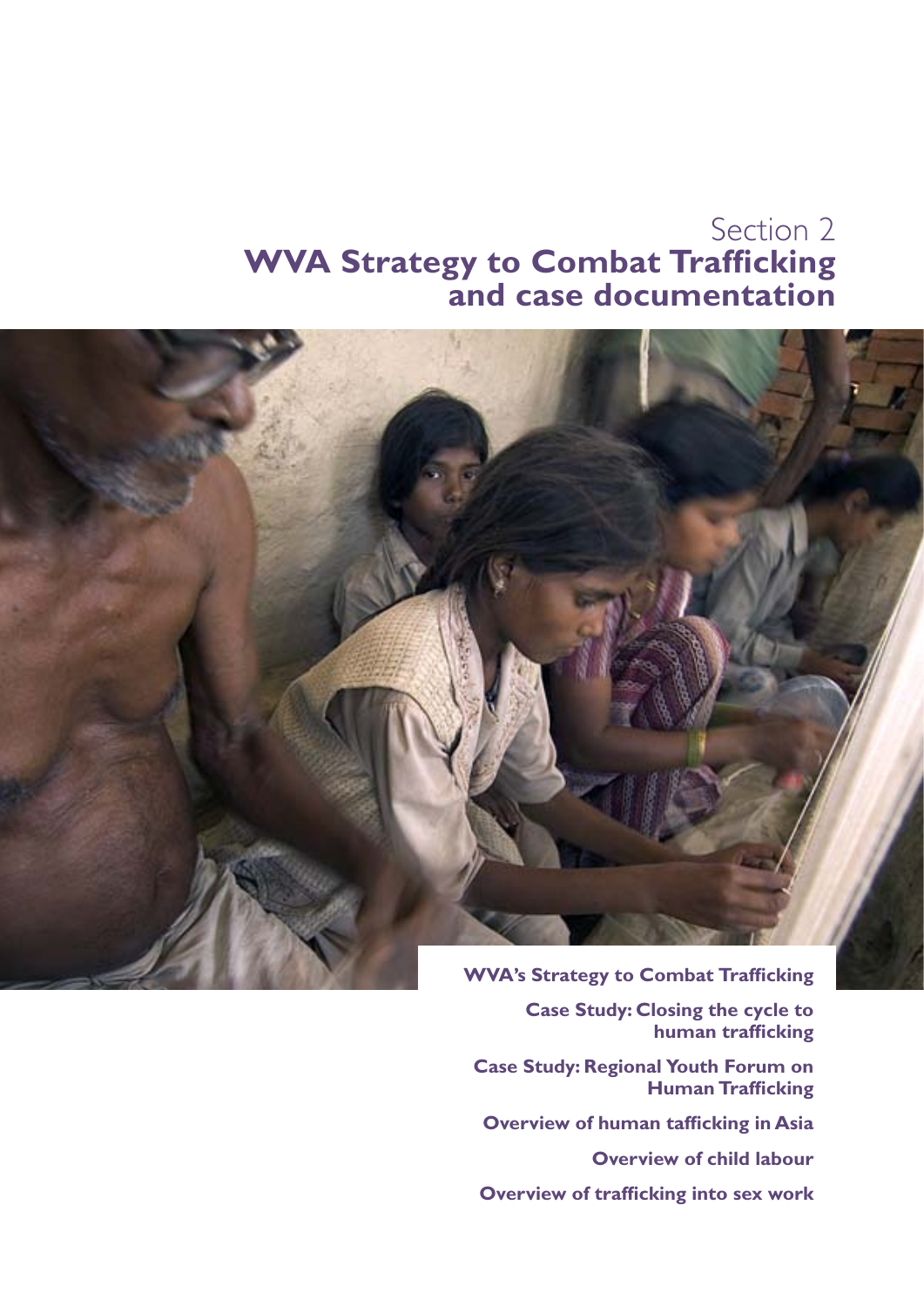# Section 2
# WVA Strategy to Combat Trafficking and case documentation

**WVA's Strategy to Combat Trafficking**

**Case Study: Closing the cycle to human trafficking**

**Case Study: Regional Youth Forum on Human Trafficking**

**Overview of human tafficking in Asia**

**Overview of child labour**

**Overview of trafficking into sex work**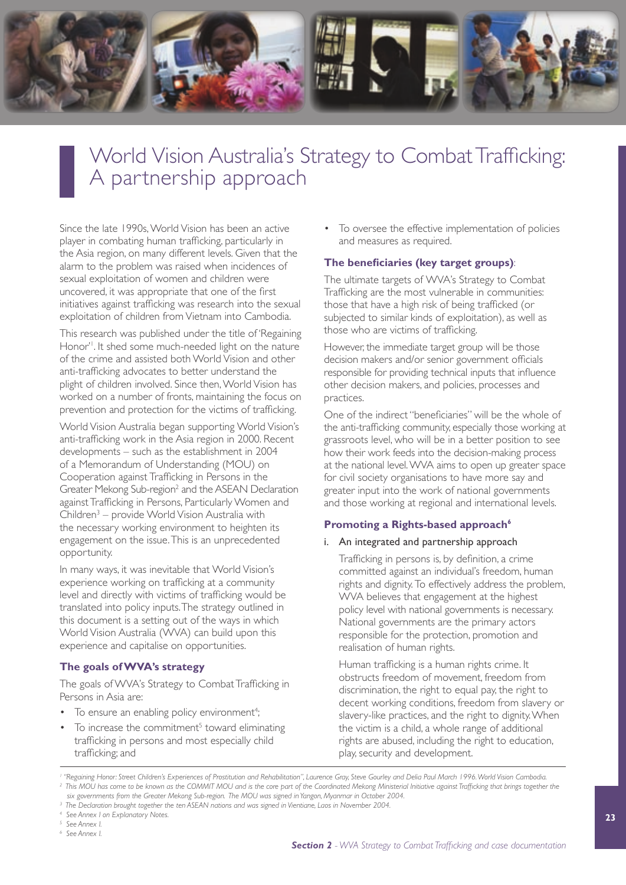# World Vision Australia's Strategy to Combat Trafficking: A partnership approach

Since the late 1990s, World Vision has been an active player in combating human trafficking, particularly in the Asia region, on many different levels. Given that the alarm to the problem was raised when incidences of sexual exploitation of women and children were uncovered, it was appropriate that one of the first initiatives against trafficking was research into the sexual exploitation of children from Vietnam into Cambodia.

This research was published under the title of 'Regaining Honor'[1]. It shed some much-needed light on the nature of the crime and assisted both World Vision and other anti-trafficking advocates to better understand the plight of children involved. Since then, World Vision has worked on a number of fronts, maintaining the focus on prevention and protection for the victims of trafficking.

World Vision Australia began supporting World Vision's anti-trafficking work in the Asia region in 2000. Recent developments – such as the establishment in 2004 of a Memorandum of Understanding (MOU) on Cooperation against Trafficking in Persons in the Greater Mekong Sub-region[2] and the ASEAN Declaration against Trafficking in Persons, Particularly Women and Children[3] – provide World Vision Australia with the necessary working environment to heighten its engagement on the issue. This is an unprecedented opportunity.

In many ways, it was inevitable that World Vision's experience working on trafficking at a community level and directly with victims of trafficking would be translated into policy inputs. The strategy outlined in this document is a setting out of the ways in which World Vision Australia (WVA) can build upon this experience and capitalise on opportunities.

### The goals of WVA's strategy

The goals of WVA's Strategy to Combat Trafficking in Persons in Asia are:

- To ensure an enabling policy environment[4];
- To increase the commitment[5] toward eliminating trafficking in persons and most especially child trafficking; and
- To oversee the effective implementation of policies and measures as required.

### The beneficiaries (key target groups):

The ultimate targets of WVA's Strategy to Combat Trafficking are the most vulnerable in communities: those that have a high risk of being trafficked (or subjected to similar kinds of exploitation), as well as those who are victims of trafficking.

However, the immediate target group will be those decision makers and/or senior government officials responsible for providing technical inputs that influence other decision makers, and policies, processes and practices.

One of the indirect "beneficiaries" will be the whole of the anti-trafficking community, especially those working at grassroots level, who will be in a better position to see how their work feeds into the decision-making process at the national level. WVA aims to open up greater space for civil society organisations to have more say and greater input into the work of national governments and those working at regional and international levels.

### Promoting a Rights-based approach[6]

i. An integrated and partnership approach

Trafficking in persons is, by definition, a crime committed against an individual's freedom, human rights and dignity. To effectively address the problem, WVA believes that engagement at the highest policy level with national governments is necessary. National governments are the primary actors responsible for the protection, promotion and realisation of human rights.

Human trafficking is a human rights crime. It obstructs freedom of movement, freedom from discrimination, the right to equal pay, the right to decent working conditions, freedom from slavery or slavery-like practices, and the right to dignity. When the victim is a child, a whole range of additional rights are abused, including the right to education, play, security and development.

---

[1] *"Regaining Honor: Street Children's Experiences of Prostitution and Rehabilitation", Laurence Gray, Steve Gourley and Delia Paul March 1996. World Vision Cambodia.*

[2] *This MOU has come to be known as the COMMIT MOU and is the core part of the Coordinated Mekong Ministerial Initiative against Trafficking that brings together the six governments from the Greater Mekong Sub-region. The MOU was signed in Yangon, Myanmar in October 2004.*

[3] *The Declaration brought together the ten ASEAN nations and was signed in Vientiane, Laos in November 2004.*

[4] *See Annex I on Explanatory Notes.*

[5] *See Annex I.*

[6] *See Annex I.*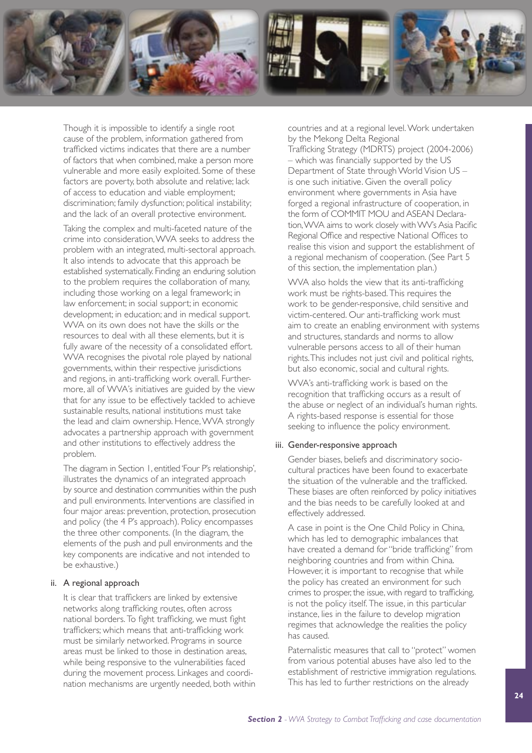Though it is impossible to identify a single root cause of the problem, information gathered from trafficked victims indicates that there are a number of factors that when combined, make a person more vulnerable and more easily exploited. Some of these factors are poverty, both absolute and relative; lack of access to education and viable employment; discrimination; family dysfunction; political instability; and the lack of an overall protective environment.

Taking the complex and multi-faceted nature of the crime into consideration, WVA seeks to address the problem with an integrated, multi-sectoral approach. It also intends to advocate that this approach be established systematically. Finding an enduring solution to the problem requires the collaboration of many, including those working on a legal framework; in law enforcement; in social support; in economic development; in education; and in medical support. WVA on its own does not have the skills or the resources to deal with all these elements, but it is fully aware of the necessity of a consolidated effort. WVA recognises the pivotal role played by national governments, within their respective jurisdictions and regions, in anti-trafficking work overall. Furthermore, all of WVA's initiatives are guided by the view that for any issue to be effectively tackled to achieve sustainable results, national institutions must take the lead and claim ownership. Hence, WVA strongly advocates a partnership approach with government and other institutions to effectively address the problem.

The diagram in Section 1, entitled 'Four P's relationship', illustrates the dynamics of an integrated approach by source and destination communities within the push and pull environments. Interventions are classified in four major areas: prevention, protection, prosecution and policy (the 4 P's approach). Policy encompasses the three other components. (In the diagram, the elements of the push and pull environments and the key components are indicative and not intended to be exhaustive.)

### ii. A regional approach

It is clear that traffickers are linked by extensive networks along trafficking routes, often across national borders. To fight trafficking, we must fight traffickers; which means that anti-trafficking work must be similarly networked. Programs in source areas must be linked to those in destination areas, while being responsive to the vulnerabilities faced during the movement process. Linkages and coordination mechanisms are urgently needed, both within countries and at a regional level. Work undertaken by the Mekong Delta Regional Trafficking Strategy (MDRTS) project (2004-2006) – which was financially supported by the US Department of State through World Vision US – is one such initiative. Given the overall policy environment where governments in Asia have forged a regional infrastructure of cooperation, in the form of COMMIT MOU and ASEAN Declaration, WVA aims to work closely with WV's Asia Pacific Regional Office and respective National Offices to realise this vision and support the establishment of a regional mechanism of cooperation. (See Part 5 of this section, the implementation plan.)

WVA also holds the view that its anti-trafficking work must be rights-based. This requires the work to be gender-responsive, child sensitive and victim-centered. Our anti-trafficking work must aim to create an enabling environment with systems and structures, standards and norms to allow vulnerable persons access to all of their human rights. This includes not just civil and political rights, but also economic, social and cultural rights.

WVA's anti-trafficking work is based on the recognition that trafficking occurs as a result of the abuse or neglect of an individual's human rights. A rights-based response is essential for those seeking to influence the policy environment.

### iii. Gender-responsive approach

Gender biases, beliefs and discriminatory socio-cultural practices have been found to exacerbate the situation of the vulnerable and the trafficked. These biases are often reinforced by policy initiatives and the bias needs to be carefully looked at and effectively addressed.

A case in point is the One Child Policy in China, which has led to demographic imbalances that have created a demand for "bride trafficking" from neighboring countries and from within China. However, it is important to recognise that while the policy has created an environment for such crimes to prosper, the issue, with regard to trafficking, is not the policy itself. The issue, in this particular instance, lies in the failure to develop migration regimes that acknowledge the realities the policy has caused.

Paternalistic measures that call to "protect" women from various potential abuses have also led to the establishment of restrictive immigration regulations. This has led to further restrictions on the already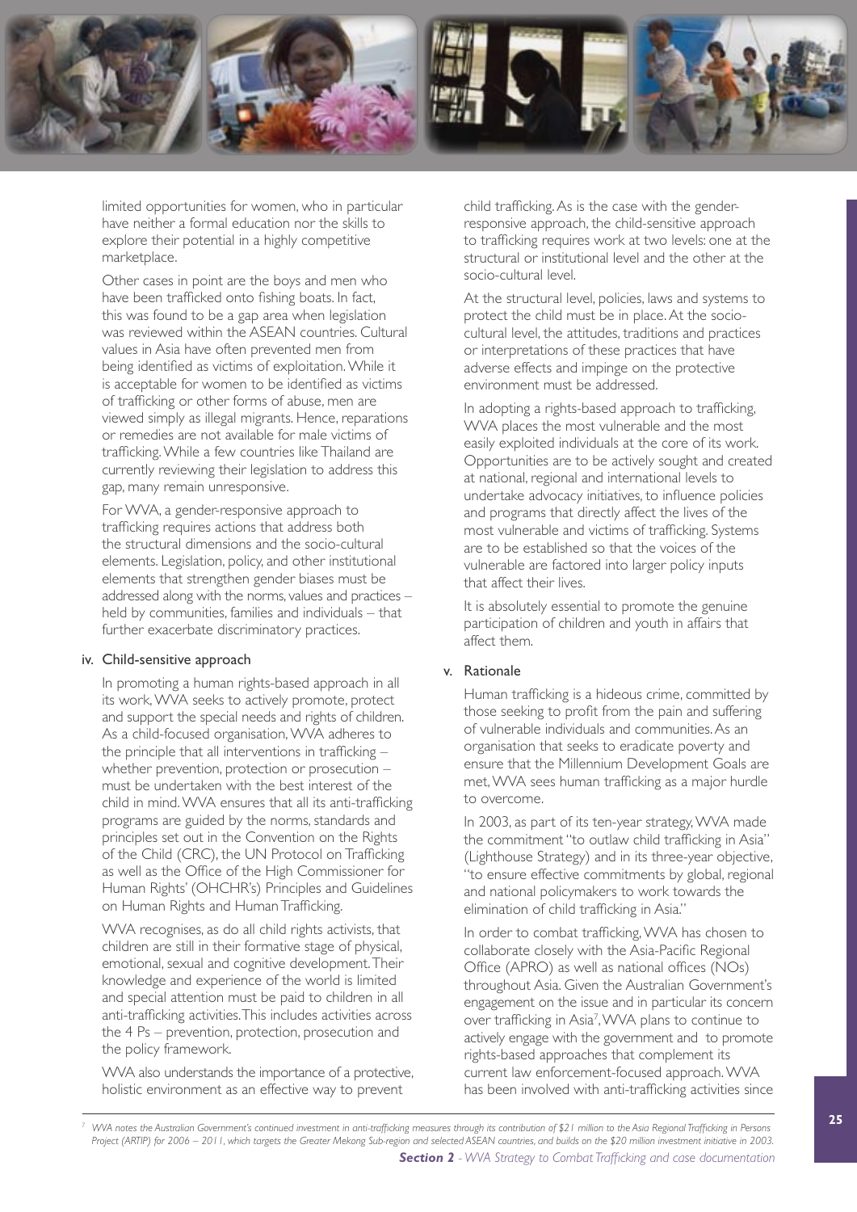limited opportunities for women, who in particular have neither a formal education nor the skills to explore their potential in a highly competitive marketplace.

Other cases in point are the boys and men who have been trafficked onto fishing boats. In fact, this was found to be a gap area when legislation was reviewed within the ASEAN countries. Cultural values in Asia have often prevented men from being identified as victims of exploitation. While it is acceptable for women to be identified as victims of trafficking or other forms of abuse, men are viewed simply as illegal migrants. Hence, reparations or remedies are not available for male victims of trafficking. While a few countries like Thailand are currently reviewing their legislation to address this gap, many remain unresponsive.

For WVA, a gender-responsive approach to trafficking requires actions that address both the structural dimensions and the socio-cultural elements. Legislation, policy, and other institutional elements that strengthen gender biases must be addressed along with the norms, values and practices – held by communities, families and individuals – that further exacerbate discriminatory practices.

### iv. Child-sensitive approach

In promoting a human rights-based approach in all its work, WVA seeks to actively promote, protect and support the special needs and rights of children. As a child-focused organisation, WVA adheres to the principle that all interventions in trafficking – whether prevention, protection or prosecution – must be undertaken with the best interest of the child in mind. WVA ensures that all its anti-trafficking programs are guided by the norms, standards and principles set out in the Convention on the Rights of the Child (CRC), the UN Protocol on Trafficking as well as the Office of the High Commissioner for Human Rights' (OHCHR's) Principles and Guidelines on Human Rights and Human Trafficking.

WVA recognises, as do all child rights activists, that children are still in their formative stage of physical, emotional, sexual and cognitive development. Their knowledge and experience of the world is limited and special attention must be paid to children in all anti-trafficking activities. This includes activities across the 4 Ps – prevention, protection, prosecution and the policy framework.

WVA also understands the importance of a protective, holistic environment as an effective way to prevent child trafficking. As is the case with the gender-responsive approach, the child-sensitive approach to trafficking requires work at two levels: one at the structural or institutional level and the other at the socio-cultural level.

At the structural level, policies, laws and systems to protect the child must be in place. At the socio-cultural level, the attitudes, traditions and practices or interpretations of these practices that have adverse effects and impinge on the protective environment must be addressed.

In adopting a rights-based approach to trafficking, WVA places the most vulnerable and the most easily exploited individuals at the core of its work. Opportunities are to be actively sought and created at national, regional and international levels to undertake advocacy initiatives, to influence policies and programs that directly affect the lives of the most vulnerable and victims of trafficking. Systems are to be established so that the voices of the vulnerable are factored into larger policy inputs that affect their lives.

It is absolutely essential to promote the genuine participation of children and youth in affairs that affect them.

### v. Rationale

Human trafficking is a hideous crime, committed by those seeking to profit from the pain and suffering of vulnerable individuals and communities. As an organisation that seeks to eradicate poverty and ensure that the Millennium Development Goals are met, WVA sees human trafficking as a major hurdle to overcome.

In 2003, as part of its ten-year strategy, WVA made the commitment "to outlaw child trafficking in Asia" (Lighthouse Strategy) and in its three-year objective, "to ensure effective commitments by global, regional and national policymakers to work towards the elimination of child trafficking in Asia."

In order to combat trafficking, WVA has chosen to collaborate closely with the Asia-Pacific Regional Office (APRO) as well as national offices (NOs) throughout Asia. Given the Australian Government's engagement on the issue and in particular its concern over trafficking in Asia[7], WVA plans to continue to actively engage with the government and to promote rights-based approaches that complement its current law enforcement-focused approach. WVA has been involved with anti-trafficking activities since

[7] *WVA notes the Australian Government's continued investment in anti-trafficking measures through its contribution of $21 million to the Asia Regional Trafficking in Persons Project (ARTIP) for 2006 – 2011, which targets the Greater Mekong Sub-region and selected ASEAN countries, and builds on the $20 million investment initiative in 2003.*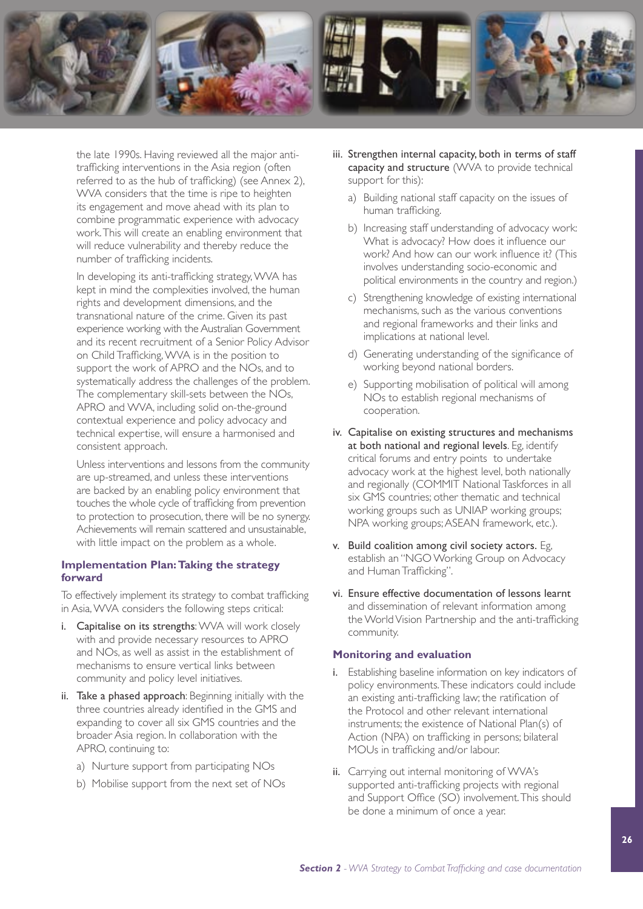the late 1990s. Having reviewed all the major anti-trafficking interventions in the Asia region (often referred to as the hub of trafficking) (see Annex 2), WVA considers that the time is ripe to heighten its engagement and move ahead with its plan to combine programmatic experience with advocacy work. This will create an enabling environment that will reduce vulnerability and thereby reduce the number of trafficking incidents.

In developing its anti-trafficking strategy, WVA has kept in mind the complexities involved, the human rights and development dimensions, and the transnational nature of the crime. Given its past experience working with the Australian Government and its recent recruitment of a Senior Policy Advisor on Child Trafficking, WVA is in the position to support the work of APRO and the NOs, and to systematically address the challenges of the problem. The complementary skill-sets between the NOs, APRO and WVA, including solid on-the-ground contextual experience and policy advocacy and technical expertise, will ensure a harmonised and consistent approach.

Unless interventions and lessons from the community are up-streamed, and unless these interventions are backed by an enabling policy environment that touches the whole cycle of trafficking from prevention to protection to prosecution, there will be no synergy. Achievements will remain scattered and unsustainable, with little impact on the problem as a whole.

### Implementation Plan: Taking the strategy forward

To effectively implement its strategy to combat trafficking in Asia, WVA considers the following steps critical:

i. Capitalise on its strengths: WVA will work closely with and provide necessary resources to APRO and NOs, as well as assist in the establishment of mechanisms to ensure vertical links between community and policy level initiatives.

ii. Take a phased approach: Beginning initially with the three countries already identified in the GMS and expanding to cover all six GMS countries and the broader Asia region. In collaboration with the APRO, continuing to:

   a) Nurture support from participating NOs

   b) Mobilise support from the next set of NOs

iii. Strengthen internal capacity, both in terms of staff capacity and structure (WVA to provide technical support for this):

   a) Building national staff capacity on the issues of human trafficking.

   b) Increasing staff understanding of advocacy work: What is advocacy? How does it influence our work? And how can our work influence it? (This involves understanding socio-economic and political environments in the country and region.)

   c) Strengthening knowledge of existing international mechanisms, such as the various conventions and regional frameworks and their links and implications at national level.

   d) Generating understanding of the significance of working beyond national borders.

   e) Supporting mobilisation of political will among NOs to establish regional mechanisms of cooperation.

iv. Capitalise on existing structures and mechanisms at both national and regional levels. Eg, identify critical forums and entry points to undertake advocacy work at the highest level, both nationally and regionally (COMMIT National Taskforces in all six GMS countries; other thematic and technical working groups such as UNIAP working groups; NPA working groups; ASEAN framework, etc.).

v. Build coalition among civil society actors. Eg, establish an "NGO Working Group on Advocacy and Human Trafficking".

vi. Ensure effective documentation of lessons learnt and dissemination of relevant information among the World Vision Partnership and the anti-trafficking community.

### Monitoring and evaluation

i. Establishing baseline information on key indicators of policy environments. These indicators could include an existing anti-trafficking law; the ratification of the Protocol and other relevant international instruments; the existence of National Plan(s) of Action (NPA) on trafficking in persons; bilateral MOUs in trafficking and/or labour.

ii. Carrying out internal monitoring of WVA's supported anti-trafficking projects with regional and Support Office (SO) involvement. This should be done a minimum of once a year.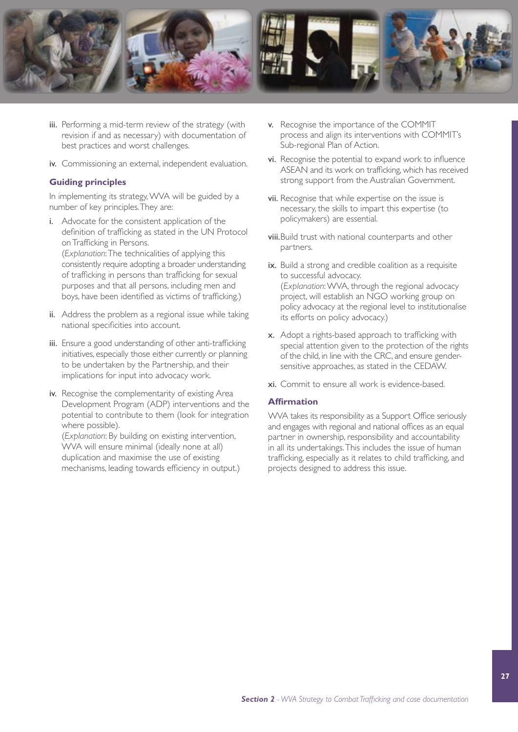iii. Performing a mid-term review of the strategy (with revision if and as necessary) with documentation of best practices and worst challenges.

iv. Commissioning an external, independent evaluation.

### Guiding principles

In implementing its strategy, WVA will be guided by a number of key principles. They are:

i. Advocate for the consistent application of the definition of trafficking as stated in the UN Protocol on Trafficking in Persons.
(*Explanation*: The technicalities of applying this consistently require adopting a broader understanding of trafficking in persons than trafficking for sexual purposes and that all persons, including men and boys, have been identified as victims of trafficking.)

ii. Address the problem as a regional issue while taking national specificities into account.

iii. Ensure a good understanding of other anti-trafficking initiatives, especially those either currently or planning to be undertaken by the Partnership, and their implications for input into advocacy work.

iv. Recognise the complementarity of existing Area Development Program (ADP) interventions and the potential to contribute to them (look for integration where possible).
(*Explanation*: By building on existing intervention, WVA will ensure minimal (ideally none at all) duplication and maximise the use of existing mechanisms, leading towards efficiency in output.)

v. Recognise the importance of the COMMIT process and align its interventions with COMMIT's Sub-regional Plan of Action.

vi. Recognise the potential to expand work to influence ASEAN and its work on trafficking, which has received strong support from the Australian Government.

vii. Recognise that while expertise on the issue is necessary, the skills to impart this expertise (to policymakers) are essential.

viii. Build trust with national counterparts and other partners.

ix. Build a strong and credible coalition as a requisite to successful advocacy.
(*Explanation*: WVA, through the regional advocacy project, will establish an NGO working group on policy advocacy at the regional level to institutionalise its efforts on policy advocacy.)

x. Adopt a rights-based approach to trafficking with special attention given to the protection of the rights of the child, in line with the CRC, and ensure gender-sensitive approaches, as stated in the CEDAW.

xi. Commit to ensure all work is evidence-based.

### Affirmation

WVA takes its responsibility as a Support Office seriously and engages with regional and national offices as an equal partner in ownership, responsibility and accountability in all its undertakings. This includes the issue of human trafficking, especially as it relates to child trafficking, and projects designed to address this issue.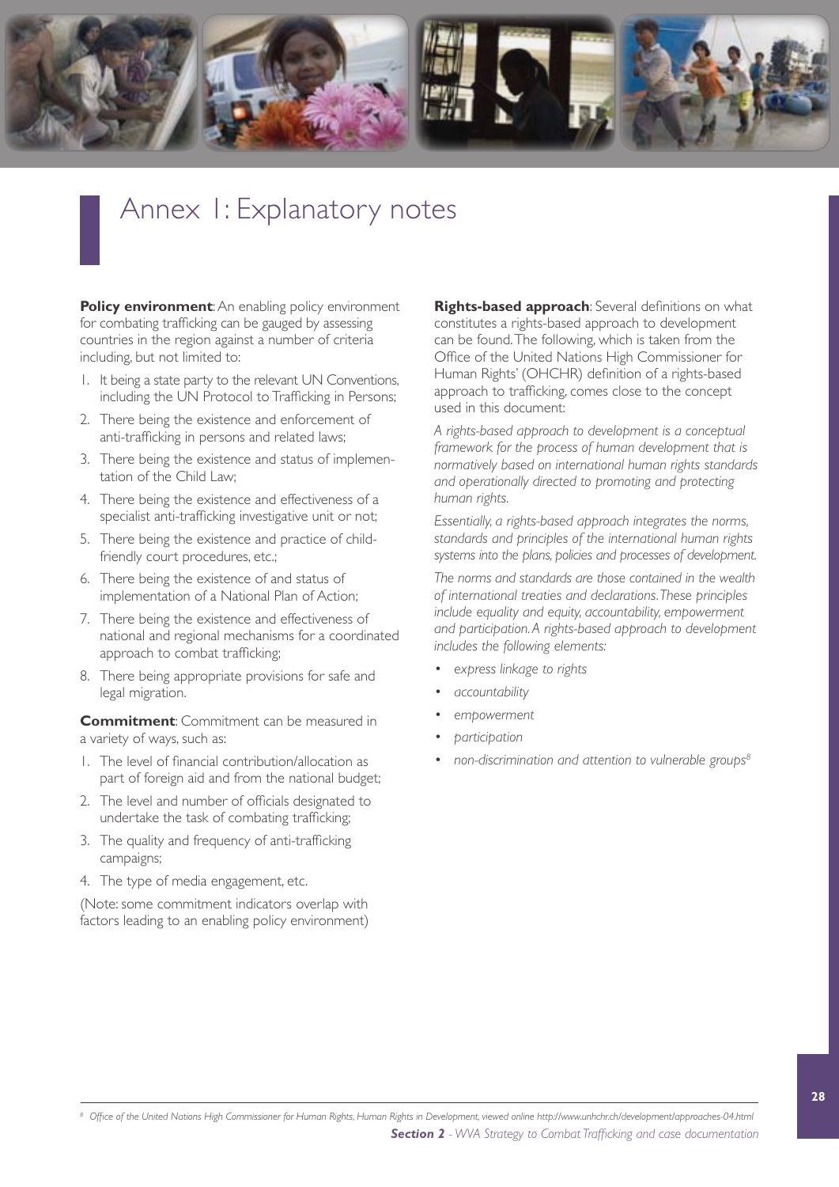# Annex 1: Explanatory notes

**Policy environment**: An enabling policy environment for combating trafficking can be gauged by assessing countries in the region against a number of criteria including, but not limited to:

1. It being a state party to the relevant UN Conventions, including the UN Protocol to Trafficking in Persons;
2. There being the existence and enforcement of anti-trafficking in persons and related laws;
3. There being the existence and status of implementation of the Child Law;
4. There being the existence and effectiveness of a specialist anti-trafficking investigative unit or not;
5. There being the existence and practice of child-friendly court procedures, etc.;
6. There being the existence of and status of implementation of a National Plan of Action;
7. There being the existence and effectiveness of national and regional mechanisms for a coordinated approach to combat trafficking;
8. There being appropriate provisions for safe and legal migration.

**Commitment**: Commitment can be measured in a variety of ways, such as:

1. The level of financial contribution/allocation as part of foreign aid and from the national budget;
2. The level and number of officials designated to undertake the task of combating trafficking;
3. The quality and frequency of anti-trafficking campaigns;
4. The type of media engagement, etc.

(Note: some commitment indicators overlap with factors leading to an enabling policy environment)

**Rights-based approach**: Several definitions on what constitutes a rights-based approach to development can be found. The following, which is taken from the Office of the United Nations High Commissioner for Human Rights' (OHCHR) definition of a rights-based approach to trafficking, comes close to the concept used in this document:

*A rights-based approach to development is a conceptual framework for the process of human development that is normatively based on international human rights standards and operationally directed to promoting and protecting human rights.*

*Essentially, a rights-based approach integrates the norms, standards and principles of the international human rights systems into the plans, policies and processes of development.*

*The norms and standards are those contained in the wealth of international treaties and declarations. These principles include equality and equity, accountability, empowerment and participation. A rights-based approach to development includes the following elements:*

- *express linkage to rights*
- *accountability*
- *empowerment*
- *participation*
- *non-discrimination and attention to vulnerable groups*[8]

[8] Office of the United Nations High Commissioner for Human Rights, Human Rights in Development, viewed online http://www.unhchr.ch/development/approaches-04.html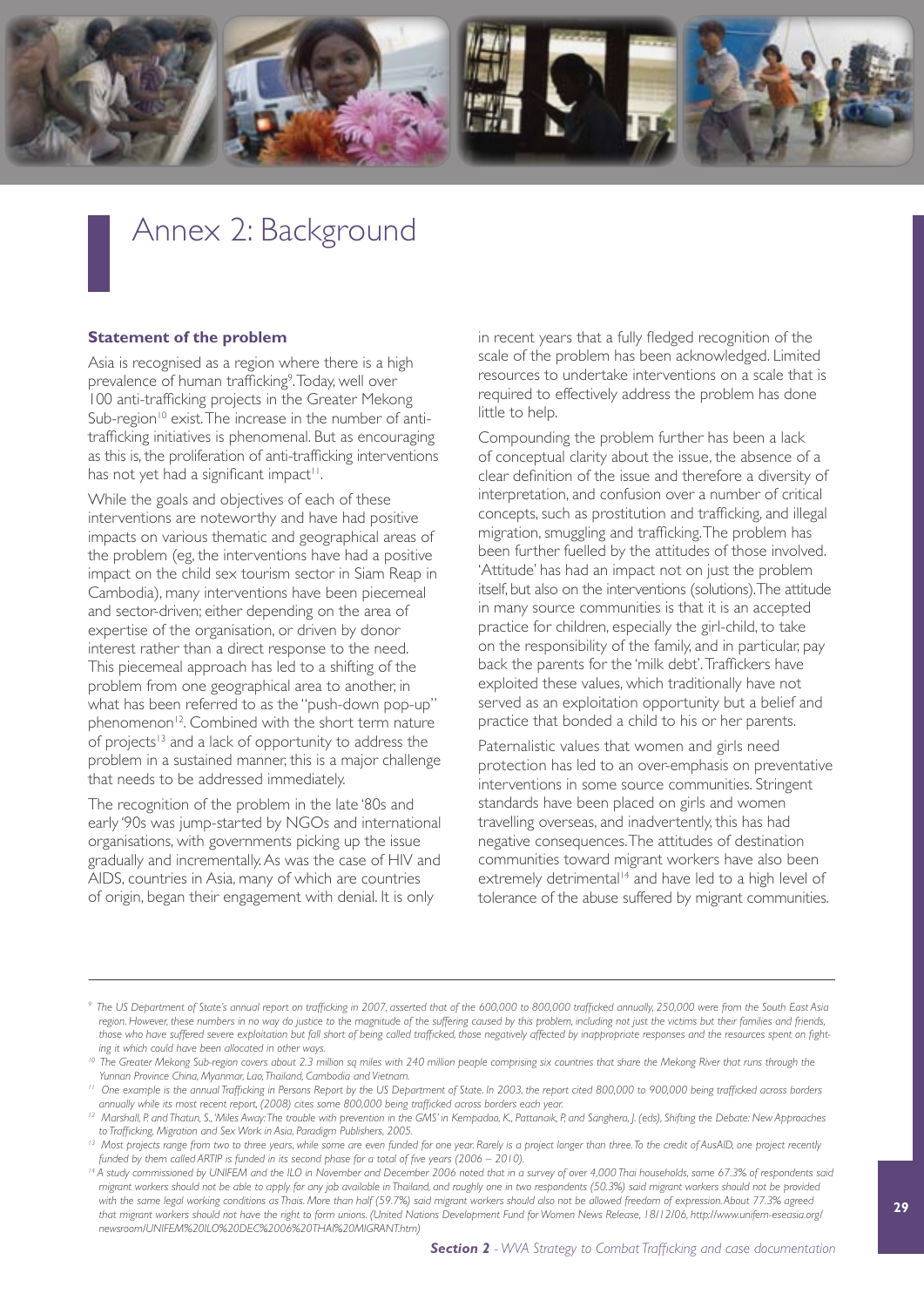# Annex 2: Background

### Statement of the problem

Asia is recognised as a region where there is a high prevalence of human trafficking[9]. Today, well over 100 anti-trafficking projects in the Greater Mekong Sub-region[10] exist. The increase in the number of anti-trafficking initiatives is phenomenal. But as encouraging as this is, the proliferation of anti-trafficking interventions has not yet had a significant impact[11].

While the goals and objectives of each of these interventions are noteworthy and have had positive impacts on various thematic and geographical areas of the problem (eg, the interventions have had a positive impact on the child sex tourism sector in Siam Reap in Cambodia), many interventions have been piecemeal and sector-driven; either depending on the area of expertise of the organisation, or driven by donor interest rather than a direct response to the need. This piecemeal approach has led to a shifting of the problem from one geographical area to another, in what has been referred to as the "push-down pop-up" phenomenon[12]. Combined with the short term nature of projects[13] and a lack of opportunity to address the problem in a sustained manner, this is a major challenge that needs to be addressed immediately.

The recognition of the problem in the late '80s and early '90s was jump-started by NGOs and international organisations, with governments picking up the issue gradually and incrementally. As was the case of HIV and AIDS, countries in Asia, many of which are countries of origin, began their engagement with denial. It is only in recent years that a fully fledged recognition of the scale of the problem has been acknowledged. Limited resources to undertake interventions on a scale that is required to effectively address the problem has done little to help.

Compounding the problem further has been a lack of conceptual clarity about the issue, the absence of a clear definition of the issue and therefore a diversity of interpretation, and confusion over a number of critical concepts, such as prostitution and trafficking, and illegal migration, smuggling and trafficking. The problem has been further fuelled by the attitudes of those involved. 'Attitude' has had an impact not on just the problem itself, but also on the interventions (solutions). The attitude in many source communities is that it is an accepted practice for children, especially the girl-child, to take on the responsibility of the family, and in particular, pay back the parents for the 'milk debt'. Traffickers have exploited these values, which traditionally have not served as an exploitation opportunity but a belief and practice that bonded a child to his or her parents.

Paternalistic values that women and girls need protection has led to an over-emphasis on preventative interventions in some source communities. Stringent standards have been placed on girls and women travelling overseas, and inadvertently, this has had negative consequences. The attitudes of destination communities toward migrant workers have also been extremely detrimental[14] and have led to a high level of tolerance of the abuse suffered by migrant communities.

---

[9] *The US Department of State's annual report on trafficking in 2007, asserted that of the 600,000 to 800,000 trafficked annually, 250,000 were from the South East Asia region. However, these numbers in no way do justice to the magnitude of the suffering caused by this problem, including not just the victims but their families and friends, those who have suffered severe exploitation but fall short of being called trafficked, those negatively affected by inappropriate responses and the resources spent on fighting it which could have been allocated in other ways.*

[10] *The Greater Mekong Sub-region covers about 2.3 million sq miles with 240 million people comprising six countries that share the Mekong River that runs through the Yunnan Province China, Myanmar, Lao, Thailand, Cambodia and Vietnam.*

[11] *One example is the annual Trafficking in Persons Report by the US Department of State. In 2003, the report cited 800,000 to 900,000 being trafficked across borders annually while its most recent report, (2008) cites some 800,000 being trafficked across borders each year.*

[12] *Marshall, P. and Thatun, S., 'Miles Away: The trouble with prevention in the GMS' in Kempadoo, K., Pattanaik, P., and Sanghera, J. (eds), Shifting the Debate: New Approaches to Trafficking, Migration and Sex Work in Asia, Paradigm Publishers, 2005.*

[13] *Most projects range from two to three years, while some are even funded for one year. Rarely is a project longer than three. To the credit of AusAID, one project recently funded by them called ARTIP is funded in its second phase for a total of five years (2006 – 2010).*

[14] *A study commissioned by UNIFEM and the ILO in November and December 2006 noted that in a survey of over 4,000 Thai households, some 67.3% of respondents said migrant workers should not be able to apply for any job available in Thailand, and roughly one in two respondents (50.3%) said migrant workers should not be provided with the same legal working conditions as Thais. More than half (59.7%) said migrant workers should also not be allowed freedom of expression. About 77.3% agreed that migrant workers should not have the right to form unions. (United Nations Development Fund for Women News Release, 18/12/06, http://www.unifem-eseasia.org/newsroom/UNIFEM%20ILO%20DEC%2006%20THAI%20MIGRANT.htm)*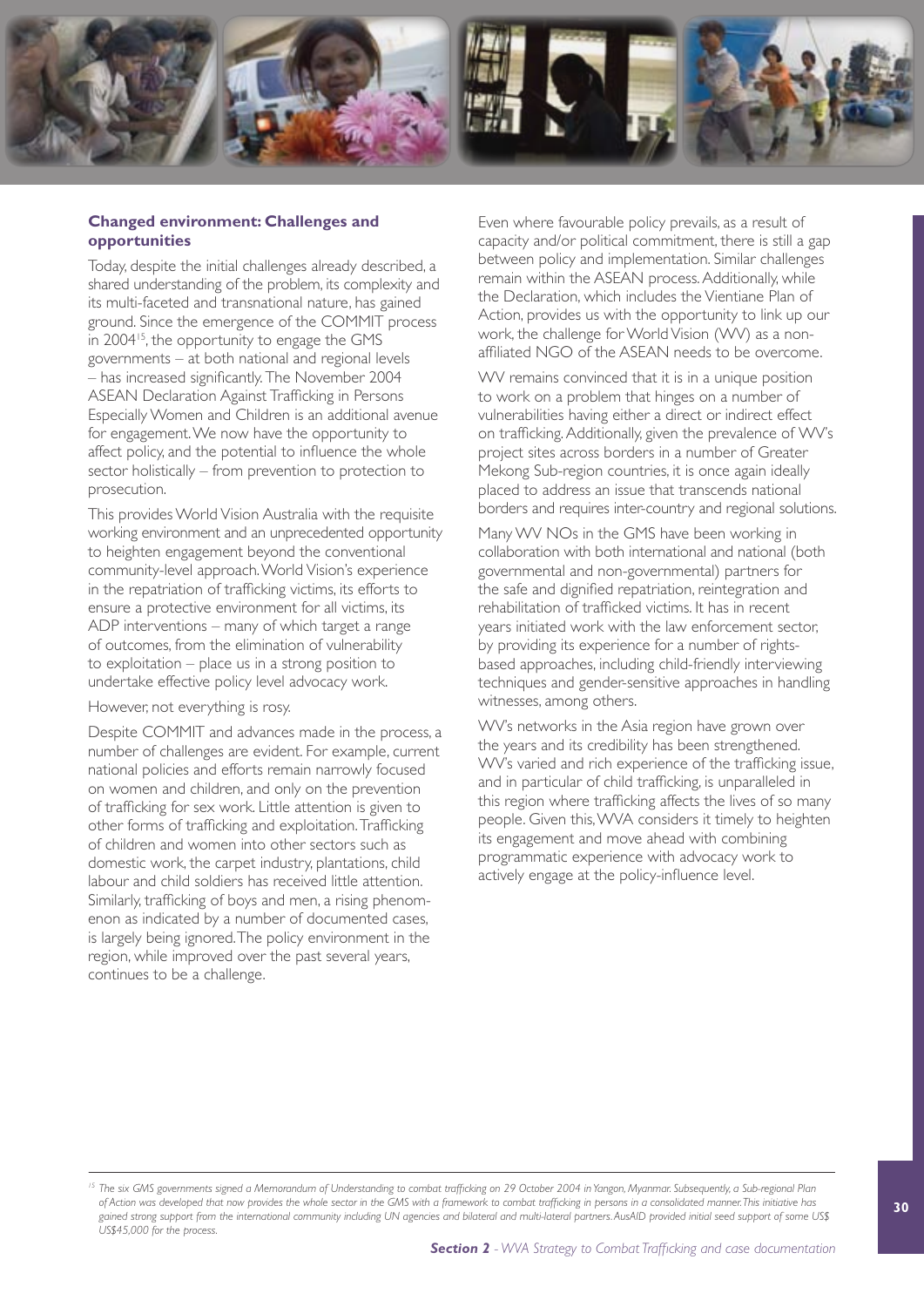### Changed environment: Challenges and opportunities

Today, despite the initial challenges already described, a shared understanding of the problem, its complexity and its multi-faceted and transnational nature, has gained ground. Since the emergence of the COMMIT process in 2004[15], the opportunity to engage the GMS governments – at both national and regional levels – has increased significantly. The November 2004 ASEAN Declaration Against Trafficking in Persons Especially Women and Children is an additional avenue for engagement. We now have the opportunity to affect policy, and the potential to influence the whole sector holistically – from prevention to protection to prosecution.

This provides World Vision Australia with the requisite working environment and an unprecedented opportunity to heighten engagement beyond the conventional community-level approach. World Vision's experience in the repatriation of trafficking victims, its efforts to ensure a protective environment for all victims, its ADP interventions – many of which target a range of outcomes, from the elimination of vulnerability to exploitation – place us in a strong position to undertake effective policy level advocacy work.

However, not everything is rosy.

Despite COMMIT and advances made in the process, a number of challenges are evident. For example, current national policies and efforts remain narrowly focused on women and children, and only on the prevention of trafficking for sex work. Little attention is given to other forms of trafficking and exploitation. Trafficking of children and women into other sectors such as domestic work, the carpet industry, plantations, child labour and child soldiers has received little attention. Similarly, trafficking of boys and men, a rising phenomenon as indicated by a number of documented cases, is largely being ignored. The policy environment in the region, while improved over the past several years, continues to be a challenge.

Even where favourable policy prevails, as a result of capacity and/or political commitment, there is still a gap between policy and implementation. Similar challenges remain within the ASEAN process. Additionally, while the Declaration, which includes the Vientiane Plan of Action, provides us with the opportunity to link up our work, the challenge for World Vision (WV) as a non-affiliated NGO of the ASEAN needs to be overcome.

WV remains convinced that it is in a unique position to work on a problem that hinges on a number of vulnerabilities having either a direct or indirect effect on trafficking. Additionally, given the prevalence of WV's project sites across borders in a number of Greater Mekong Sub-region countries, it is once again ideally placed to address an issue that transcends national borders and requires inter-country and regional solutions.

Many WV NOs in the GMS have been working in collaboration with both international and national (both governmental and non-governmental) partners for the safe and dignified repatriation, reintegration and rehabilitation of trafficked victims. It has in recent years initiated work with the law enforcement sector, by providing its experience for a number of rights-based approaches, including child-friendly interviewing techniques and gender-sensitive approaches in handling witnesses, among others.

WV's networks in the Asia region have grown over the years and its credibility has been strengthened. WV's varied and rich experience of the trafficking issue, and in particular of child trafficking, is unparalleled in this region where trafficking affects the lives of so many people. Given this, WVA considers it timely to heighten its engagement and move ahead with combining programmatic experience with advocacy work to actively engage at the policy-influence level.

---

*[15] The six GMS governments signed a Memorandum of Understanding to combat trafficking on 29 October 2004 in Yangon, Myanmar. Subsequently, a Sub-regional Plan of Action was developed that now provides the whole sector in the GMS with a framework to combat trafficking in persons in a consolidated manner. This initiative has gained strong support from the international community including UN agencies and bilateral and multi-lateral partners. AusAID provided initial seed support of some US$ US$45,000 for the process.*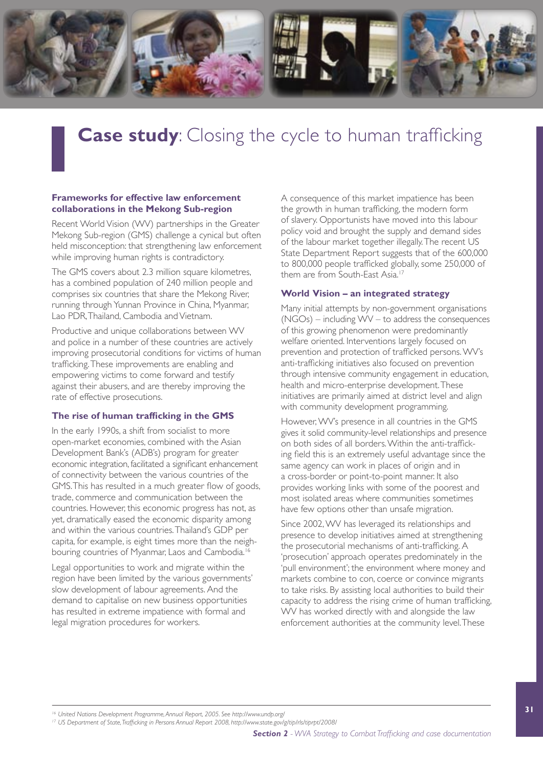# **Case study**: Closing the cycle to human trafficking

### Frameworks for effective law enforcement collaborations in the Mekong Sub-region

Recent World Vision (WV) partnerships in the Greater Mekong Sub-region (GMS) challenge a cynical but often held misconception: that strengthening law enforcement while improving human rights is contradictory.

The GMS covers about 2.3 million square kilometres, has a combined population of 240 million people and comprises six countries that share the Mekong River, running through Yunnan Province in China, Myanmar, Lao PDR, Thailand, Cambodia and Vietnam.

Productive and unique collaborations between WV and police in a number of these countries are actively improving prosecutorial conditions for victims of human trafficking. These improvements are enabling and empowering victims to come forward and testify against their abusers, and are thereby improving the rate of effective prosecutions.

### The rise of human trafficking in the GMS

In the early 1990s, a shift from socialist to more open-market economies, combined with the Asian Development Bank's (ADB's) program for greater economic integration, facilitated a significant enhancement of connectivity between the various countries of the GMS. This has resulted in a much greater flow of goods, trade, commerce and communication between the countries. However, this economic progress has not, as yet, dramatically eased the economic disparity among and within the various countries. Thailand's GDP per capita, for example, is eight times more than the neighbouring countries of Myanmar, Laos and Cambodia.[16]

Legal opportunities to work and migrate within the region have been limited by the various governments' slow development of labour agreements. And the demand to capitalise on new business opportunities has resulted in extreme impatience with formal and legal migration procedures for workers.

A consequence of this market impatience has been the growth in human trafficking, the modern form of slavery. Opportunists have moved into this labour policy void and brought the supply and demand sides of the labour market together illegally. The recent US State Department Report suggests that of the 600,000 to 800,000 people trafficked globally, some 250,000 of them are from South-East Asia.[17]

### World Vision – an integrated strategy

Many initial attempts by non-government organisations (NGOs) – including WV – to address the consequences of this growing phenomenon were predominantly welfare oriented. Interventions largely focused on prevention and protection of trafficked persons. WV's anti-trafficking initiatives also focused on prevention through intensive community engagement in education, health and micro-enterprise development. These initiatives are primarily aimed at district level and align with community development programming.

However, WV's presence in all countries in the GMS gives it solid community-level relationships and presence on both sides of all borders. Within the anti-trafficking field this is an extremely useful advantage since the same agency can work in places of origin and in a cross-border or point-to-point manner. It also provides working links with some of the poorest and most isolated areas where communities sometimes have few options other than unsafe migration.

Since 2002, WV has leveraged its relationships and presence to develop initiatives aimed at strengthening the prosecutorial mechanisms of anti-trafficking. A 'prosecution' approach operates predominately in the 'pull environment'; the environment where money and markets combine to con, coerce or convince migrants to take risks. By assisting local authorities to build their capacity to address the rising crime of human trafficking, WV has worked directly with and alongside the law enforcement authorities at the community level. These

---

[16] *United Nations Development Programme, Annual Report, 2005. See http://www.undp.org/*

[17] *US Department of State, Trafficking in Persons Annual Report 2008, http://www.state.gov/g/tip/rls/tiprpt/2008/*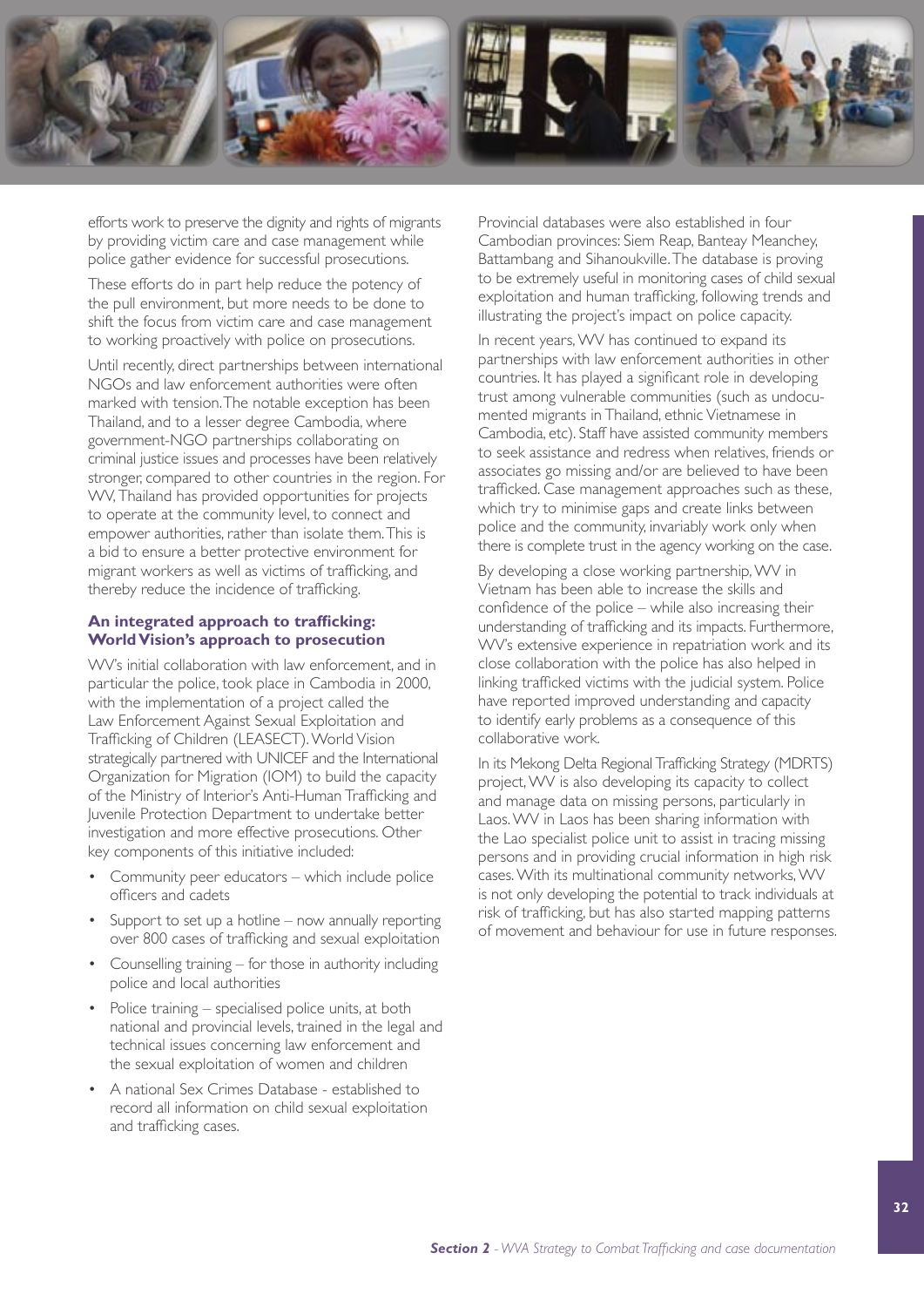efforts work to preserve the dignity and rights of migrants by providing victim care and case management while police gather evidence for successful prosecutions.

These efforts do in part help reduce the potency of the pull environment, but more needs to be done to shift the focus from victim care and case management to working proactively with police on prosecutions.

Until recently, direct partnerships between international NGOs and law enforcement authorities were often marked with tension. The notable exception has been Thailand, and to a lesser degree Cambodia, where government-NGO partnerships collaborating on criminal justice issues and processes have been relatively stronger, compared to other countries in the region. For WV, Thailand has provided opportunities for projects to operate at the community level, to connect and empower authorities, rather than isolate them. This is a bid to ensure a better protective environment for migrant workers as well as victims of trafficking, and thereby reduce the incidence of trafficking.

### An integrated approach to trafficking: World Vision's approach to prosecution

WV's initial collaboration with law enforcement, and in particular the police, took place in Cambodia in 2000, with the implementation of a project called the Law Enforcement Against Sexual Exploitation and Trafficking of Children (LEASECT). World Vision strategically partnered with UNICEF and the International Organization for Migration (IOM) to build the capacity of the Ministry of Interior's Anti-Human Trafficking and Juvenile Protection Department to undertake better investigation and more effective prosecutions. Other key components of this initiative included:

- Community peer educators – which include police officers and cadets
- Support to set up a hotline – now annually reporting over 800 cases of trafficking and sexual exploitation
- Counselling training – for those in authority including police and local authorities
- Police training – specialised police units, at both national and provincial levels, trained in the legal and technical issues concerning law enforcement and the sexual exploitation of women and children
- A national Sex Crimes Database - established to record all information on child sexual exploitation and trafficking cases.

Provincial databases were also established in four Cambodian provinces: Siem Reap, Banteay Meanchey, Battambang and Sihanoukville. The database is proving to be extremely useful in monitoring cases of child sexual exploitation and human trafficking, following trends and illustrating the project's impact on police capacity.

In recent years, WV has continued to expand its partnerships with law enforcement authorities in other countries. It has played a significant role in developing trust among vulnerable communities (such as undocumented migrants in Thailand, ethnic Vietnamese in Cambodia, etc). Staff have assisted community members to seek assistance and redress when relatives, friends or associates go missing and/or are believed to have been trafficked. Case management approaches such as these, which try to minimise gaps and create links between police and the community, invariably work only when there is complete trust in the agency working on the case.

By developing a close working partnership, WV in Vietnam has been able to increase the skills and confidence of the police – while also increasing their understanding of trafficking and its impacts. Furthermore, WV's extensive experience in repatriation work and its close collaboration with the police has also helped in linking trafficked victims with the judicial system. Police have reported improved understanding and capacity to identify early problems as a consequence of this collaborative work.

In its Mekong Delta Regional Trafficking Strategy (MDRTS) project, WV is also developing its capacity to collect and manage data on missing persons, particularly in Laos. WV in Laos has been sharing information with the Lao specialist police unit to assist in tracing missing persons and in providing crucial information in high risk cases. With its multinational community networks, WV is not only developing the potential to track individuals at risk of trafficking, but has also started mapping patterns of movement and behaviour for use in future responses.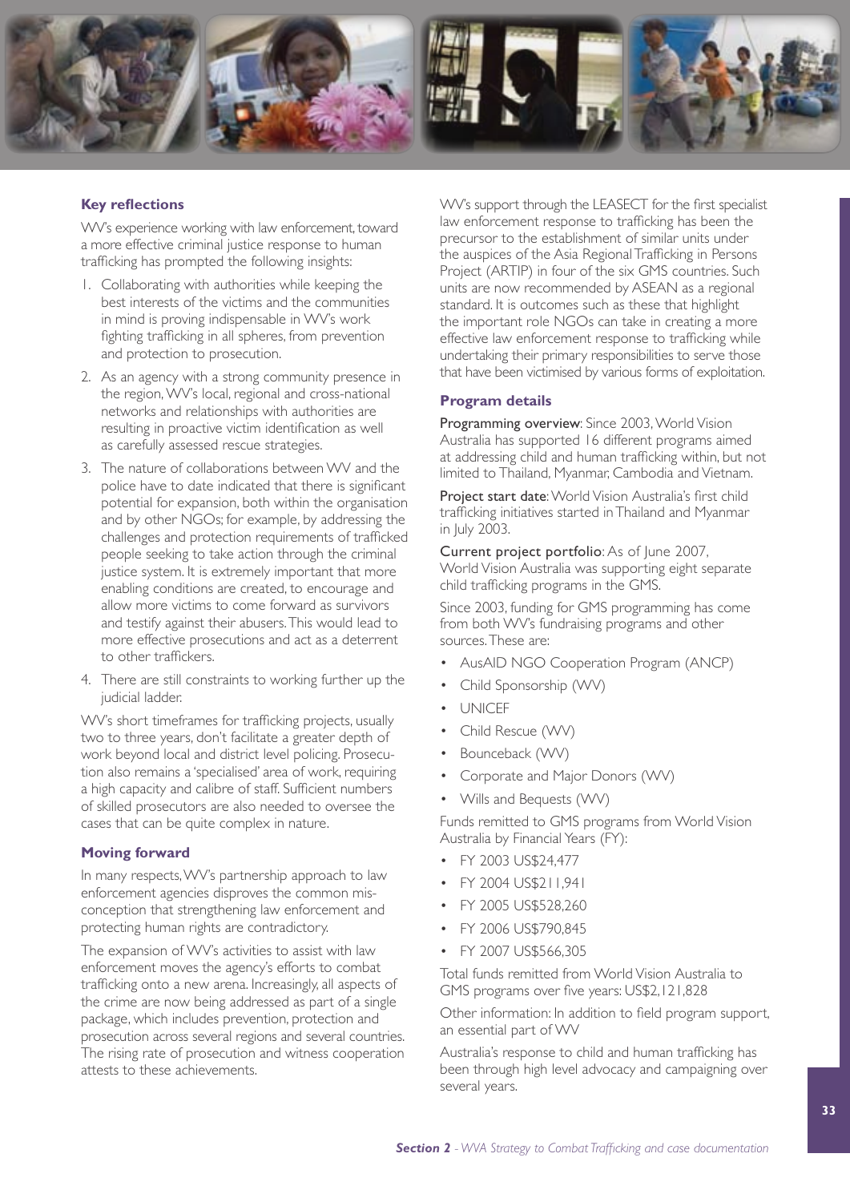### Key reflections

WV's experience working with law enforcement, toward a more effective criminal justice response to human trafficking has prompted the following insights:

1. Collaborating with authorities while keeping the best interests of the victims and the communities in mind is proving indispensable in WV's work fighting trafficking in all spheres, from prevention and protection to prosecution.
2. As an agency with a strong community presence in the region, WV's local, regional and cross-national networks and relationships with authorities are resulting in proactive victim identification as well as carefully assessed rescue strategies.
3. The nature of collaborations between WV and the police have to date indicated that there is significant potential for expansion, both within the organisation and by other NGOs; for example, by addressing the challenges and protection requirements of trafficked people seeking to take action through the criminal justice system. It is extremely important that more enabling conditions are created, to encourage and allow more victims to come forward as survivors and testify against their abusers. This would lead to more effective prosecutions and act as a deterrent to other traffickers.
4. There are still constraints to working further up the judicial ladder.

WV's short timeframes for trafficking projects, usually two to three years, don't facilitate a greater depth of work beyond local and district level policing. Prosecution also remains a 'specialised' area of work, requiring a high capacity and calibre of staff. Sufficient numbers of skilled prosecutors are also needed to oversee the cases that can be quite complex in nature.

### Moving forward

In many respects, WV's partnership approach to law enforcement agencies disproves the common misconception that strengthening law enforcement and protecting human rights are contradictory.

The expansion of WV's activities to assist with law enforcement moves the agency's efforts to combat trafficking onto a new arena. Increasingly, all aspects of the crime are now being addressed as part of a single package, which includes prevention, protection and prosecution across several regions and several countries. The rising rate of prosecution and witness cooperation attests to these achievements.

WV's support through the LEASECT for the first specialist law enforcement response to trafficking has been the precursor to the establishment of similar units under the auspices of the Asia Regional Trafficking in Persons Project (ARTIP) in four of the six GMS countries. Such units are now recommended by ASEAN as a regional standard. It is outcomes such as these that highlight the important role NGOs can take in creating a more effective law enforcement response to trafficking while undertaking their primary responsibilities to serve those that have been victimised by various forms of exploitation.

### Program details

**Programming overview**: Since 2003, World Vision Australia has supported 16 different programs aimed at addressing child and human trafficking within, but not limited to Thailand, Myanmar, Cambodia and Vietnam.

**Project start date**: World Vision Australia's first child trafficking initiatives started in Thailand and Myanmar in July 2003.

**Current project portfolio**: As of June 2007, World Vision Australia was supporting eight separate child trafficking programs in the GMS.

Since 2003, funding for GMS programming has come from both WV's fundraising programs and other sources. These are:

- AusAID NGO Cooperation Program (ANCP)
- Child Sponsorship (WV)
- UNICEF
- Child Rescue (WV)
- Bounceback (WV)
- Corporate and Major Donors (WV)
- Wills and Bequests (WV)

Funds remitted to GMS programs from World Vision Australia by Financial Years (FY):

- FY 2003 US$24,477
- FY 2004 US$211,941
- FY 2005 US$528,260
- FY 2006 US$790,845
- FY 2007 US$566,305

Total funds remitted from World Vision Australia to GMS programs over five years: US$2,121,828

Other information: In addition to field program support, an essential part of WV

Australia's response to child and human trafficking has been through high level advocacy and campaigning over several years.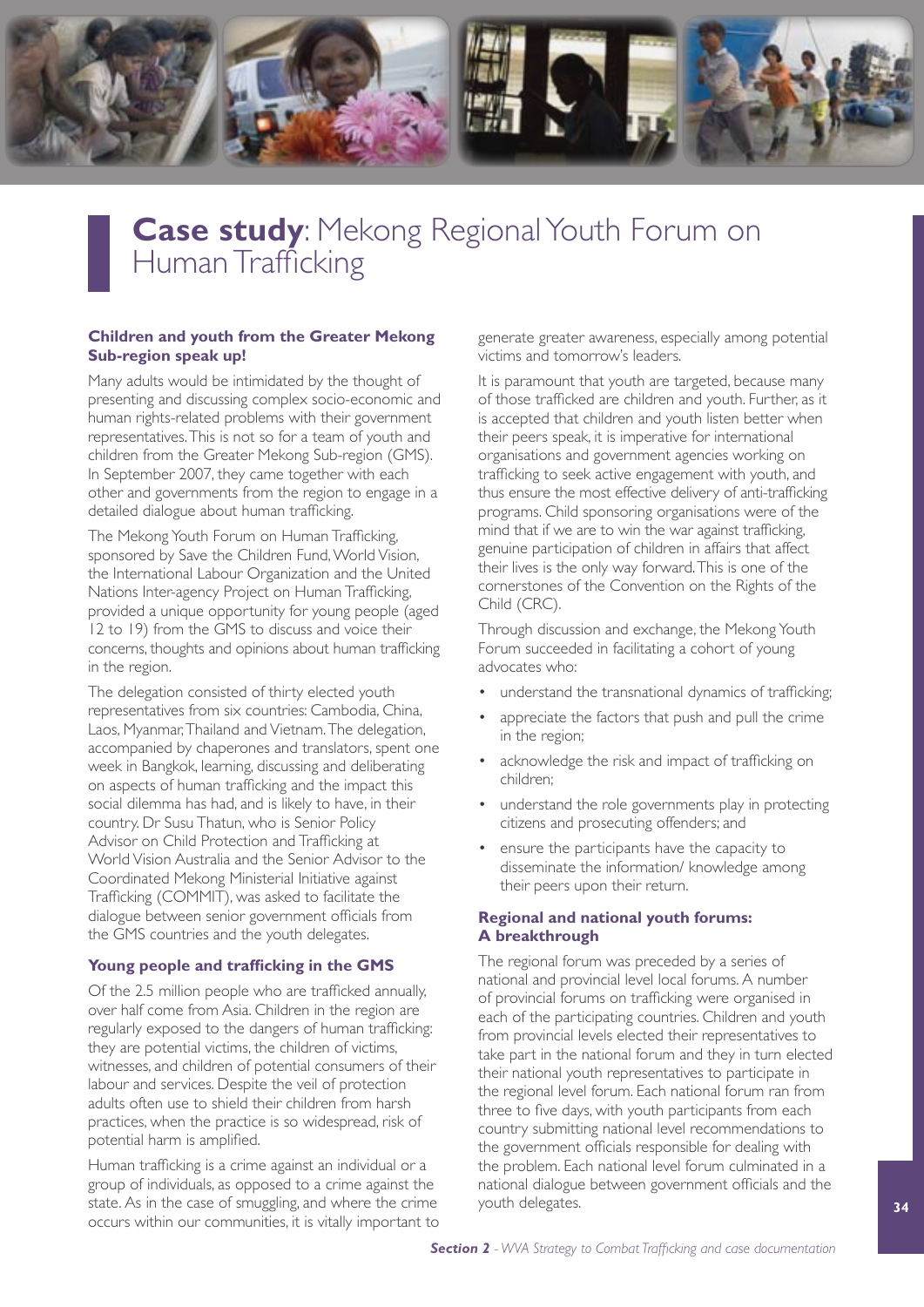# **Case study**: Mekong Regional Youth Forum on Human Trafficking

### Children and youth from the Greater Mekong Sub-region speak up!

Many adults would be intimidated by the thought of presenting and discussing complex socio-economic and human rights-related problems with their government representatives. This is not so for a team of youth and children from the Greater Mekong Sub-region (GMS). In September 2007, they came together with each other and governments from the region to engage in a detailed dialogue about human trafficking.

The Mekong Youth Forum on Human Trafficking, sponsored by Save the Children Fund, World Vision, the International Labour Organization and the United Nations Inter-agency Project on Human Trafficking, provided a unique opportunity for young people (aged 12 to 19) from the GMS to discuss and voice their concerns, thoughts and opinions about human trafficking in the region.

The delegation consisted of thirty elected youth representatives from six countries: Cambodia, China, Laos, Myanmar, Thailand and Vietnam. The delegation, accompanied by chaperones and translators, spent one week in Bangkok, learning, discussing and deliberating on aspects of human trafficking and the impact this social dilemma has had, and is likely to have, in their country. Dr Susu Thatun, who is Senior Policy Advisor on Child Protection and Trafficking at World Vision Australia and the Senior Advisor to the Coordinated Mekong Ministerial Initiative against Trafficking (COMMIT), was asked to facilitate the dialogue between senior government officials from the GMS countries and the youth delegates.

### Young people and trafficking in the GMS

Of the 2.5 million people who are trafficked annually, over half come from Asia. Children in the region are regularly exposed to the dangers of human trafficking: they are potential victims, the children of victims, witnesses, and children of potential consumers of their labour and services. Despite the veil of protection adults often use to shield their children from harsh practices, when the practice is so widespread, risk of potential harm is amplified.

Human trafficking is a crime against an individual or a group of individuals, as opposed to a crime against the state. As in the case of smuggling, and where the crime occurs within our communities, it is vitally important to generate greater awareness, especially among potential victims and tomorrow's leaders.

It is paramount that youth are targeted, because many of those trafficked are children and youth. Further, as it is accepted that children and youth listen better when their peers speak, it is imperative for international organisations and government agencies working on trafficking to seek active engagement with youth, and thus ensure the most effective delivery of anti-trafficking programs. Child sponsoring organisations were of the mind that if we are to win the war against trafficking, genuine participation of children in affairs that affect their lives is the only way forward. This is one of the cornerstones of the Convention on the Rights of the Child (CRC).

Through discussion and exchange, the Mekong Youth Forum succeeded in facilitating a cohort of young advocates who:

- understand the transnational dynamics of trafficking;
- appreciate the factors that push and pull the crime in the region;
- acknowledge the risk and impact of trafficking on children;
- understand the role governments play in protecting citizens and prosecuting offenders; and
- ensure the participants have the capacity to disseminate the information/ knowledge among their peers upon their return.

### Regional and national youth forums: A breakthrough

The regional forum was preceded by a series of national and provincial level local forums. A number of provincial forums on trafficking were organised in each of the participating countries. Children and youth from provincial levels elected their representatives to take part in the national forum and they in turn elected their national youth representatives to participate in the regional level forum. Each national forum ran from three to five days, with youth participants from each country submitting national level recommendations to the government officials responsible for dealing with the problem. Each national level forum culminated in a national dialogue between government officials and the youth delegates.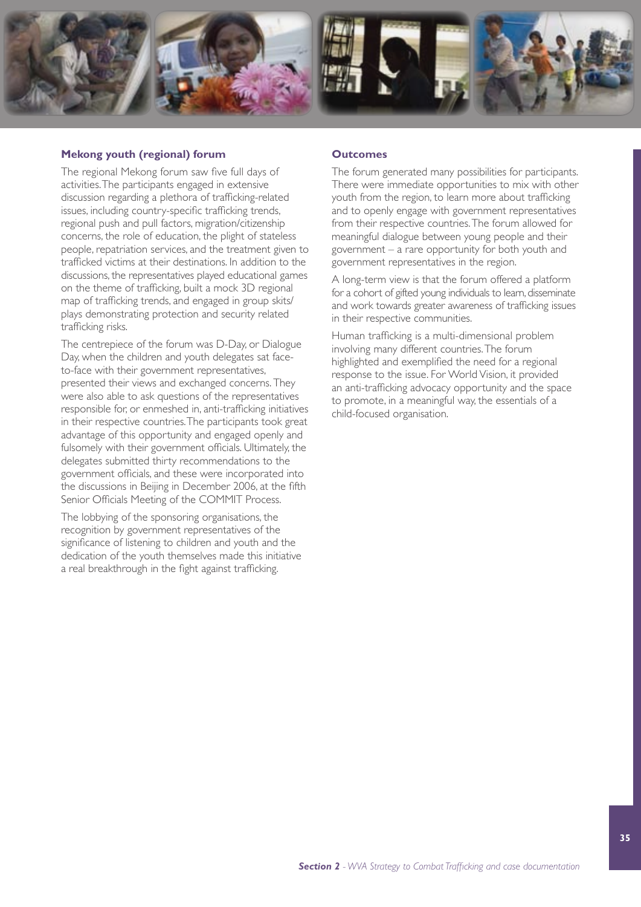### Mekong youth (regional) forum

The regional Mekong forum saw five full days of activities. The participants engaged in extensive discussion regarding a plethora of trafficking-related issues, including country-specific trafficking trends, regional push and pull factors, migration/citizenship concerns, the role of education, the plight of stateless people, repatriation services, and the treatment given to trafficked victims at their destinations. In addition to the discussions, the representatives played educational games on the theme of trafficking, built a mock 3D regional map of trafficking trends, and engaged in group skits/plays demonstrating protection and security related trafficking risks.

The centrepiece of the forum was D-Day, or Dialogue Day, when the children and youth delegates sat face-to-face with their government representatives, presented their views and exchanged concerns. They were also able to ask questions of the representatives responsible for, or enmeshed in, anti-trafficking initiatives in their respective countries. The participants took great advantage of this opportunity and engaged openly and fulsomely with their government officials. Ultimately, the delegates submitted thirty recommendations to the government officials, and these were incorporated into the discussions in Beijing in December 2006, at the fifth Senior Officials Meeting of the COMMIT Process.

The lobbying of the sponsoring organisations, the recognition by government representatives of the significance of listening to children and youth and the dedication of the youth themselves made this initiative a real breakthrough in the fight against trafficking.

### Outcomes

The forum generated many possibilities for participants. There were immediate opportunities to mix with other youth from the region, to learn more about trafficking and to openly engage with government representatives from their respective countries. The forum allowed for meaningful dialogue between young people and their government – a rare opportunity for both youth and government representatives in the region.

A long-term view is that the forum offered a platform for a cohort of gifted young individuals to learn, disseminate and work towards greater awareness of trafficking issues in their respective communities.

Human trafficking is a multi-dimensional problem involving many different countries. The forum highlighted and exemplified the need for a regional response to the issue. For World Vision, it provided an anti-trafficking advocacy opportunity and the space to promote, in a meaningful way, the essentials of a child-focused organisation.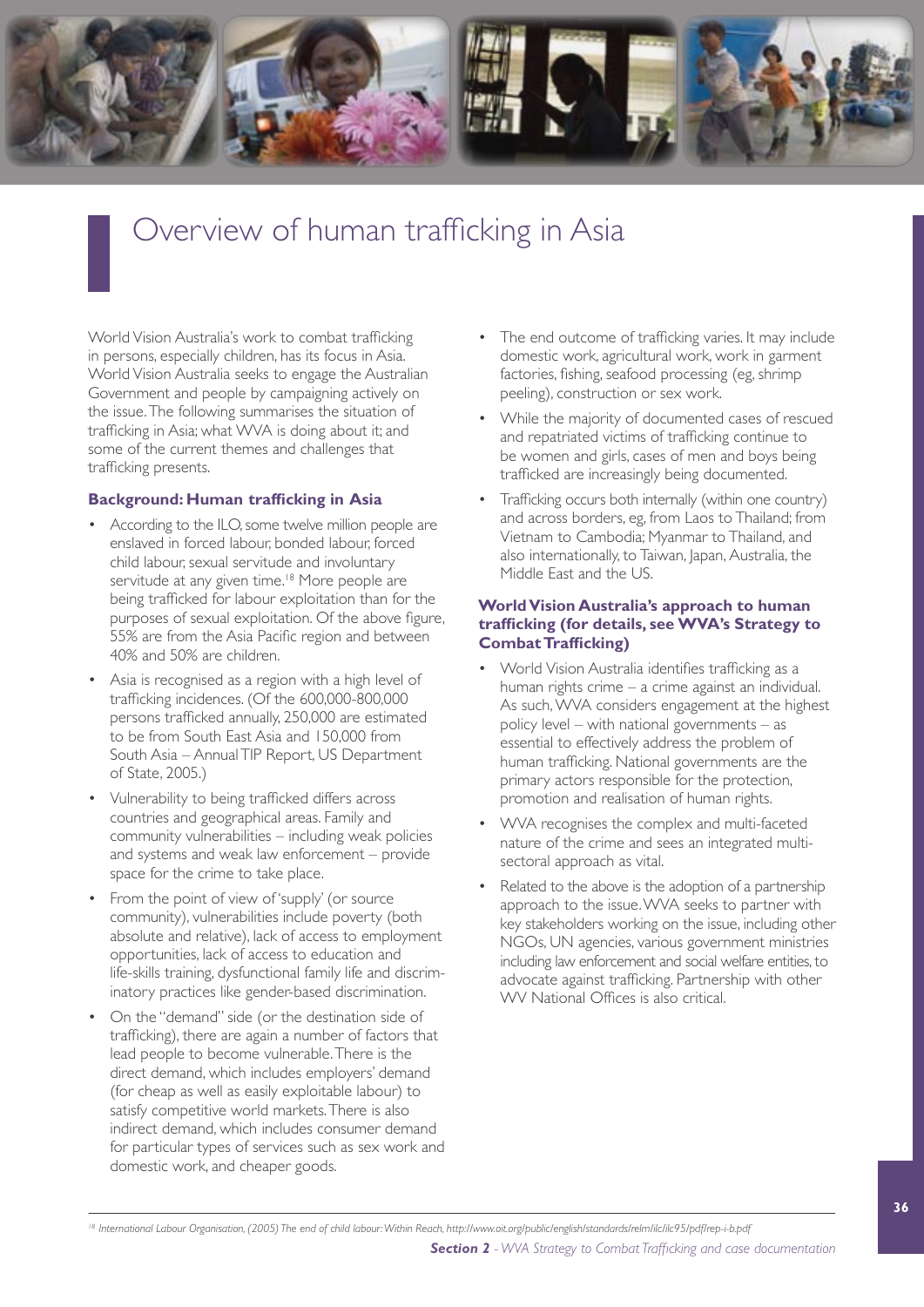# Overview of human trafficking in Asia

World Vision Australia's work to combat trafficking in persons, especially children, has its focus in Asia. World Vision Australia seeks to engage the Australian Government and people by campaigning actively on the issue. The following summarises the situation of trafficking in Asia; what WVA is doing about it; and some of the current themes and challenges that trafficking presents.

### Background: Human trafficking in Asia

- According to the ILO, some twelve million people are enslaved in forced labour, bonded labour, forced child labour, sexual servitude and involuntary servitude at any given time.[18] More people are being trafficked for labour exploitation than for the purposes of sexual exploitation. Of the above figure, 55% are from the Asia Pacific region and between 40% and 50% are children.
- Asia is recognised as a region with a high level of trafficking incidences. (Of the 600,000-800,000 persons trafficked annually, 250,000 are estimated to be from South East Asia and 150,000 from South Asia – Annual TIP Report, US Department of State, 2005.)
- Vulnerability to being trafficked differs across countries and geographical areas. Family and community vulnerabilities – including weak policies and systems and weak law enforcement – provide space for the crime to take place.
- From the point of view of 'supply' (or source community), vulnerabilities include poverty (both absolute and relative), lack of access to employment opportunities, lack of access to education and life-skills training, dysfunctional family life and discriminatory practices like gender-based discrimination.
- On the "demand" side (or the destination side of trafficking), there are again a number of factors that lead people to become vulnerable. There is the direct demand, which includes employers' demand (for cheap as well as easily exploitable labour) to satisfy competitive world markets. There is also indirect demand, which includes consumer demand for particular types of services such as sex work and domestic work, and cheaper goods.
- The end outcome of trafficking varies. It may include domestic work, agricultural work, work in garment factories, fishing, seafood processing (eg, shrimp peeling), construction or sex work.
- While the majority of documented cases of rescued and repatriated victims of trafficking continue to be women and girls, cases of men and boys being trafficked are increasingly being documented.
- Trafficking occurs both internally (within one country) and across borders, eg, from Laos to Thailand; from Vietnam to Cambodia; Myanmar to Thailand, and also internationally, to Taiwan, Japan, Australia, the Middle East and the US.

### World Vision Australia's approach to human trafficking (for details, see WVA's Strategy to Combat Trafficking)

- World Vision Australia identifies trafficking as a human rights crime – a crime against an individual. As such, WVA considers engagement at the highest policy level – with national governments – as essential to effectively address the problem of human trafficking. National governments are the primary actors responsible for the protection, promotion and realisation of human rights.
- WVA recognises the complex and multi-faceted nature of the crime and sees an integrated multi-sectoral approach as vital.
- Related to the above is the adoption of a partnership approach to the issue. WVA seeks to partner with key stakeholders working on the issue, including other NGOs, UN agencies, various government ministries including law enforcement and social welfare entities, to advocate against trafficking. Partnership with other WV National Offices is also critical.

---

[18] *International Labour Organisation, (2005) The end of child labour: Within Reach, http://www.oit.org/public/english/standards/relm/ilc/ilc95/pdf/rep-i-b.pdf*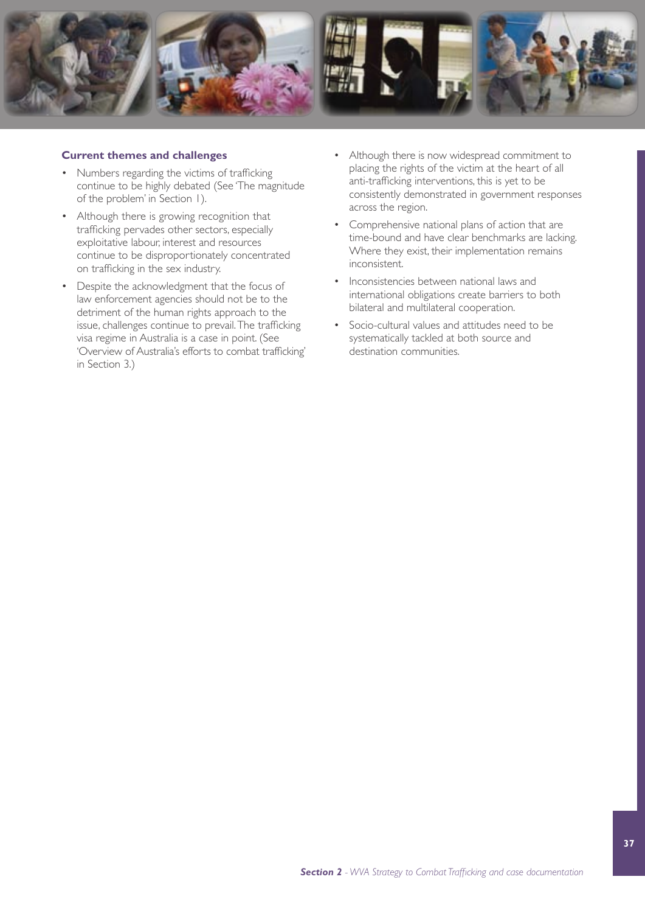### Current themes and challenges

- Numbers regarding the victims of trafficking continue to be highly debated (See 'The magnitude of the problem' in Section 1).
- Although there is growing recognition that trafficking pervades other sectors, especially exploitative labour, interest and resources continue to be disproportionately concentrated on trafficking in the sex industry.
- Despite the acknowledgment that the focus of law enforcement agencies should not be to the detriment of the human rights approach to the issue, challenges continue to prevail. The trafficking visa regime in Australia is a case in point. (See 'Overview of Australia's efforts to combat trafficking' in Section 3.)
- Although there is now widespread commitment to placing the rights of the victim at the heart of all anti-trafficking interventions, this is yet to be consistently demonstrated in government responses across the region.
- Comprehensive national plans of action that are time-bound and have clear benchmarks are lacking. Where they exist, their implementation remains inconsistent.
- Inconsistencies between national laws and international obligations create barriers to both bilateral and multilateral cooperation.
- Socio-cultural values and attitudes need to be systematically tackled at both source and destination communities.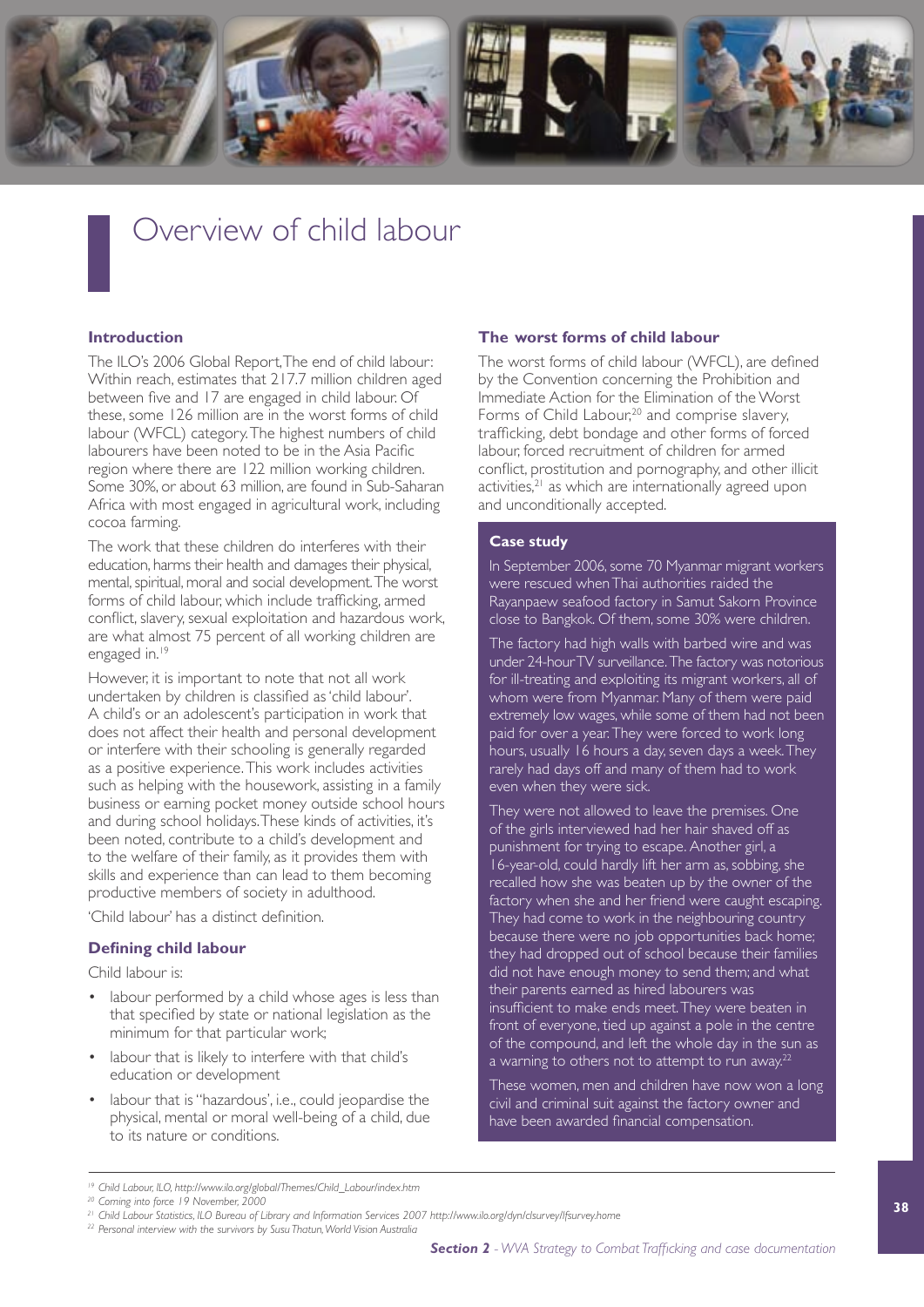# Overview of child labour

## Introduction

The ILO's 2006 Global Report, The end of child labour: Within reach, estimates that 217.7 million children aged between five and 17 are engaged in child labour. Of these, some 126 million are in the worst forms of child labour (WFCL) category. The highest numbers of child labourers have been noted to be in the Asia Pacific region where there are 122 million working children. Some 30%, or about 63 million, are found in Sub-Saharan Africa with most engaged in agricultural work, including cocoa farming.

The work that these children do interferes with their education, harms their health and damages their physical, mental, spiritual, moral and social development. The worst forms of child labour, which include trafficking, armed conflict, slavery, sexual exploitation and hazardous work, are what almost 75 percent of all working children are engaged in.[19]

However, it is important to note that not all work undertaken by children is classified as 'child labour'. A child's or an adolescent's participation in work that does not affect their health and personal development or interfere with their schooling is generally regarded as a positive experience. This work includes activities such as helping with the housework, assisting in a family business or earning pocket money outside school hours and during school holidays. These kinds of activities, it's been noted, contribute to a child's development and to the welfare of their family, as it provides them with skills and experience than can lead to them becoming productive members of society in adulthood.

'Child labour' has a distinct definition.

## Defining child labour

Child labour is:

- labour performed by a child whose ages is less than that specified by state or national legislation as the minimum for that particular work;
- labour that is likely to interfere with that child's education or development
- labour that is "hazardous', i.e., could jeopardise the physical, mental or moral well-being of a child, due to its nature or conditions.

## The worst forms of child labour

The worst forms of child labour (WFCL), are defined by the Convention concerning the Prohibition and Immediate Action for the Elimination of the Worst Forms of Child Labour,[20] and comprise slavery, trafficking, debt bondage and other forms of forced labour, forced recruitment of children for armed conflict, prostitution and pornography, and other illicit activities,[21] as which are internationally agreed upon and unconditionally accepted.

### Case study

In September 2006, some 70 Myanmar migrant workers were rescued when Thai authorities raided the Rayanpaew seafood factory in Samut Sakorn Province close to Bangkok. Of them, some 30% were children.

The factory had high walls with barbed wire and was under 24-hour TV surveillance. The factory was notorious for ill-treating and exploiting its migrant workers, all of whom were from Myanmar. Many of them were paid extremely low wages, while some of them had not been paid for over a year. They were forced to work long hours, usually 16 hours a day, seven days a week. They rarely had days off and many of them had to work even when they were sick.

They were not allowed to leave the premises. One of the girls interviewed had her hair shaved off as punishment for trying to escape. Another girl, a 16-year-old, could hardly lift her arm as, sobbing, she recalled how she was beaten up by the owner of the factory when she and her friend were caught escaping. They had come to work in the neighbouring country because there were no job opportunities back home; they had dropped out of school because their families did not have enough money to send them; and what their parents earned as hired labourers was insufficient to make ends meet. They were beaten in front of everyone, tied up against a pole in the centre of the compound, and left the whole day in the sun as a warning to others not to attempt to run away.[22]

These women, men and children have now won a long civil and criminal suit against the factory owner and have been awarded financial compensation.

---

[19] *Child Labour, ILO, http://www.ilo.org/global/Themes/Child_Labour/index.htm*

[20] *Coming into force 19 November, 2000*

[21] *Child Labour Statistics, ILO Bureau of Library and Information Services 2007 http://www.ilo.org/dyn/clsurvey/lfsurvey.home*

[22] *Personal interview with the survivors by Susu Thatun, World Vision Australia*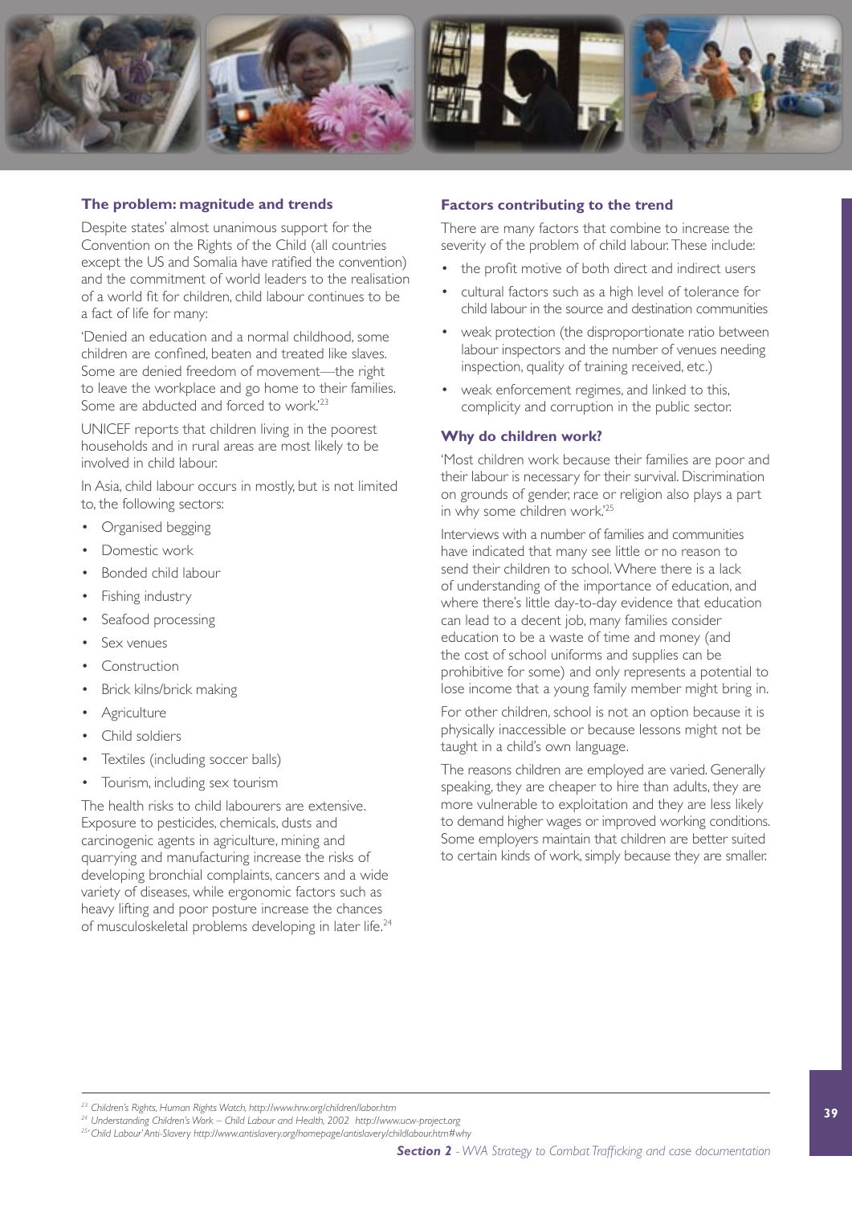### The problem: magnitude and trends

Despite states' almost unanimous support for the Convention on the Rights of the Child (all countries except the US and Somalia have ratified the convention) and the commitment of world leaders to the realisation of a world fit for children, child labour continues to be a fact of life for many:

'Denied an education and a normal childhood, some children are confined, beaten and treated like slaves. Some are denied freedom of movement—the right to leave the workplace and go home to their families. Some are abducted and forced to work.'[23]

UNICEF reports that children living in the poorest households and in rural areas are most likely to be involved in child labour.

In Asia, child labour occurs in mostly, but is not limited to, the following sectors:

- Organised begging
- Domestic work
- Bonded child labour
- Fishing industry
- Seafood processing
- Sex venues
- Construction
- Brick kilns/brick making
- Agriculture
- Child soldiers
- Textiles (including soccer balls)
- Tourism, including sex tourism

The health risks to child labourers are extensive. Exposure to pesticides, chemicals, dusts and carcinogenic agents in agriculture, mining and quarrying and manufacturing increase the risks of developing bronchial complaints, cancers and a wide variety of diseases, while ergonomic factors such as heavy lifting and poor posture increase the chances of musculoskeletal problems developing in later life.[24]

### Factors contributing to the trend

There are many factors that combine to increase the severity of the problem of child labour. These include:

- the profit motive of both direct and indirect users
- cultural factors such as a high level of tolerance for child labour in the source and destination communities
- weak protection (the disproportionate ratio between labour inspectors and the number of venues needing inspection, quality of training received, etc.)
- weak enforcement regimes, and linked to this, complicity and corruption in the public sector.

### Why do children work?

'Most children work because their families are poor and their labour is necessary for their survival. Discrimination on grounds of gender, race or religion also plays a part in why some children work.'[25]

Interviews with a number of families and communities have indicated that many see little or no reason to send their children to school. Where there is a lack of understanding of the importance of education, and where there's little day-to-day evidence that education can lead to a decent job, many families consider education to be a waste of time and money (and the cost of school uniforms and supplies can be prohibitive for some) and only represents a potential to lose income that a young family member might bring in.

For other children, school is not an option because it is physically inaccessible or because lessons might not be taught in a child's own language.

The reasons children are employed are varied. Generally speaking, they are cheaper to hire than adults, they are more vulnerable to exploitation and they are less likely to demand higher wages or improved working conditions. Some employers maintain that children are better suited to certain kinds of work, simply because they are smaller.

---

*[23] Children's Rights, Human Rights Watch, http://www.hrw.org/children/labor.htm*

*[24] Understanding Children's Work – Child Labour and Health, 2002 http://www.ucw-project.org*

*[25] 'Child Labour' Anti-Slavery http://www.antislavery.org/homepage/antislavery/childlabour.htm#why*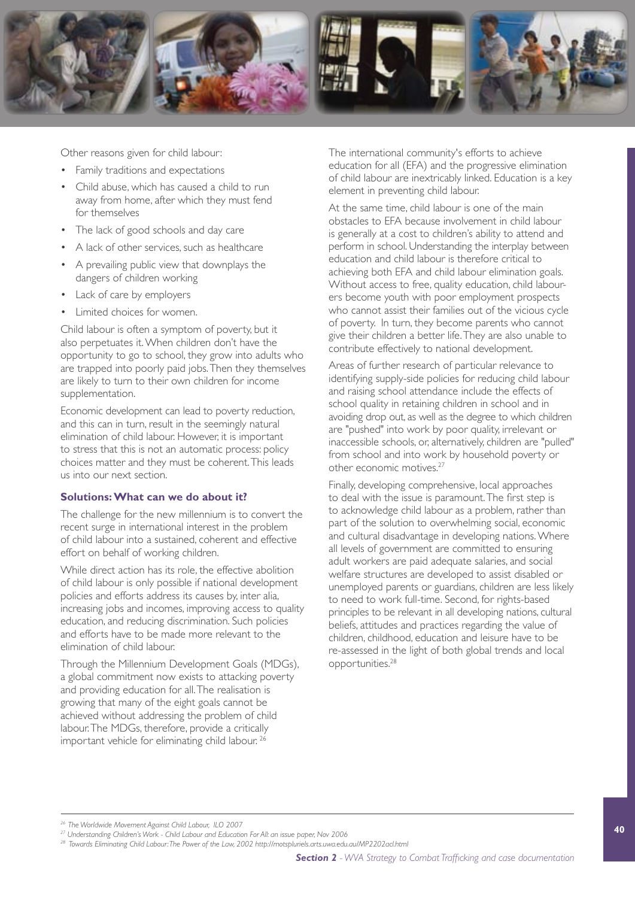Other reasons given for child labour:

- Family traditions and expectations
- Child abuse, which has caused a child to run away from home, after which they must fend for themselves
- The lack of good schools and day care
- A lack of other services, such as healthcare
- A prevailing public view that downplays the dangers of children working
- Lack of care by employers
- Limited choices for women.

Child labour is often a symptom of poverty, but it also perpetuates it. When children don't have the opportunity to go to school, they grow into adults who are trapped into poorly paid jobs. Then they themselves are likely to turn to their own children for income supplementation.

Economic development can lead to poverty reduction, and this can in turn, result in the seemingly natural elimination of child labour. However, it is important to stress that this is not an automatic process: policy choices matter and they must be coherent. This leads us into our next section.

### Solutions: What can we do about it?

The challenge for the new millennium is to convert the recent surge in international interest in the problem of child labour into a sustained, coherent and effective effort on behalf of working children.

While direct action has its role, the effective abolition of child labour is only possible if national development policies and efforts address its causes by, inter alia, increasing jobs and incomes, improving access to quality education, and reducing discrimination. Such policies and efforts have to be made more relevant to the elimination of child labour.

Through the Millennium Development Goals (MDGs), a global commitment now exists to attacking poverty and providing education for all. The realisation is growing that many of the eight goals cannot be achieved without addressing the problem of child labour. The MDGs, therefore, provide a critically important vehicle for eliminating child labour. [26]

The international community's efforts to achieve education for all (EFA) and the progressive elimination of child labour are inextricably linked. Education is a key element in preventing child labour.

At the same time, child labour is one of the main obstacles to EFA because involvement in child labour is generally at a cost to children's ability to attend and perform in school. Understanding the interplay between education and child labour is therefore critical to achieving both EFA and child labour elimination goals. Without access to free, quality education, child labourers become youth with poor employment prospects who cannot assist their families out of the vicious cycle of poverty. In turn, they become parents who cannot give their children a better life. They are also unable to contribute effectively to national development.

Areas of further research of particular relevance to identifying supply-side policies for reducing child labour and raising school attendance include the effects of school quality in retaining children in school and in avoiding drop out, as well as the degree to which children are "pushed" into work by poor quality, irrelevant or inaccessible schools, or, alternatively, children are "pulled" from school and into work by household poverty or other economic motives.[27]

Finally, developing comprehensive, local approaches to deal with the issue is paramount. The first step is to acknowledge child labour as a problem, rather than part of the solution to overwhelming social, economic and cultural disadvantage in developing nations. Where all levels of government are committed to ensuring adult workers are paid adequate salaries, and social welfare structures are developed to assist disabled or unemployed parents or guardians, children are less likely to need to work full-time. Second, for rights-based principles to be relevant in all developing nations, cultural beliefs, attitudes and practices regarding the value of children, childhood, education and leisure have to be re-assessed in the light of both global trends and local opportunities.[28]

---

[26] *The Worldwide Movement Against Child Labour, ILO 2007*

[27] *Understanding Children's Work - Child Labour and Education For All: an issue paper, Nov 2006*

[28] *Towards Eliminating Child Labour: The Power of the Law, 2002 http://motspluriels.arts.uwa.edu.au/MP2202acl.html*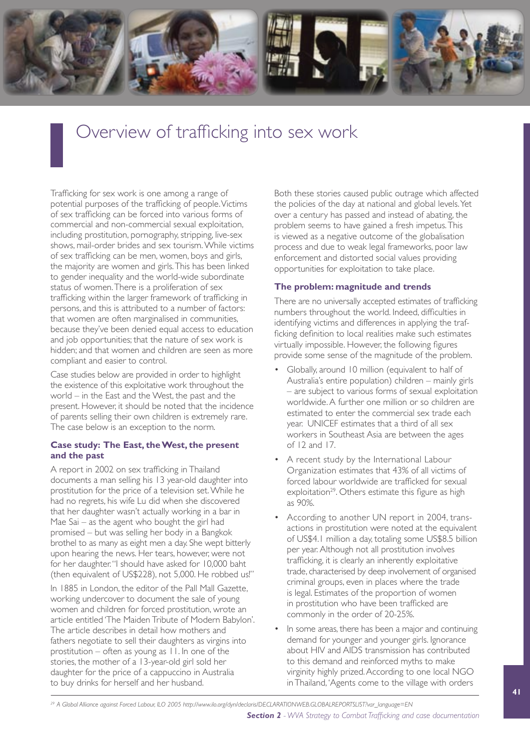# Overview of trafficking into sex work

Trafficking for sex work is one among a range of potential purposes of the trafficking of people. Victims of sex trafficking can be forced into various forms of commercial and non-commercial sexual exploitation, including prostitution, pornography, stripping, live-sex shows, mail-order brides and sex tourism. While victims of sex trafficking can be men, women, boys and girls, the majority are women and girls. This has been linked to gender inequality and the world-wide subordinate status of women. There is a proliferation of sex trafficking within the larger framework of trafficking in persons, and this is attributed to a number of factors: that women are often marginalised in communities, because they've been denied equal access to education and job opportunities; that the nature of sex work is hidden; and that women and children are seen as more compliant and easier to control.

Case studies below are provided in order to highlight the existence of this exploitative work throughout the world – in the East and the West, the past and the present. However, it should be noted that the incidence of parents selling their own children is extremely rare. The case below is an exception to the norm.

### Case study: The East, the West, the present and the past

A report in 2002 on sex trafficking in Thailand documents a man selling his 13 year-old daughter into prostitution for the price of a television set. While he had no regrets, his wife Lu did when she discovered that her daughter wasn't actually working in a bar in Mae Sai – as the agent who bought the girl had promised – but was selling her body in a Bangkok brothel to as many as eight men a day. She wept bitterly upon hearing the news. Her tears, however, were not for her daughter. "I should have asked for 10,000 baht (then equivalent of US$228), not 5,000. He robbed us!"

In 1885 in London, the editor of the Pall Mall Gazette, working undercover to document the sale of young women and children for forced prostitution, wrote an article entitled 'The Maiden Tribute of Modern Babylon'. The article describes in detail how mothers and fathers negotiate to sell their daughters as virgins into prostitution – often as young as 11. In one of the stories, the mother of a 13-year-old girl sold her daughter for the price of a cappuccino in Australia to buy drinks for herself and her husband.

Both these stories caused public outrage which affected the policies of the day at national and global levels. Yet over a century has passed and instead of abating, the problem seems to have gained a fresh impetus. This is viewed as a negative outcome of the globalisation process and due to weak legal frameworks, poor law enforcement and distorted social values providing opportunities for exploitation to take place.

### The problem: magnitude and trends

There are no universally accepted estimates of trafficking numbers throughout the world. Indeed, difficulties in identifying victims and differences in applying the trafficking definition to local realities make such estimates virtually impossible. However, the following figures provide some sense of the magnitude of the problem.

- Globally, around 10 million (equivalent to half of Australia's entire population) children – mainly girls – are subject to various forms of sexual exploitation worldwide. A further one million or so children are estimated to enter the commercial sex trade each year. UNICEF estimates that a third of all sex workers in Southeast Asia are between the ages of 12 and 17.
- A recent study by the International Labour Organization estimates that 43% of all victims of forced labour worldwide are trafficked for sexual exploitation[29]. Others estimate this figure as high as 90%.
- According to another UN report in 2004, transactions in prostitution were noted at the equivalent of US$4.1 million a day, totaling some US$8.5 billion per year. Although not all prostitution involves trafficking, it is clearly an inherently exploitative trade, characterised by deep involvement of organised criminal groups, even in places where the trade is legal. Estimates of the proportion of women in prostitution who have been trafficked are commonly in the order of 20-25%.
- In some areas, there has been a major and continuing demand for younger and younger girls. Ignorance about HIV and AIDS transmission has contributed to this demand and reinforced myths to make virginity highly prized. According to one local NGO in Thailand, 'Agents come to the village with orders

[29] *A Global Alliance against Forced Labour, ILO 2005 http://www.ilo.org/dyn/declaris/DECLARATIONWEB.GLOBALREPORTSLIST?var_language=EN*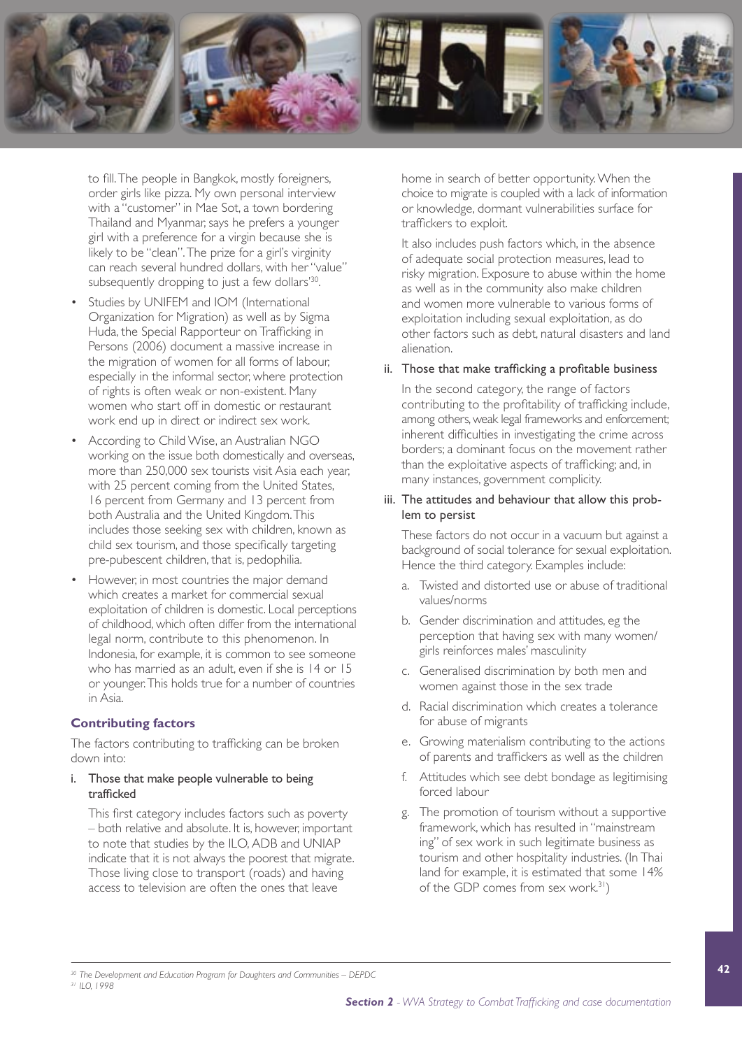to fill. The people in Bangkok, mostly foreigners, order girls like pizza. My own personal interview with a "customer" in Mae Sot, a town bordering Thailand and Myanmar, says he prefers a younger girl with a preference for a virgin because she is likely to be "clean". The prize for a girl's virginity can reach several hundred dollars, with her "value" subsequently dropping to just a few dollars'[30].

- Studies by UNIFEM and IOM (International Organization for Migration) as well as by Sigma Huda, the Special Rapporteur on Trafficking in Persons (2006) document a massive increase in the migration of women for all forms of labour, especially in the informal sector, where protection of rights is often weak or non-existent. Many women who start off in domestic or restaurant work end up in direct or indirect sex work.
- According to Child Wise, an Australian NGO working on the issue both domestically and overseas, more than 250,000 sex tourists visit Asia each year, with 25 percent coming from the United States, 16 percent from Germany and 13 percent from both Australia and the United Kingdom. This includes those seeking sex with children, known as child sex tourism, and those specifically targeting pre-pubescent children, that is, pedophilia.
- However, in most countries the major demand which creates a market for commercial sexual exploitation of children is domestic. Local perceptions of childhood, which often differ from the international legal norm, contribute to this phenomenon. In Indonesia, for example, it is common to see someone who has married as an adult, even if she is 14 or 15 or younger. This holds true for a number of countries in Asia.

### Contributing factors

The factors contributing to trafficking can be broken down into:

i. Those that make people vulnerable to being trafficked

This first category includes factors such as poverty – both relative and absolute. It is, however, important to note that studies by the ILO, ADB and UNIAP indicate that it is not always the poorest that migrate. Those living close to transport (roads) and having access to television are often the ones that leave home in search of better opportunity. When the choice to migrate is coupled with a lack of information or knowledge, dormant vulnerabilities surface for traffickers to exploit.

It also includes push factors which, in the absence of adequate social protection measures, lead to risky migration. Exposure to abuse within the home as well as in the community also make children and women more vulnerable to various forms of exploitation including sexual exploitation, as do other factors such as debt, natural disasters and land alienation.

ii. Those that make trafficking a profitable business

In the second category, the range of factors contributing to the profitability of trafficking include, among others, weak legal frameworks and enforcement; inherent difficulties in investigating the crime across borders; a dominant focus on the movement rather than the exploitative aspects of trafficking; and, in many instances, government complicity.

iii. The attitudes and behaviour that allow this problem to persist

These factors do not occur in a vacuum but against a background of social tolerance for sexual exploitation. Hence the third category. Examples include:

a. Twisted and distorted use or abuse of traditional values/norms
b. Gender discrimination and attitudes, eg the perception that having sex with many women/girls reinforces males' masculinity
c. Generalised discrimination by both men and women against those in the sex trade
d. Racial discrimination which creates a tolerance for abuse of migrants
e. Growing materialism contributing to the actions of parents and traffickers as well as the children
f. Attitudes which see debt bondage as legitimising forced labour
g. The promotion of tourism without a supportive framework, which has resulted in "mainstreaming" of sex work in such legitimate business as tourism and other hospitality industries. (In Thailand for example, it is estimated that some 14% of the GDP comes from sex work.[31])

---

[30] *The Development and Education Program for Daughters and Communities – DEPDC*
[31] *ILO, 1998*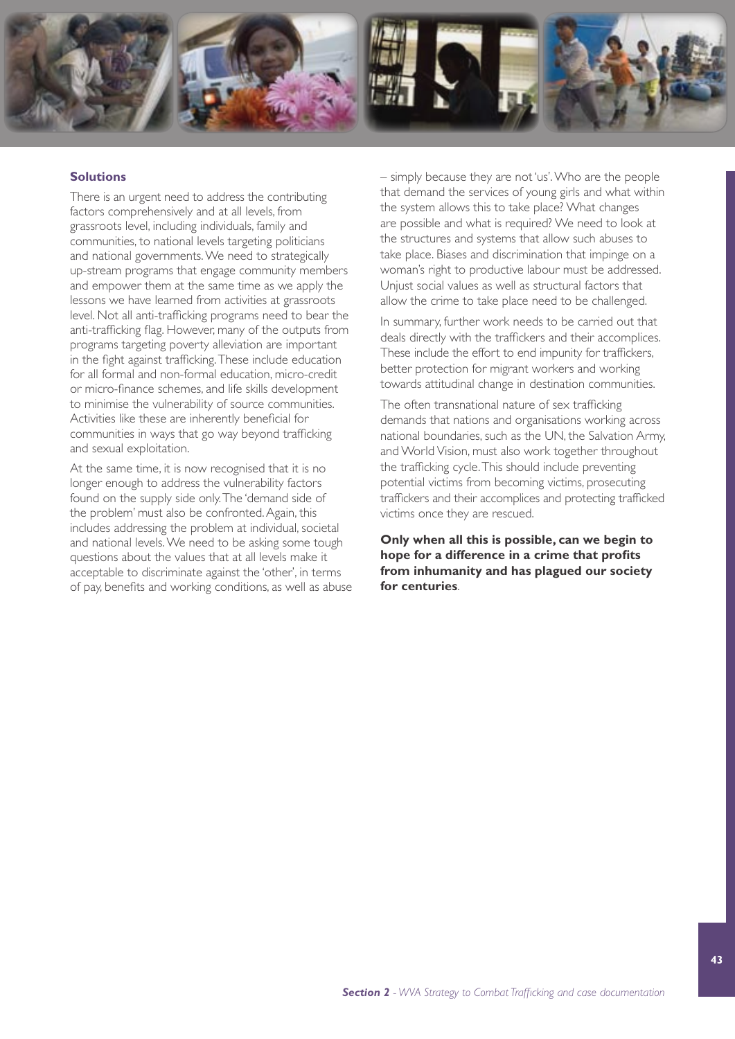### Solutions

There is an urgent need to address the contributing factors comprehensively and at all levels, from grassroots level, including individuals, family and communities, to national levels targeting politicians and national governments. We need to strategically up-stream programs that engage community members and empower them at the same time as we apply the lessons we have learned from activities at grassroots level. Not all anti-trafficking programs need to bear the anti-trafficking flag. However, many of the outputs from programs targeting poverty alleviation are important in the fight against trafficking. These include education for all formal and non-formal education, micro-credit or micro-finance schemes, and life skills development to minimise the vulnerability of source communities. Activities like these are inherently beneficial for communities in ways that go way beyond trafficking and sexual exploitation.

At the same time, it is now recognised that it is no longer enough to address the vulnerability factors found on the supply side only. The 'demand side of the problem' must also be confronted. Again, this includes addressing the problem at individual, societal and national levels. We need to be asking some tough questions about the values that at all levels make it acceptable to discriminate against the 'other', in terms of pay, benefits and working conditions, as well as abuse – simply because they are not 'us'. Who are the people that demand the services of young girls and what within the system allows this to take place? What changes are possible and what is required? We need to look at the structures and systems that allow such abuses to take place. Biases and discrimination that impinge on a woman's right to productive labour must be addressed. Unjust social values as well as structural factors that allow the crime to take place need to be challenged.

In summary, further work needs to be carried out that deals directly with the traffickers and their accomplices. These include the effort to end impunity for traffickers, better protection for migrant workers and working towards attitudinal change in destination communities.

The often transnational nature of sex trafficking demands that nations and organisations working across national boundaries, such as the UN, the Salvation Army, and World Vision, must also work together throughout the trafficking cycle. This should include preventing potential victims from becoming victims, prosecuting traffickers and their accomplices and protecting trafficked victims once they are rescued.

**Only when all this is possible, can we begin to hope for a difference in a crime that profits from inhumanity and has plagued our society for centuries**.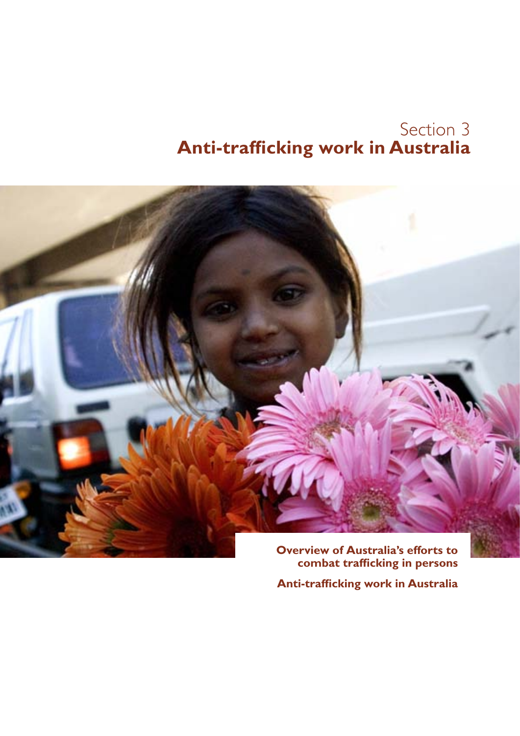# Section 3
# Anti-trafficking work in Australia

**Overview of Australia's efforts to combat trafficking in persons**

**Anti-trafficking work in Australia**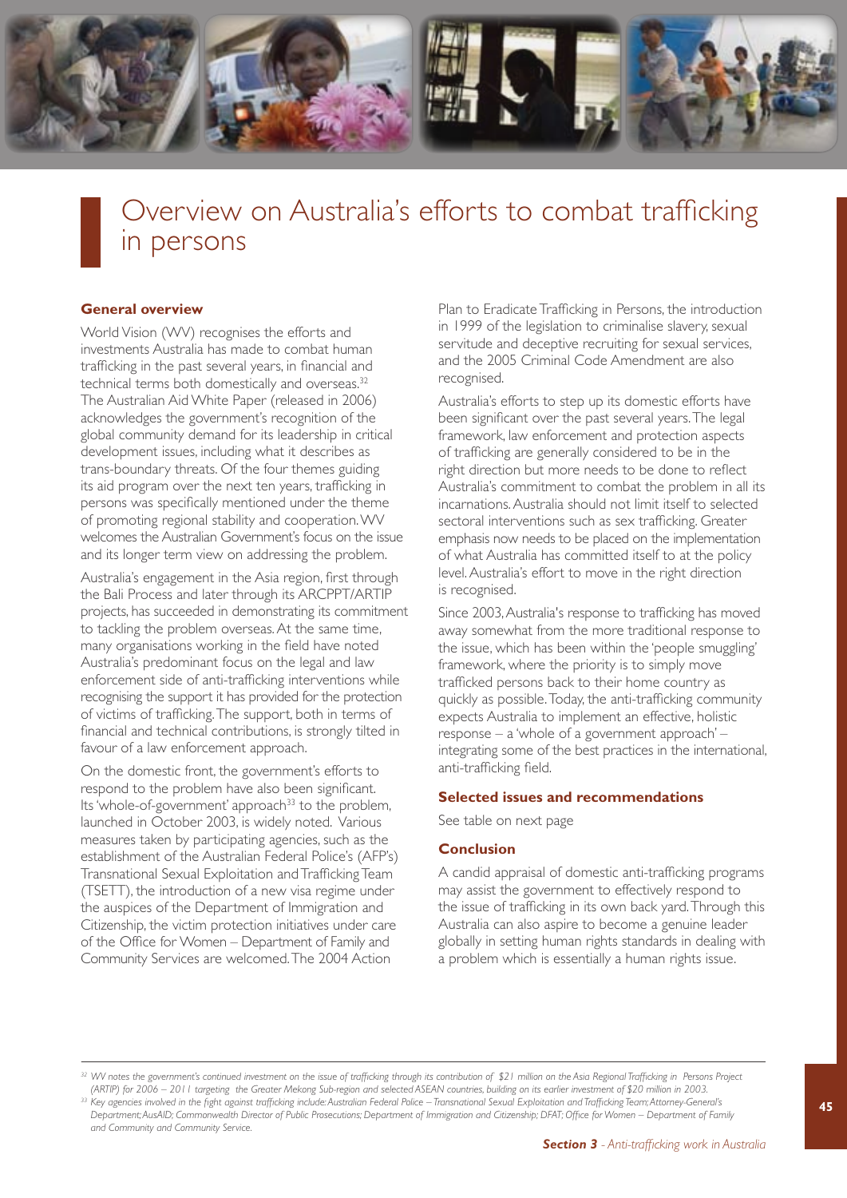# Overview on Australia's efforts to combat trafficking in persons

### General overview

World Vision (WV) recognises the efforts and investments Australia has made to combat human trafficking in the past several years, in financial and technical terms both domestically and overseas.[32] The Australian Aid White Paper (released in 2006) acknowledges the government's recognition of the global community demand for its leadership in critical development issues, including what it describes as trans-boundary threats. Of the four themes guiding its aid program over the next ten years, trafficking in persons was specifically mentioned under the theme of promoting regional stability and cooperation. WV welcomes the Australian Government's focus on the issue and its longer term view on addressing the problem.

Australia's engagement in the Asia region, first through the Bali Process and later through its ARCPPT/ARTIP projects, has succeeded in demonstrating its commitment to tackling the problem overseas. At the same time, many organisations working in the field have noted Australia's predominant focus on the legal and law enforcement side of anti-trafficking interventions while recognising the support it has provided for the protection of victims of trafficking. The support, both in terms of financial and technical contributions, is strongly tilted in favour of a law enforcement approach.

On the domestic front, the government's efforts to respond to the problem have also been significant. Its 'whole-of-government' approach[33] to the problem, launched in October 2003, is widely noted. Various measures taken by participating agencies, such as the establishment of the Australian Federal Police's (AFP's) Transnational Sexual Exploitation and Trafficking Team (TSETT), the introduction of a new visa regime under the auspices of the Department of Immigration and Citizenship, the victim protection initiatives under care of the Office for Women – Department of Family and Community Services are welcomed. The 2004 Action Plan to Eradicate Trafficking in Persons, the introduction in 1999 of the legislation to criminalise slavery, sexual servitude and deceptive recruiting for sexual services, and the 2005 Criminal Code Amendment are also recognised.

Australia's efforts to step up its domestic efforts have been significant over the past several years. The legal framework, law enforcement and protection aspects of trafficking are generally considered to be in the right direction but more needs to be done to reflect Australia's commitment to combat the problem in all its incarnations. Australia should not limit itself to selected sectoral interventions such as sex trafficking. Greater emphasis now needs to be placed on the implementation of what Australia has committed itself to at the policy level. Australia's effort to move in the right direction is recognised.

Since 2003, Australia's response to trafficking has moved away somewhat from the more traditional response to the issue, which has been within the 'people smuggling' framework, where the priority is to simply move trafficked persons back to their home country as quickly as possible. Today, the anti-trafficking community expects Australia to implement an effective, holistic response – a 'whole of a government approach' – integrating some of the best practices in the international, anti-trafficking field.

### Selected issues and recommendations

See table on next page

### Conclusion

A candid appraisal of domestic anti-trafficking programs may assist the government to effectively respond to the issue of trafficking in its own back yard. Through this Australia can also aspire to become a genuine leader globally in setting human rights standards in dealing with a problem which is essentially a human rights issue.

---

[32] *WV notes the government's continued investment on the issue of trafficking through its contribution of $21 million on the Asia Regional Trafficking in Persons Project (ARTIP) for 2006 – 2011 targeting the Greater Mekong Sub-region and selected ASEAN countries, building on its earlier investment of $20 million in 2003.*

[33] *Key agencies involved in the fight against trafficking include: Australian Federal Police – Transnational Sexual Exploitation and Trafficking Team; Attorney-General's Department; AusAID; Commonwealth Director of Public Prosecutions; Department of Immigration and Citizenship; DFAT; Office for Women – Department of Family and Community and Community Service.*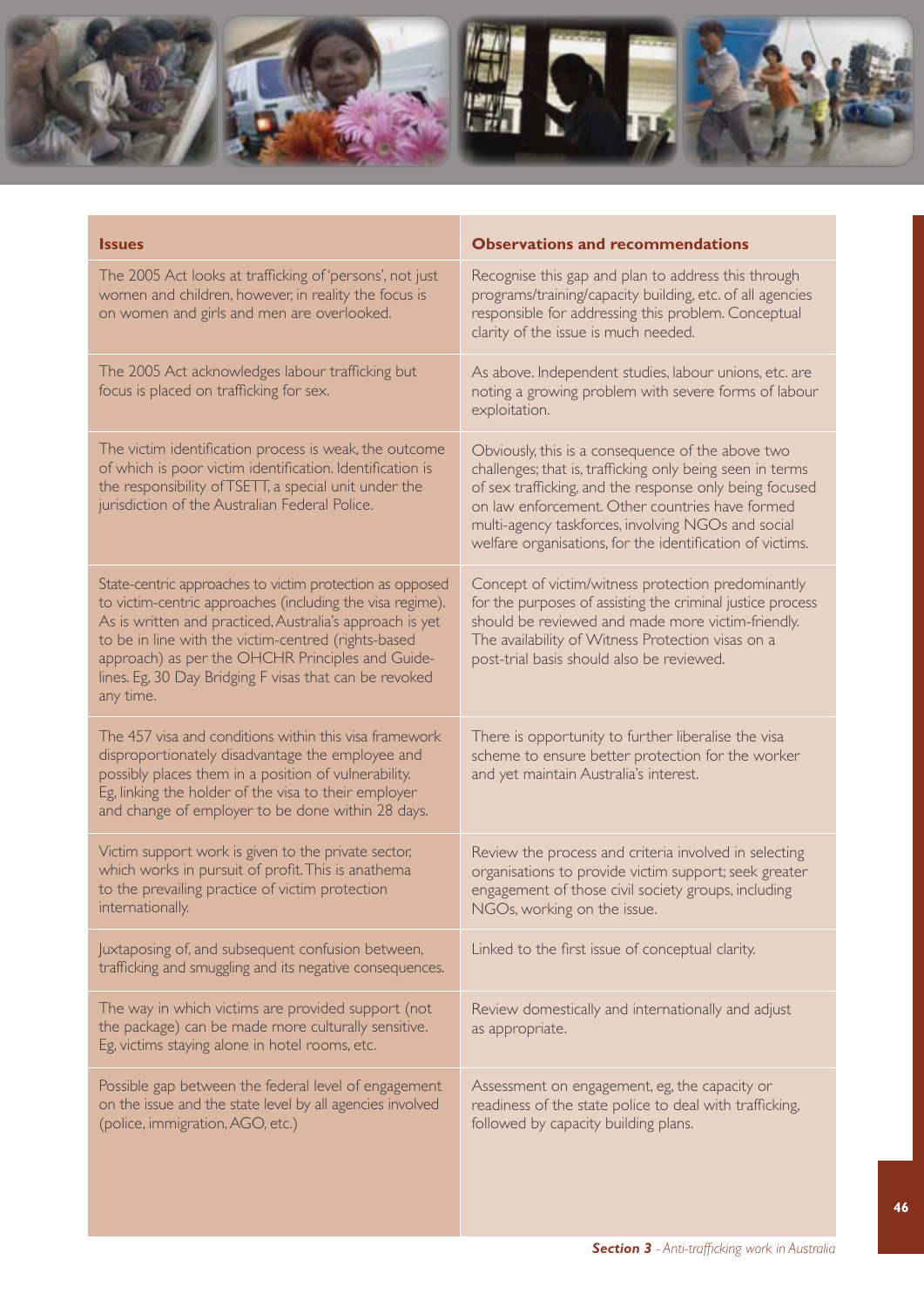| Issues | Observations and recommendations |
|---|---|
| The 2005 Act looks at trafficking of 'persons', not just women and children, however, in reality the focus is on women and girls and men are overlooked. | Recognise this gap and plan to address this through programs/training/capacity building, etc. of all agencies responsible for addressing this problem. Conceptual clarity of the issue is much needed. |
| The 2005 Act acknowledges labour trafficking but focus is placed on trafficking for sex. | As above. Independent studies, labour unions, etc. are noting a growing problem with severe forms of labour exploitation. |
| The victim identification process is weak, the outcome of which is poor victim identification. Identification is the responsibility of TSETT, a special unit under the jurisdiction of the Australian Federal Police. | Obviously, this is a consequence of the above two challenges; that is, trafficking only being seen in terms of sex trafficking, and the response only being focused on law enforcement. Other countries have formed multi-agency taskforces, involving NGOs and social welfare organisations, for the identification of victims. |
| State-centric approaches to victim protection as opposed to victim-centric approaches (including the visa regime). As is written and practiced, Australia's approach is yet to be in line with the victim-centred (rights-based approach) as per the OHCHR Principles and Guidelines. Eg, 30 Day Bridging F visas that can be revoked any time. | Concept of victim/witness protection predominantly for the purposes of assisting the criminal justice process should be reviewed and made more victim-friendly. The availability of Witness Protection visas on a post-trial basis should also be reviewed. |
| The 457 visa and conditions within this visa framework disproportionately disadvantage the employee and possibly places them in a position of vulnerability. Eg, linking the holder of the visa to their employer and change of employer to be done within 28 days. | There is opportunity to further liberalise the visa scheme to ensure better protection for the worker and yet maintain Australia's interest. |
| Victim support work is given to the private sector, which works in pursuit of profit. This is anathema to the prevailing practice of victim protection internationally. | Review the process and criteria involved in selecting organisations to provide victim support; seek greater engagement of those civil society groups, including NGOs, working on the issue. |
| Juxtaposing of, and subsequent confusion between, trafficking and smuggling and its negative consequences. | Linked to the first issue of conceptual clarity. |
| The way in which victims are provided support (not the package) can be made more culturally sensitive. Eg, victims staying alone in hotel rooms, etc. | Review domestically and internationally and adjust as appropriate. |
| Possible gap between the federal level of engagement on the issue and the state level by all agencies involved (police, immigration, AGO, etc.) | Assessment on engagement, eg, the capacity or readiness of the state police to deal with trafficking, followed by capacity building plans. |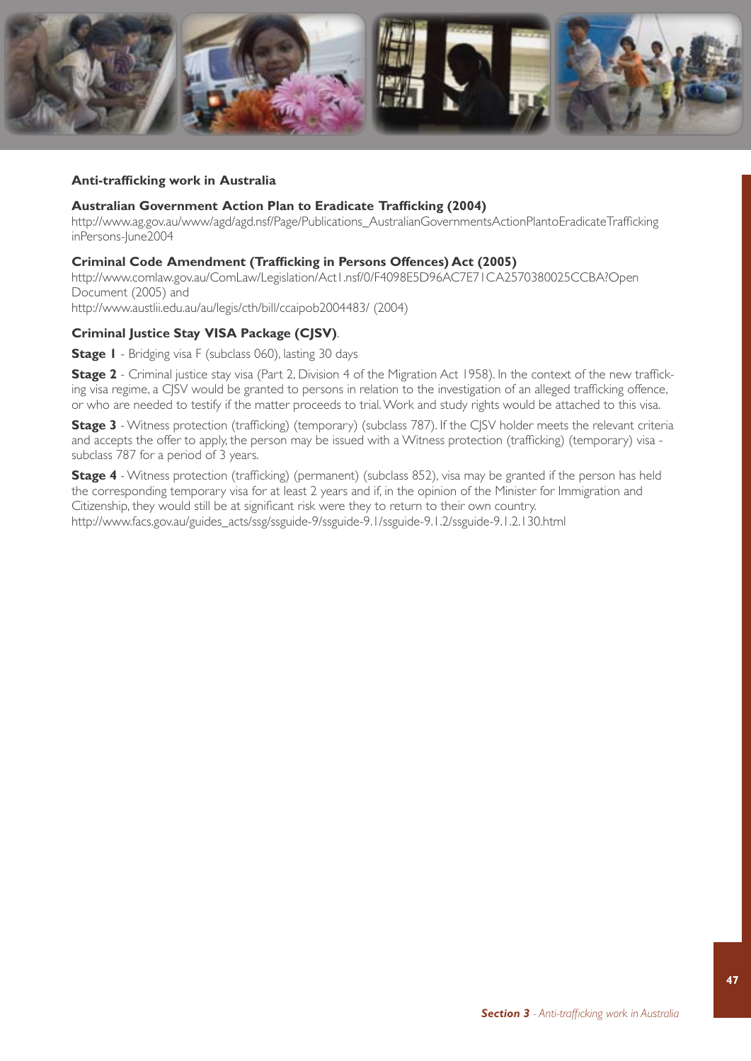**Anti-trafficking work in Australia**

**Australian Government Action Plan to Eradicate Trafficking (2004)**
http://www.ag.gov.au/www/agd/agd.nsf/Page/Publications_AustralianGovernmentsActionPlantoEradicateTraffickinginPersons-June2004

**Criminal Code Amendment (Trafficking in Persons Offences) Act (2005)**
http://www.comlaw.gov.au/ComLaw/Legislation/Act1.nsf/0/F4098E5D96AC7E71CA2570380025CCBA?OpenDocument (2005) and
http://www.austlii.edu.au/au/legis/cth/bill/ccaipob2004483/ (2004)

**Criminal Justice Stay VISA Package (CJSV)**.

**Stage 1** - Bridging visa F (subclass 060), lasting 30 days

**Stage 2** - Criminal justice stay visa (Part 2, Division 4 of the Migration Act 1958). In the context of the new trafficking visa regime, a CJSV would be granted to persons in relation to the investigation of an alleged trafficking offence, or who are needed to testify if the matter proceeds to trial. Work and study rights would be attached to this visa.

**Stage 3** - Witness protection (trafficking) (temporary) (subclass 787). If the CJSV holder meets the relevant criteria and accepts the offer to apply, the person may be issued with a Witness protection (trafficking) (temporary) visa - subclass 787 for a period of 3 years.

**Stage 4** - Witness protection (trafficking) (permanent) (subclass 852), visa may be granted if the person has held the corresponding temporary visa for at least 2 years and if, in the opinion of the Minister for Immigration and Citizenship, they would still be at significant risk were they to return to their own country.
http://www.facs.gov.au/guides_acts/ssg/ssguide-9/ssguide-9.1/ssguide-9.1.2/ssguide-9.1.2.130.html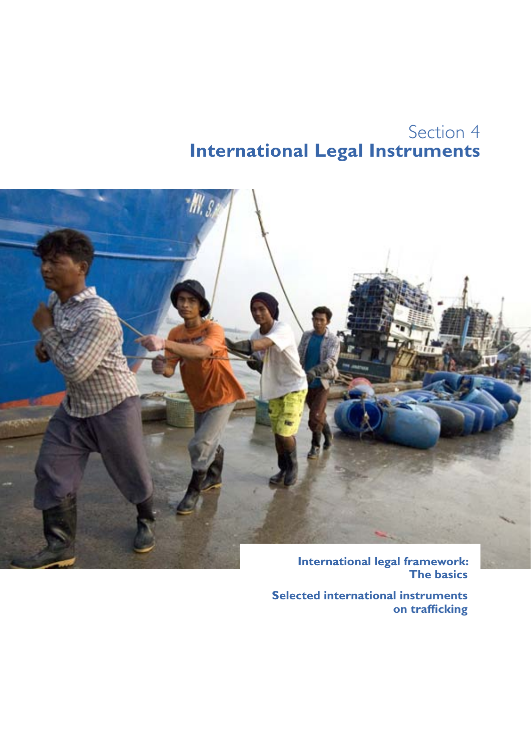# Section 4
# International Legal Instruments

**International legal framework: The basics**

**Selected international instruments on trafficking**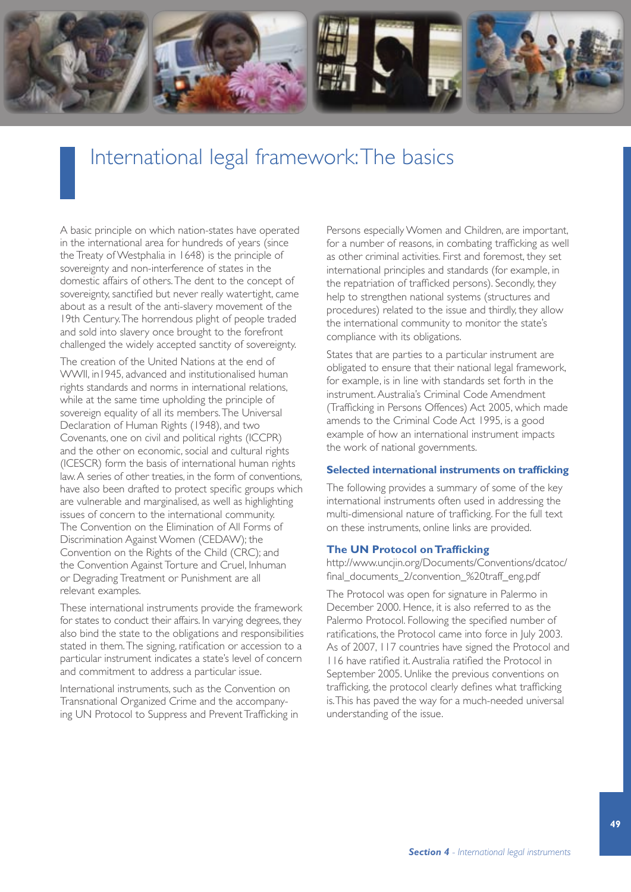# International legal framework: The basics

A basic principle on which nation-states have operated in the international area for hundreds of years (since the Treaty of Westphalia in 1648) is the principle of sovereignty and non-interference of states in the domestic affairs of others. The dent to the concept of sovereignty, sanctified but never really watertight, came about as a result of the anti-slavery movement of the 19th Century. The horrendous plight of people traded and sold into slavery once brought to the forefront challenged the widely accepted sanctity of sovereignty.

The creation of the United Nations at the end of WWII, in1945, advanced and institutionalised human rights standards and norms in international relations, while at the same time upholding the principle of sovereign equality of all its members. The Universal Declaration of Human Rights (1948), and two Covenants, one on civil and political rights (ICCPR) and the other on economic, social and cultural rights (ICESCR) form the basis of international human rights law. A series of other treaties, in the form of conventions, have also been drafted to protect specific groups which are vulnerable and marginalised, as well as highlighting issues of concern to the international community. The Convention on the Elimination of All Forms of Discrimination Against Women (CEDAW); the Convention on the Rights of the Child (CRC); and the Convention Against Torture and Cruel, Inhuman or Degrading Treatment or Punishment are all relevant examples.

These international instruments provide the framework for states to conduct their affairs. In varying degrees, they also bind the state to the obligations and responsibilities stated in them. The signing, ratification or accession to a particular instrument indicates a state's level of concern and commitment to address a particular issue.

International instruments, such as the Convention on Transnational Organized Crime and the accompanying UN Protocol to Suppress and Prevent Trafficking in Persons especially Women and Children, are important, for a number of reasons, in combating trafficking as well as other criminal activities. First and foremost, they set international principles and standards (for example, in the repatriation of trafficked persons). Secondly, they help to strengthen national systems (structures and procedures) related to the issue and thirdly, they allow the international community to monitor the state's compliance with its obligations.

States that are parties to a particular instrument are obligated to ensure that their national legal framework, for example, is in line with standards set forth in the instrument. Australia's Criminal Code Amendment (Trafficking in Persons Offences) Act 2005, which made amends to the Criminal Code Act 1995, is a good example of how an international instrument impacts the work of national governments.

### Selected international instruments on trafficking

The following provides a summary of some of the key international instruments often used in addressing the multi-dimensional nature of trafficking. For the full text on these instruments, online links are provided.

### The UN Protocol on Trafficking

http://www.uncjin.org/Documents/Conventions/dcatoc/final_documents_2/convention_%20traff_eng.pdf

The Protocol was open for signature in Palermo in December 2000. Hence, it is also referred to as the Palermo Protocol. Following the specified number of ratifications, the Protocol came into force in July 2003. As of 2007, 117 countries have signed the Protocol and 116 have ratified it. Australia ratified the Protocol in September 2005. Unlike the previous conventions on trafficking, the protocol clearly defines what trafficking is. This has paved the way for a much-needed universal understanding of the issue.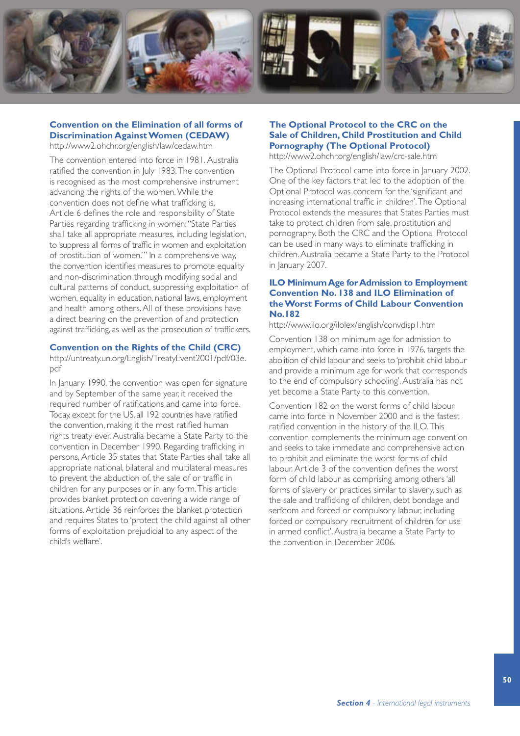### Convention on the Elimination of all forms of Discrimination Against Women (CEDAW)

http://www2.ohchr.org/english/law/cedaw.htm

The convention entered into force in 1981. Australia ratified the convention in July 1983. The convention is recognised as the most comprehensive instrument advancing the rights of the women. While the convention does not define what trafficking is, Article 6 defines the role and responsibility of State Parties regarding trafficking in women: "State Parties shall take all appropriate measures, including legislation, to 'suppress all forms of traffic in women and exploitation of prostitution of women.'" In a comprehensive way, the convention identifies measures to promote equality and non-discrimination through modifying social and cultural patterns of conduct, suppressing exploitation of women, equality in education, national laws, employment and health among others. All of these provisions have a direct bearing on the prevention of and protection against trafficking, as well as the prosecution of traffickers.

### Convention on the Rights of the Child (CRC)

http://untreaty.un.org/English/TreatyEvent2001/pdf/03e.pdf

In January 1990, the convention was open for signature and by September of the same year, it received the required number of ratifications and came into force. Today, except for the US, all 192 countries have ratified the convention, making it the most ratified human rights treaty ever. Australia became a State Party to the convention in December 1990. Regarding trafficking in persons, Article 35 states that 'State Parties shall take all appropriate national, bilateral and multilateral measures to prevent the abduction of, the sale of or traffic in children for any purposes or in any form. This article provides blanket protection covering a wide range of situations. Article 36 reinforces the blanket protection and requires States to 'protect the child against all other forms of exploitation prejudicial to any aspect of the child's welfare'.

### The Optional Protocol to the CRC on the Sale of Children, Child Prostitution and Child Pornography (The Optional Protocol)

http://www2.ohchr.org/english/law/crc-sale.htm

The Optional Protocol came into force in January 2002. One of the key factors that led to the adoption of the Optional Protocol was concern for the 'significant and increasing international traffic in children'. The Optional Protocol extends the measures that States Parties must take to protect children from sale, prostitution and pornography. Both the CRC and the Optional Protocol can be used in many ways to eliminate trafficking in children. Australia became a State Party to the Protocol in January 2007.

### ILO Minimum Age for Admission to Employment Convention No. 138 and ILO Elimination of the Worst Forms of Child Labour Convention No.182

http://www.ilo.org/ilolex/english/convdisp1.htm

Convention 138 on minimum age for admission to employment, which came into force in 1976, targets the abolition of child labour and seeks to 'prohibit child labour and provide a minimum age for work that corresponds to the end of compulsory schooling'. Australia has not yet become a State Party to this convention.

Convention 182 on the worst forms of child labour came into force in November 2000 and is the fastest ratified convention in the history of the ILO. This convention complements the minimum age convention and seeks to take immediate and comprehensive action to prohibit and eliminate the worst forms of child labour. Article 3 of the convention defines the worst form of child labour as comprising among others 'all forms of slavery or practices similar to slavery, such as the sale and trafficking of children, debt bondage and serfdom and forced or compulsory labour, including forced or compulsory recruitment of children for use in armed conflict'. Australia became a State Party to the convention in December 2006.